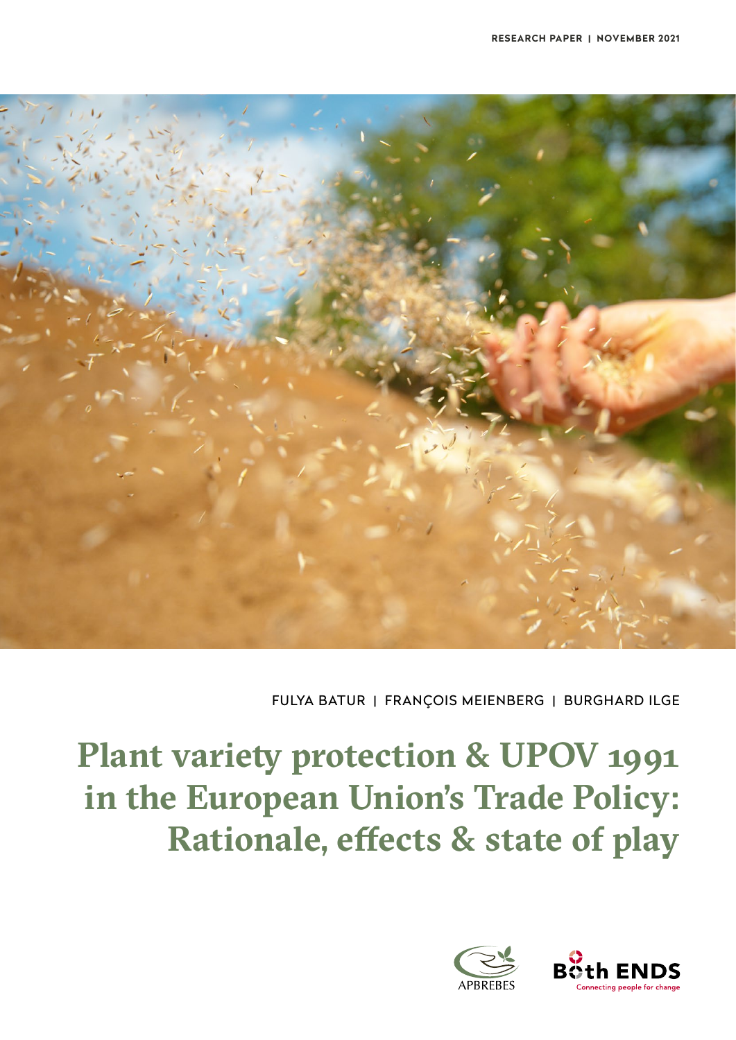RESEARCH PAPER | NOVEMBER 2021

FULYA BATUR | FRANÇOIS MEIENBERG | BURGHARD ILGE

# Plant variety protection & UPOV 1991 in the European Union's Trade Policy: Rationale, effects & state of play

APBREBES

Both ENDS
Connecting people for change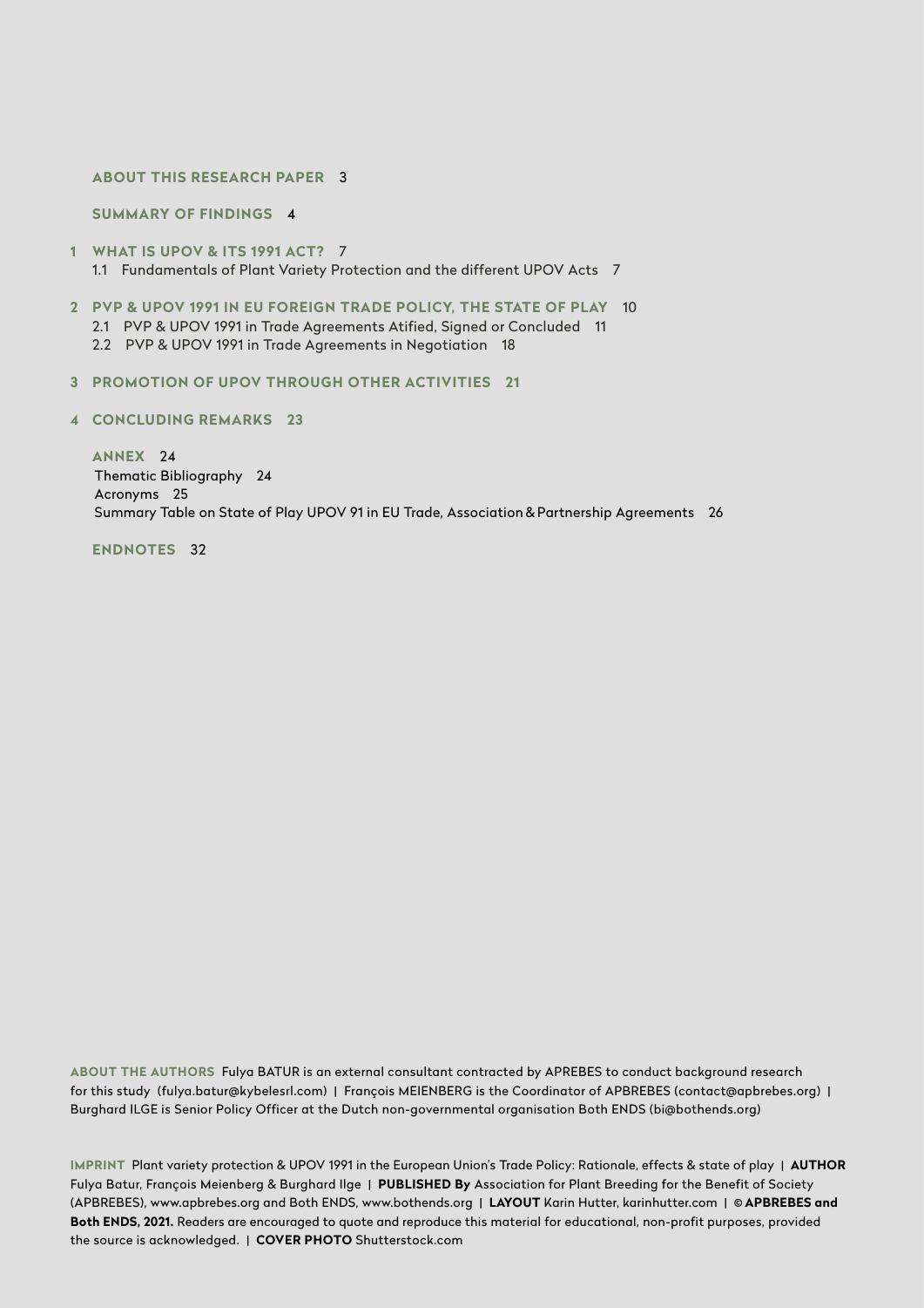**ABOUT THIS RESEARCH PAPER** 3

**SUMMARY OF FINDINGS** 4

**1 WHAT IS UPOV & ITS 1991 ACT?** 7

1.1 Fundamentals of Plant Variety Protection and the different UPOV Acts 7

**2 PVP & UPOV 1991 IN EU FOREIGN TRADE POLICY, THE STATE OF PLAY** 10

2.1 PVP & UPOV 1991 in Trade Agreements Atified, Signed or Concluded 11

2.2 PVP & UPOV 1991 in Trade Agreements in Negotiation 18

**3 PROMOTION OF UPOV THROUGH OTHER ACTIVITIES 21**

**4 CONCLUDING REMARKS 23**

**ANNEX** 24

Thematic Bibliography 24

Acronyms 25

Summary Table on State of Play UPOV 91 in EU Trade, Association & Partnership Agreements 26

**ENDNOTES** 32

**ABOUT THE AUTHORS** Fulya BATUR is an external consultant contracted by APREBES to conduct background research for this study (fulya.batur@kybelesrl.com) | François MEIENBERG is the Coordinator of APBREBES (contact@apbrebes.org) | Burghard ILGE is Senior Policy Officer at the Dutch non-governmental organisation Both ENDS (bi@bothends.org)

**IMPRINT** Plant variety protection & UPOV 1991 in the European Union's Trade Policy: Rationale, effects & state of play | **AUTHOR** Fulya Batur, François Meienberg & Burghard Ilge | **PUBLISHED By** Association for Plant Breeding for the Benefit of Society (APBREBES), www.apbrebes.org and Both ENDS, www.bothends.org | **LAYOUT** Karin Hutter, karinhutter.com | **© APBREBES and Both ENDS, 2021.** Readers are encouraged to quote and reproduce this material for educational, non-profit purposes, provided the source is acknowledged. | **COVER PHOTO** Shutterstock.com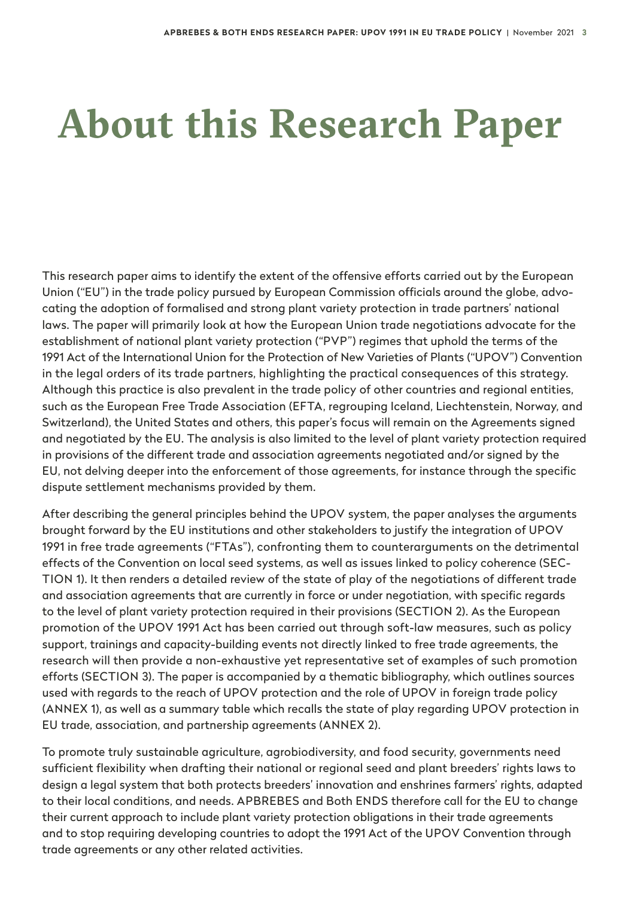# About this Research Paper

This research paper aims to identify the extent of the offensive efforts carried out by the European Union ("EU") in the trade policy pursued by European Commission officials around the globe, advocating the adoption of formalised and strong plant variety protection in trade partners' national laws. The paper will primarily look at how the European Union trade negotiations advocate for the establishment of national plant variety protection ("PVP") regimes that uphold the terms of the 1991 Act of the International Union for the Protection of New Varieties of Plants ("UPOV") Convention in the legal orders of its trade partners, highlighting the practical consequences of this strategy. Although this practice is also prevalent in the trade policy of other countries and regional entities, such as the European Free Trade Association (EFTA, regrouping Iceland, Liechtenstein, Norway, and Switzerland), the United States and others, this paper's focus will remain on the Agreements signed and negotiated by the EU. The analysis is also limited to the level of plant variety protection required in provisions of the different trade and association agreements negotiated and/or signed by the EU, not delving deeper into the enforcement of those agreements, for instance through the specific dispute settlement mechanisms provided by them.

After describing the general principles behind the UPOV system, the paper analyses the arguments brought forward by the EU institutions and other stakeholders to justify the integration of UPOV 1991 in free trade agreements ("FTAs"), confronting them to counterarguments on the detrimental effects of the Convention on local seed systems, as well as issues linked to policy coherence (SECTION 1). It then renders a detailed review of the state of play of the negotiations of different trade and association agreements that are currently in force or under negotiation, with specific regards to the level of plant variety protection required in their provisions (SECTION 2). As the European promotion of the UPOV 1991 Act has been carried out through soft-law measures, such as policy support, trainings and capacity-building events not directly linked to free trade agreements, the research will then provide a non-exhaustive yet representative set of examples of such promotion efforts (SECTION 3). The paper is accompanied by a thematic bibliography, which outlines sources used with regards to the reach of UPOV protection and the role of UPOV in foreign trade policy (ANNEX 1), as well as a summary table which recalls the state of play regarding UPOV protection in EU trade, association, and partnership agreements (ANNEX 2).

To promote truly sustainable agriculture, agrobiodiversity, and food security, governments need sufficient flexibility when drafting their national or regional seed and plant breeders' rights laws to design a legal system that both protects breeders' innovation and enshrines farmers' rights, adapted to their local conditions, and needs. APBREBES and Both ENDS therefore call for the EU to change their current approach to include plant variety protection obligations in their trade agreements and to stop requiring developing countries to adopt the 1991 Act of the UPOV Convention through trade agreements or any other related activities.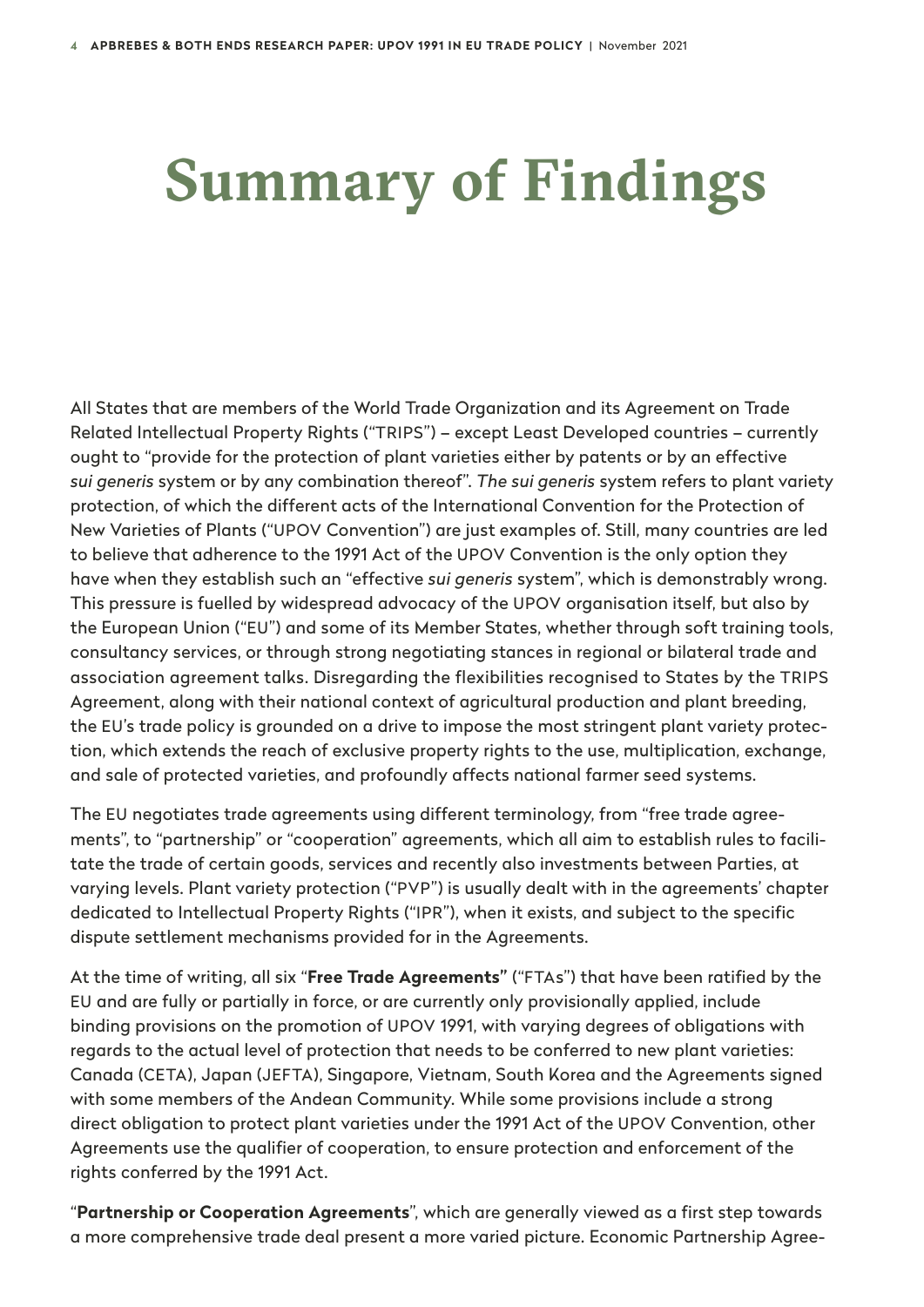# Summary of Findings

All States that are members of the World Trade Organization and its Agreement on Trade Related Intellectual Property Rights ("TRIPS") – except Least Developed countries – currently ought to "provide for the protection of plant varieties either by patents or by an effective *sui generis* system or by any combination thereof". *The sui generis* system refers to plant variety protection, of which the different acts of the International Convention for the Protection of New Varieties of Plants ("UPOV Convention") are just examples of. Still, many countries are led to believe that adherence to the 1991 Act of the UPOV Convention is the only option they have when they establish such an "effective *sui generis* system", which is demonstrably wrong. This pressure is fuelled by widespread advocacy of the UPOV organisation itself, but also by the European Union ("EU") and some of its Member States, whether through soft training tools, consultancy services, or through strong negotiating stances in regional or bilateral trade and association agreement talks. Disregarding the flexibilities recognised to States by the TRIPS Agreement, along with their national context of agricultural production and plant breeding, the EU's trade policy is grounded on a drive to impose the most stringent plant variety protection, which extends the reach of exclusive property rights to the use, multiplication, exchange, and sale of protected varieties, and profoundly affects national farmer seed systems.

The EU negotiates trade agreements using different terminology, from "free trade agreements", to "partnership" or "cooperation" agreements, which all aim to establish rules to facilitate the trade of certain goods, services and recently also investments between Parties, at varying levels. Plant variety protection ("PVP") is usually dealt with in the agreements' chapter dedicated to Intellectual Property Rights ("IPR"), when it exists, and subject to the specific dispute settlement mechanisms provided for in the Agreements.

At the time of writing, all six "**Free Trade Agreements"** ("FTAs") that have been ratified by the EU and are fully or partially in force, or are currently only provisionally applied, include binding provisions on the promotion of UPOV 1991, with varying degrees of obligations with regards to the actual level of protection that needs to be conferred to new plant varieties: Canada (CETA), Japan (JEFTA), Singapore, Vietnam, South Korea and the Agreements signed with some members of the Andean Community. While some provisions include a strong direct obligation to protect plant varieties under the 1991 Act of the UPOV Convention, other Agreements use the qualifier of cooperation, to ensure protection and enforcement of the rights conferred by the 1991 Act.

"**Partnership or Cooperation Agreements**", which are generally viewed as a first step towards a more comprehensive trade deal present a more varied picture. Economic Partnership Agree-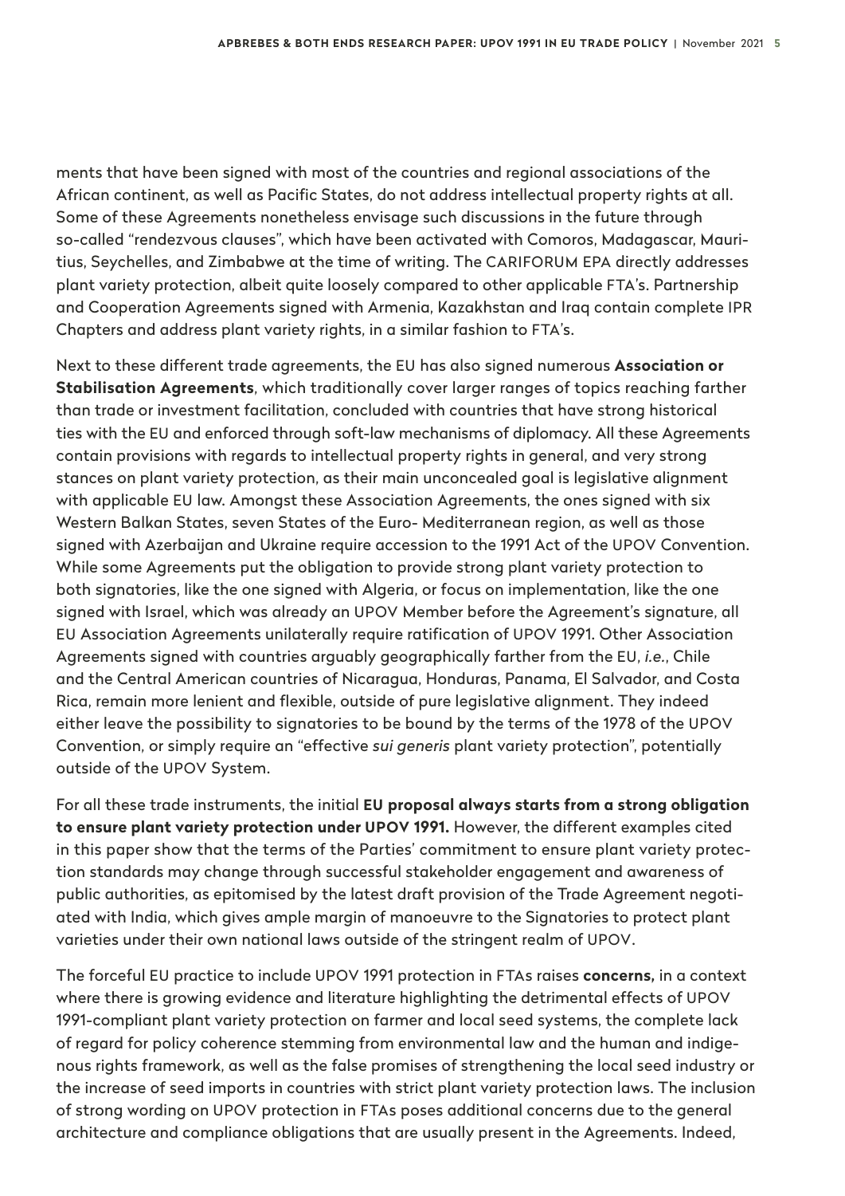ments that have been signed with most of the countries and regional associations of the African continent, as well as Pacific States, do not address intellectual property rights at all. Some of these Agreements nonetheless envisage such discussions in the future through so-called "rendezvous clauses", which have been activated with Comoros, Madagascar, Mauritius, Seychelles, and Zimbabwe at the time of writing. The CARIFORUM EPA directly addresses plant variety protection, albeit quite loosely compared to other applicable FTA's. Partnership and Cooperation Agreements signed with Armenia, Kazakhstan and Iraq contain complete IPR Chapters and address plant variety rights, in a similar fashion to FTA's.

Next to these different trade agreements, the EU has also signed numerous **Association or Stabilisation Agreements**, which traditionally cover larger ranges of topics reaching farther than trade or investment facilitation, concluded with countries that have strong historical ties with the EU and enforced through soft-law mechanisms of diplomacy. All these Agreements contain provisions with regards to intellectual property rights in general, and very strong stances on plant variety protection, as their main unconcealed goal is legislative alignment with applicable EU law. Amongst these Association Agreements, the ones signed with six Western Balkan States, seven States of the Euro- Mediterranean region, as well as those signed with Azerbaijan and Ukraine require accession to the 1991 Act of the UPOV Convention. While some Agreements put the obligation to provide strong plant variety protection to both signatories, like the one signed with Algeria, or focus on implementation, like the one signed with Israel, which was already an UPOV Member before the Agreement's signature, all EU Association Agreements unilaterally require ratification of UPOV 1991. Other Association Agreements signed with countries arguably geographically farther from the EU, *i.e.*, Chile and the Central American countries of Nicaragua, Honduras, Panama, El Salvador, and Costa Rica, remain more lenient and flexible, outside of pure legislative alignment. They indeed either leave the possibility to signatories to be bound by the terms of the 1978 of the UPOV Convention, or simply require an "effective *sui generis* plant variety protection", potentially outside of the UPOV System.

For all these trade instruments, the initial **EU proposal always starts from a strong obligation to ensure plant variety protection under UPOV 1991.** However, the different examples cited in this paper show that the terms of the Parties' commitment to ensure plant variety protection standards may change through successful stakeholder engagement and awareness of public authorities, as epitomised by the latest draft provision of the Trade Agreement negotiated with India, which gives ample margin of manoeuvre to the Signatories to protect plant varieties under their own national laws outside of the stringent realm of UPOV.

The forceful EU practice to include UPOV 1991 protection in FTAs raises **concerns,** in a context where there is growing evidence and literature highlighting the detrimental effects of UPOV 1991-compliant plant variety protection on farmer and local seed systems, the complete lack of regard for policy coherence stemming from environmental law and the human and indigenous rights framework, as well as the false promises of strengthening the local seed industry or the increase of seed imports in countries with strict plant variety protection laws. The inclusion of strong wording on UPOV protection in FTAs poses additional concerns due to the general architecture and compliance obligations that are usually present in the Agreements. Indeed,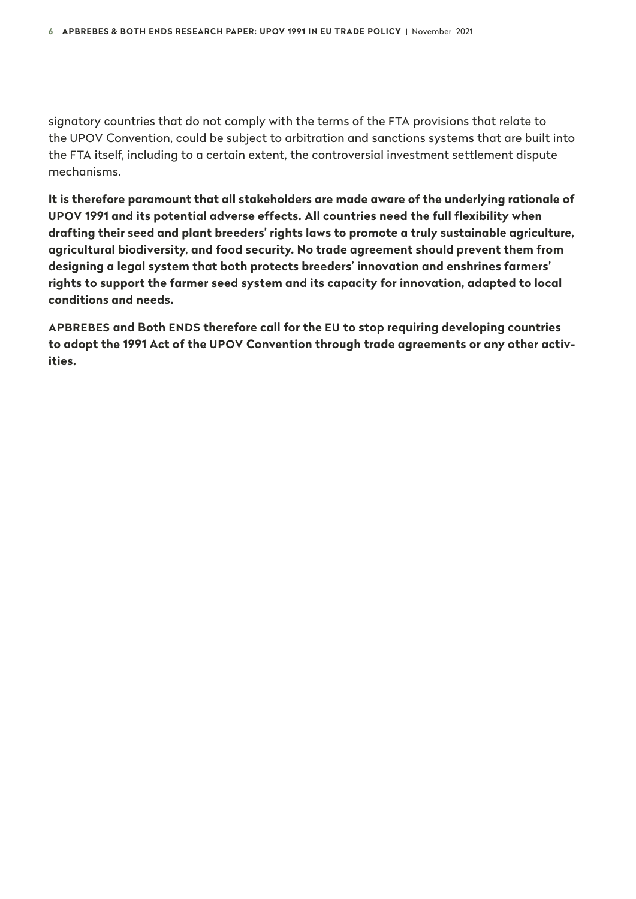signatory countries that do not comply with the terms of the FTA provisions that relate to the UPOV Convention, could be subject to arbitration and sanctions systems that are built into the FTA itself, including to a certain extent, the controversial investment settlement dispute mechanisms.

**It is therefore paramount that all stakeholders are made aware of the underlying rationale of UPOV 1991 and its potential adverse effects. All countries need the full flexibility when drafting their seed and plant breeders' rights laws to promote a truly sustainable agriculture, agricultural biodiversity, and food security. No trade agreement should prevent them from designing a legal system that both protects breeders' innovation and enshrines farmers' rights to support the farmer seed system and its capacity for innovation, adapted to local conditions and needs.**

**APBREBES and Both ENDS therefore call for the EU to stop requiring developing countries to adopt the 1991 Act of the UPOV Convention through trade agreements or any other activities.**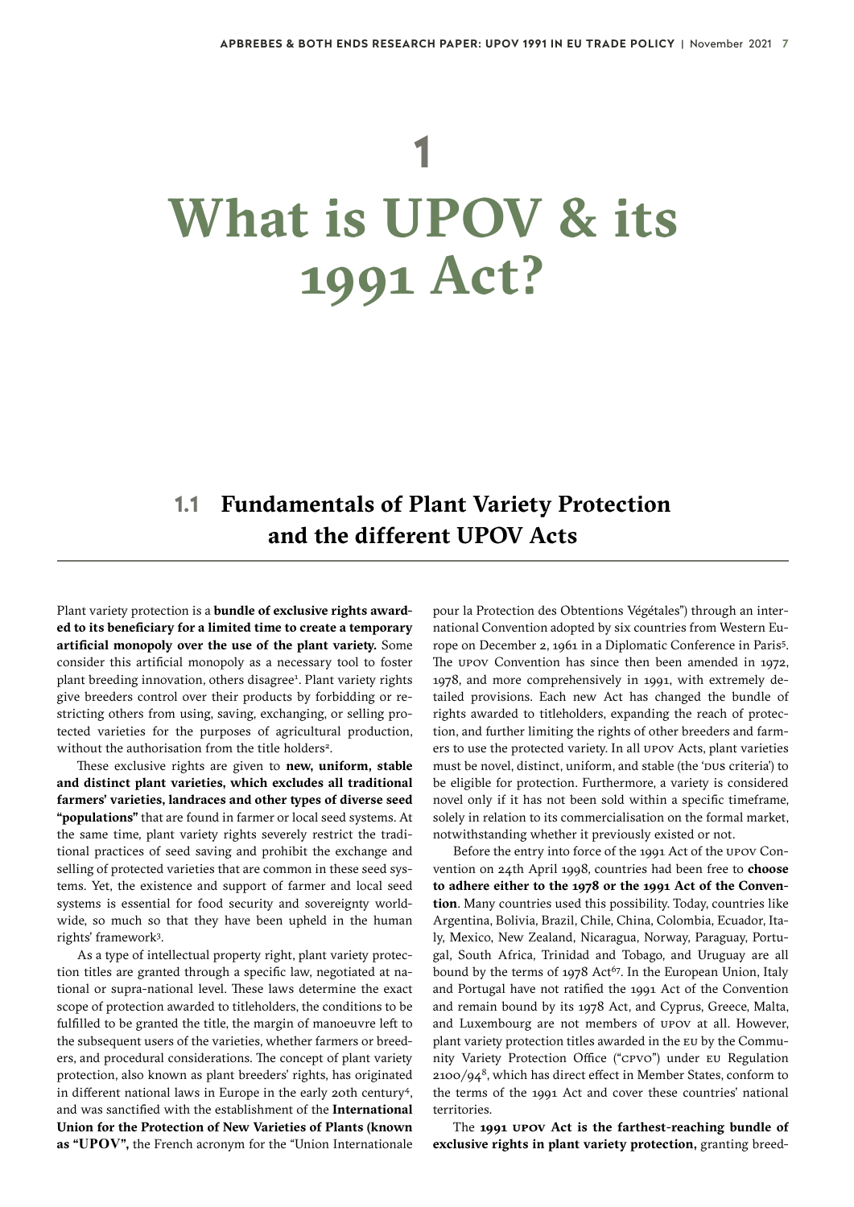# 1

# What is UPOV & its 1991 Act?

## 1.1 Fundamentals of Plant Variety Protection and the different UPOV Acts

Plant variety protection is a **bundle of exclusive rights awarded to its beneficiary for a limited time to create a temporary artificial monopoly over the use of the plant variety.** Some consider this artificial monopoly as a necessary tool to foster plant breeding innovation, others disagree[1]. Plant variety rights give breeders control over their products by forbidding or restricting others from using, saving, exchanging, or selling protected varieties for the purposes of agricultural production, without the authorisation from the title holders[2].

These exclusive rights are given to **new, uniform, stable and distinct plant varieties, which excludes all traditional farmers' varieties, landraces and other types of diverse seed "populations"** that are found in farmer or local seed systems. At the same time, plant variety rights severely restrict the traditional practices of seed saving and prohibit the exchange and selling of protected varieties that are common in these seed systems. Yet, the existence and support of farmer and local seed systems is essential for food security and sovereignty worldwide, so much so that they have been upheld in the human rights' framework[3].

As a type of intellectual property right, plant variety protection titles are granted through a specific law, negotiated at national or supra-national level. These laws determine the exact scope of protection awarded to titleholders, the conditions to be fulfilled to be granted the title, the margin of manoeuvre left to the subsequent users of the varieties, whether farmers or breeders, and procedural considerations. The concept of plant variety protection, also known as plant breeders' rights, has originated in different national laws in Europe in the early 20th century[4], and was sanctified with the establishment of the **International Union for the Protection of New Varieties of Plants (known as "UPOV",** the French acronym for the "Union Internationale pour la Protection des Obtentions Végétales") through an international Convention adopted by six countries from Western Europe on December 2, 1961 in a Diplomatic Conference in Paris[5]. The UPOV Convention has since then been amended in 1972, 1978, and more comprehensively in 1991, with extremely detailed provisions. Each new Act has changed the bundle of rights awarded to titleholders, expanding the reach of protection, and further limiting the rights of other breeders and farmers to use the protected variety. In all UPOV Acts, plant varieties must be novel, distinct, uniform, and stable (the 'DUS criteria') to be eligible for protection. Furthermore, a variety is considered novel only if it has not been sold within a specific timeframe, solely in relation to its commercialisation on the formal market, notwithstanding whether it previously existed or not.

Before the entry into force of the 1991 Act of the UPOV Convention on 24th April 1998, countries had been free to **choose to adhere either to the 1978 or the 1991 Act of the Convention**. Many countries used this possibility. Today, countries like Argentina, Bolivia, Brazil, Chile, China, Colombia, Ecuador, Italy, Mexico, New Zealand, Nicaragua, Norway, Paraguay, Portugal, South Africa, Trinidad and Tobago, and Uruguay are all bound by the terms of 1978 Act[67]. In the European Union, Italy and Portugal have not ratified the 1991 Act of the Convention and remain bound by its 1978 Act, and Cyprus, Greece, Malta, and Luxembourg are not members of UPOV at all. However, plant variety protection titles awarded in the EU by the Community Variety Protection Office ("CPVO") under EU Regulation 2100/94[8], which has direct effect in Member States, conform to the terms of the 1991 Act and cover these countries' national territories.

The **1991 UPOV Act is the farthest-reaching bundle of exclusive rights in plant variety protection,** granting breed-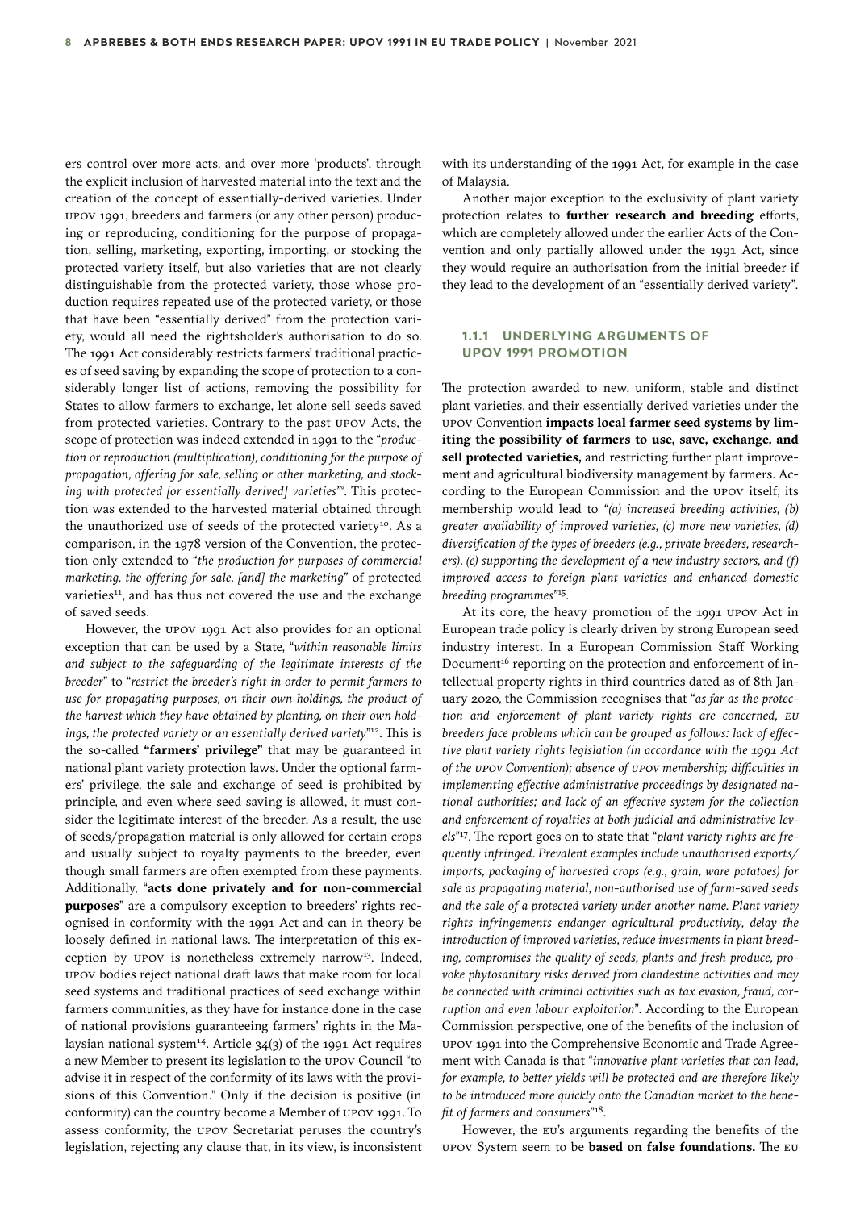ers control over more acts, and over more 'products', through the explicit inclusion of harvested material into the text and the creation of the concept of essentially-derived varieties. Under UPOV 1991, breeders and farmers (or any other person) producing or reproducing, conditioning for the purpose of propagation, selling, marketing, exporting, importing, or stocking the protected variety itself, but also varieties that are not clearly distinguishable from the protected variety, those whose production requires repeated use of the protected variety, or those that have been "essentially derived" from the protection variety, would all need the rightsholder's authorisation to do so. The 1991 Act considerably restricts farmers' traditional practices of seed saving by expanding the scope of protection to a considerably longer list of actions, removing the possibility for States to allow farmers to exchange, let alone sell seeds saved from protected varieties. Contrary to the past UPOV Acts, the scope of protection was indeed extended in 1991 to the "*production or reproduction (multiplication), conditioning for the purpose of propagation, offering for sale, selling or other marketing, and stocking with protected [or essentially derived] varieties*"[9]. This protection was extended to the harvested material obtained through the unauthorized use of seeds of the protected variety[10]. As a comparison, in the 1978 version of the Convention, the protection only extended to "*the production for purposes of commercial marketing, the offering for sale, [and] the marketing*" of protected varieties[11], and has thus not covered the use and the exchange of saved seeds.

However, the UPOV 1991 Act also provides for an optional exception that can be used by a State, "*within reasonable limits and subject to the safeguarding of the legitimate interests of the breeder*" to "*restrict the breeder's right in order to permit farmers to use for propagating purposes, on their own holdings, the product of the harvest which they have obtained by planting, on their own holdings, the protected variety or an essentially derived variety*"[12]. This is the so-called **"farmers' privilege"** that may be guaranteed in national plant variety protection laws. Under the optional farmers' privilege, the sale and exchange of seed is prohibited by principle, and even where seed saving is allowed, it must consider the legitimate interest of the breeder. As a result, the use of seeds/propagation material is only allowed for certain crops and usually subject to royalty payments to the breeder, even though small farmers are often exempted from these payments. Additionally, "**acts done privately and for non-commercial purposes**" are a compulsory exception to breeders' rights recognised in conformity with the 1991 Act and can in theory be loosely defined in national laws. The interpretation of this exception by UPOV is nonetheless extremely narrow[13]. Indeed, UPOV bodies reject national draft laws that make room for local seed systems and traditional practices of seed exchange within farmers communities, as they have for instance done in the case of national provisions guaranteeing farmers' rights in the Malaysian national system[14]. Article 34(3) of the 1991 Act requires a new Member to present its legislation to the UPOV Council "to advise it in respect of the conformity of its laws with the provisions of this Convention." Only if the decision is positive (in conformity) can the country become a Member of UPOV 1991. To assess conformity, the UPOV Secretariat peruses the country's legislation, rejecting any clause that, in its view, is inconsistent with its understanding of the 1991 Act, for example in the case of Malaysia.

Another major exception to the exclusivity of plant variety protection relates to **further research and breeding** efforts, which are completely allowed under the earlier Acts of the Convention and only partially allowed under the 1991 Act, since they would require an authorisation from the initial breeder if they lead to the development of an "essentially derived variety".

### 1.1.1 UNDERLYING ARGUMENTS OF UPOV 1991 PROMOTION

The protection awarded to new, uniform, stable and distinct plant varieties, and their essentially derived varieties under the UPOV Convention **impacts local farmer seed systems by limiting the possibility of farmers to use, save, exchange, and sell protected varieties,** and restricting further plant improvement and agricultural biodiversity management by farmers. According to the European Commission and the UPOV itself, its membership would lead to *"(a) increased breeding activities, (b) greater availability of improved varieties, (c) more new varieties, (d) diversification of the types of breeders (e.g., private breeders, researchers), (e) supporting the development of a new industry sectors, and (f) improved access to foreign plant varieties and enhanced domestic breeding programmes"*[15].

At its core, the heavy promotion of the 1991 UPOV Act in European trade policy is clearly driven by strong European seed industry interest. In a European Commission Staff Working Document[16] reporting on the protection and enforcement of intellectual property rights in third countries dated as of 8th January 2020, the Commission recognises that "*as far as the protection and enforcement of plant variety rights are concerned, EU breeders face problems which can be grouped as follows: lack of effective plant variety rights legislation (in accordance with the 1991 Act of the UPOV Convention); absence of UPOV membership; difficulties in implementing effective administrative proceedings by designated national authorities; and lack of an effective system for the collection and enforcement of royalties at both judicial and administrative levels*"[17]. The report goes on to state that "*plant variety rights are frequently infringed. Prevalent examples include unauthorised exports/imports, packaging of harvested crops (e.g., grain, ware potatoes) for sale as propagating material, non-authorised use of farm-saved seeds and the sale of a protected variety under another name. Plant variety rights infringements endanger agricultural productivity, delay the introduction of improved varieties, reduce investments in plant breeding, compromises the quality of seeds, plants and fresh produce, provoke phytosanitary risks derived from clandestine activities and may be connected with criminal activities such as tax evasion, fraud, corruption and even labour exploitation*". According to the European Commission perspective, one of the benefits of the inclusion of UPOV 1991 into the Comprehensive Economic and Trade Agreement with Canada is that "*innovative plant varieties that can lead, for example, to better yields will be protected and are therefore likely to be introduced more quickly onto the Canadian market to the benefit of farmers and consumers*"[18].

However, the EU's arguments regarding the benefits of the UPOV System seem to be **based on false foundations.** The EU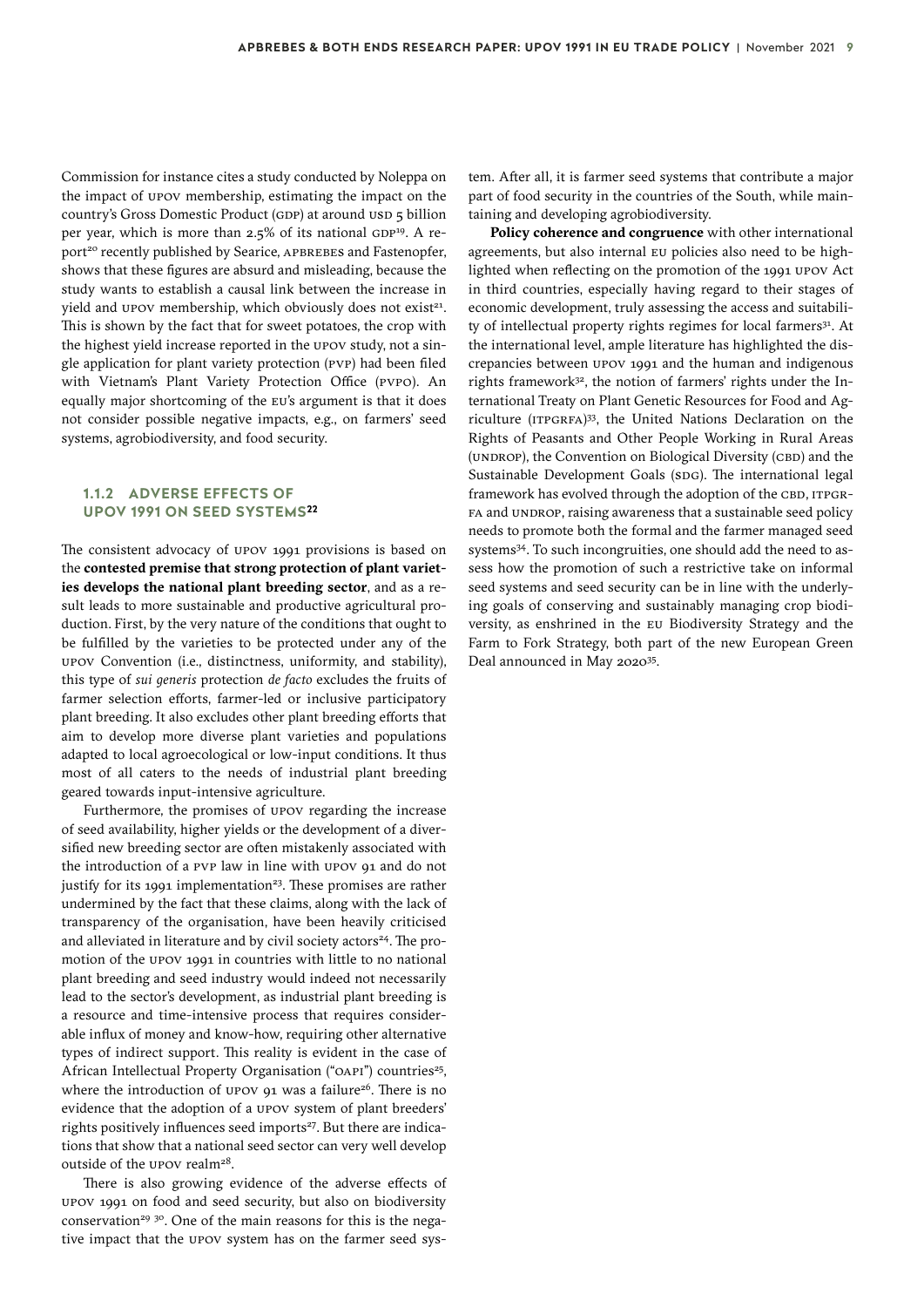Commission for instance cites a study conducted by Noleppa on the impact of UPOV membership, estimating the impact on the country's Gross Domestic Product (GDP) at around USD 5 billion per year, which is more than 2.5% of its national GDP[19]. A report[20] recently published by Searice, APBREBES and Fastenopfer, shows that these figures are absurd and misleading, because the study wants to establish a causal link between the increase in yield and UPOV membership, which obviously does not exist[21]. This is shown by the fact that for sweet potatoes, the crop with the highest yield increase reported in the UPOV study, not a single application for plant variety protection (PVP) had been filed with Vietnam's Plant Variety Protection Office (PVPO). An equally major shortcoming of the EU's argument is that it does not consider possible negative impacts, e.g., on farmers' seed systems, agrobiodiversity, and food security.

### 1.1.2 ADVERSE EFFECTS OF UPOV 1991 ON SEED SYSTEMS[22]

The consistent advocacy of UPOV 1991 provisions is based on the **contested premise that strong protection of plant varieties develops the national plant breeding sector**, and as a result leads to more sustainable and productive agricultural production. First, by the very nature of the conditions that ought to be fulfilled by the varieties to be protected under any of the UPOV Convention (i.e., distinctness, uniformity, and stability), this type of *sui generis* protection *de facto* excludes the fruits of farmer selection efforts, farmer-led or inclusive participatory plant breeding. It also excludes other plant breeding efforts that aim to develop more diverse plant varieties and populations adapted to local agroecological or low-input conditions. It thus most of all caters to the needs of industrial plant breeding geared towards input-intensive agriculture.

Furthermore, the promises of UPOV regarding the increase of seed availability, higher yields or the development of a diversified new breeding sector are often mistakenly associated with the introduction of a PVP law in line with UPOV 91 and do not justify for its 1991 implementation[23]. These promises are rather undermined by the fact that these claims, along with the lack of transparency of the organisation, have been heavily criticised and alleviated in literature and by civil society actors[24]. The promotion of the UPOV 1991 in countries with little to no national plant breeding and seed industry would indeed not necessarily lead to the sector's development, as industrial plant breeding is a resource and time-intensive process that requires considerable influx of money and know-how, requiring other alternative types of indirect support. This reality is evident in the case of African Intellectual Property Organisation ("OAPI") countries[25], where the introduction of UPOV 91 was a failure[26]. There is no evidence that the adoption of a UPOV system of plant breeders' rights positively influences seed imports[27]. But there are indications that show that a national seed sector can very well develop outside of the UPOV realm[28].

There is also growing evidence of the adverse effects of UPOV 1991 on food and seed security, but also on biodiversity conservation[29] [30]. One of the main reasons for this is the negative impact that the UPOV system has on the farmer seed system. After all, it is farmer seed systems that contribute a major part of food security in the countries of the South, while maintaining and developing agrobiodiversity.

**Policy coherence and congruence** with other international agreements, but also internal EU policies also need to be highlighted when reflecting on the promotion of the 1991 UPOV Act in third countries, especially having regard to their stages of economic development, truly assessing the access and suitability of intellectual property rights regimes for local farmers[31]. At the international level, ample literature has highlighted the discrepancies between UPOV 1991 and the human and indigenous rights framework[32], the notion of farmers' rights under the International Treaty on Plant Genetic Resources for Food and Agriculture (ITPGRFA)[33], the United Nations Declaration on the Rights of Peasants and Other People Working in Rural Areas (UNDROP), the Convention on Biological Diversity (CBD) and the Sustainable Development Goals (SDG). The international legal framework has evolved through the adoption of the CBD, ITPGRFA and UNDROP, raising awareness that a sustainable seed policy needs to promote both the formal and the farmer managed seed systems[34]. To such incongruities, one should add the need to assess how the promotion of such a restrictive take on informal seed systems and seed security can be in line with the underlying goals of conserving and sustainably managing crop biodiversity, as enshrined in the EU Biodiversity Strategy and the Farm to Fork Strategy, both part of the new European Green Deal announced in May 2020[35].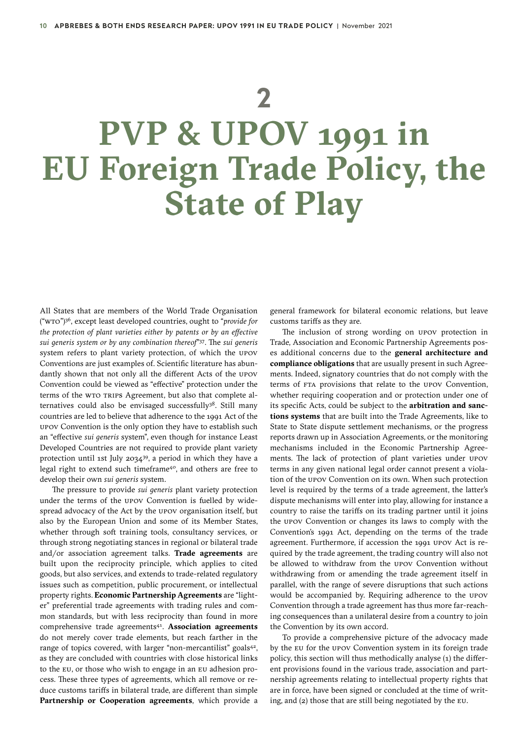# 2

# PVP & UPOV 1991 in EU Foreign Trade Policy, the State of Play

All States that are members of the World Trade Organisation ("WTO")[36], except least developed countries, ought to "*provide for the protection of plant varieties either by patents or by an effective sui generis system or by any combination thereof*"[37]. The *sui generis* system refers to plant variety protection, of which the UPOV Conventions are just examples. Scientific literature has abundantly shown that not only all the different Acts of the UPOV Convention could be viewed as "effective" protection under the terms of the WTO TRIPS Agreement, but also that complete alternatives could also be envisaged successfully[38]. Still many countries are led to believe that adherence to the 1991 Act of the UPOV Convention is the only option they have to establish such an "effective *sui generis* system", even though for instance Least Developed Countries are not required to provide plant variety protection until 1st July 2034[39], a period in which they have a legal right to extend such timeframe[40], and others are free to develop their own *sui generis* system.

The pressure to provide *sui generis* plant variety protection under the terms of the UPOV Convention is fuelled by widespread advocacy of the Act by the UPOV organisation itself, but also by the European Union and some of its Member States, whether through soft training tools, consultancy services, or through strong negotiating stances in regional or bilateral trade and/or association agreement talks. **Trade agreements** are built upon the reciprocity principle, which applies to cited goods, but also services, and extends to trade-related regulatory issues such as competition, public procurement, or intellectual property rights. **Economic Partnership Agreements** are "lighter" preferential trade agreements with trading rules and common standards, but with less reciprocity than found in more comprehensive trade agreements[41]. **Association agreements** do not merely cover trade elements, but reach farther in the range of topics covered, with larger "non-mercantilist" goals[42], as they are concluded with countries with close historical links to the EU, or those who wish to engage in an EU adhesion process. These three types of agreements, which all remove or reduce customs tariffs in bilateral trade, are different than simple **Partnership or Cooperation agreements**, which provide a general framework for bilateral economic relations, but leave customs tariffs as they are.

The inclusion of strong wording on UPOV protection in Trade, Association and Economic Partnership Agreements poses additional concerns due to the **general architecture and compliance obligations** that are usually present in such Agreements. Indeed, signatory countries that do not comply with the terms of FTA provisions that relate to the UPOV Convention, whether requiring cooperation and or protection under one of its specific Acts, could be subject to the **arbitration and sanctions systems** that are built into the Trade Agreements, like to State to State dispute settlement mechanisms, or the progress reports drawn up in Association Agreements, or the monitoring mechanisms included in the Economic Partnership Agreements. The lack of protection of plant varieties under UPOV terms in any given national legal order cannot present a violation of the UPOV Convention on its own. When such protection level is required by the terms of a trade agreement, the latter's dispute mechanisms will enter into play, allowing for instance a country to raise the tariffs on its trading partner until it joins the UPOV Convention or changes its laws to comply with the Convention's 1991 Act, depending on the terms of the trade agreement. Furthermore, if accession the 1991 UPOV Act is required by the trade agreement, the trading country will also not be allowed to withdraw from the UPOV Convention without withdrawing from or amending the trade agreement itself in parallel, with the range of severe disruptions that such actions would be accompanied by. Requiring adherence to the UPOV Convention through a trade agreement has thus more far-reaching consequences than a unilateral desire from a country to join the Convention by its own accord.

To provide a comprehensive picture of the advocacy made by the EU for the UPOV Convention system in its foreign trade policy, this section will thus methodically analyse (1) the different provisions found in the various trade, association and partnership agreements relating to intellectual property rights that are in force, have been signed or concluded at the time of writing, and (2) those that are still being negotiated by the EU.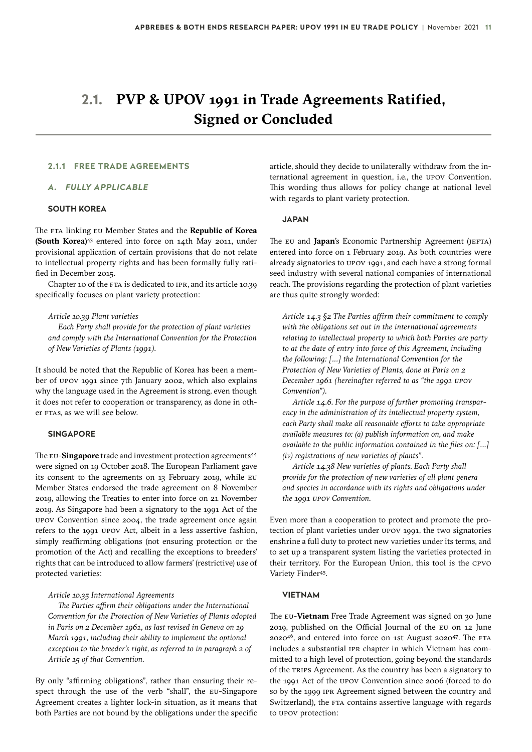## 2.1. PVP & UPOV 1991 in Trade Agreements Ratified, Signed or Concluded

### 2.1.1 FREE TRADE AGREEMENTS

#### A. FULLY APPLICABLE

#### SOUTH KOREA

The FTA linking EU Member States and the **Republic of Korea (South Korea)**[43] entered into force on 14th May 2011, under provisional application of certain provisions that do not relate to intellectual property rights and has been formally fully ratified in December 2015.

Chapter 10 of the FTA is dedicated to IPR, and its article 10.39 specifically focuses on plant variety protection:

> *Article 10.39 Plant varieties*
>
> *Each Party shall provide for the protection of plant varieties and comply with the International Convention for the Protection of New Varieties of Plants (1991).*

It should be noted that the Republic of Korea has been a member of UPOV 1991 since 7th January 2002, which also explains why the language used in the Agreement is strong, even though it does not refer to cooperation or transparency, as done in other FTAs, as we will see below.

#### SINGAPORE

The EU-**Singapore** trade and investment protection agreements[44] were signed on 19 October 2018. The European Parliament gave its consent to the agreements on 13 February 2019, while EU Member States endorsed the trade agreement on 8 November 2019, allowing the Treaties to enter into force on 21 November 2019. As Singapore had been a signatory to the 1991 Act of the UPOV Convention since 2004, the trade agreement once again refers to the 1991 UPOV Act, albeit in a less assertive fashion, simply reaffirming obligations (not ensuring protection or the promotion of the Act) and recalling the exceptions to breeders' rights that can be introduced to allow farmers' (restrictive) use of protected varieties:

> *Article 10.35 International Agreements*
>
> *The Parties affirm their obligations under the International Convention for the Protection of New Varieties of Plants adopted in Paris on 2 December 1961, as last revised in Geneva on 19 March 1991, including their ability to implement the optional exception to the breeder's right, as referred to in paragraph 2 of Article 15 of that Convention.*

By only "affirming obligations", rather than ensuring their respect through the use of the verb "shall", the EU-Singapore Agreement creates a lighter lock-in situation, as it means that both Parties are not bound by the obligations under the specific article, should they decide to unilaterally withdraw from the international agreement in question, i.e., the UPOV Convention. This wording thus allows for policy change at national level with regards to plant variety protection.

#### JAPAN

The EU and **Japan**'s Economic Partnership Agreement (JEFTA) entered into force on 1 February 2019. As both countries were already signatories to UPOV 1991, and each have a strong formal seed industry with several national companies of international reach. The provisions regarding the protection of plant varieties are thus quite strongly worded:

> *Article 14.3 §2 The Parties affirm their commitment to comply with the obligations set out in the international agreements relating to intellectual property to which both Parties are party to at the date of entry into force of this Agreement, including the following: […] the International Convention for the Protection of New Varieties of Plants, done at Paris on 2 December 1961 (hereinafter referred to as "the 1991 UPOV Convention").*
>
> *Article 14.6. For the purpose of further promoting transparency in the administration of its intellectual property system, each Party shall make all reasonable efforts to take appropriate available measures to: (a) publish information on, and make available to the public information contained in the files on: […] (iv) registrations of new varieties of plants".*
>
> *Article 14.38 New varieties of plants. Each Party shall provide for the protection of new varieties of all plant genera and species in accordance with its rights and obligations under the 1991 UPOV Convention.*

Even more than a cooperation to protect and promote the protection of plant varieties under UPOV 1991, the two signatories enshrine a full duty to protect new varieties under its terms, and to set up a transparent system listing the varieties protected in their territory. For the European Union, this tool is the CPVO Variety Finder[45].

#### VIETNAM

The EU-**Vietnam** Free Trade Agreement was signed on 30 June 2019, published on the Official Journal of the EU on 12 June 2020[46], and entered into force on 1st August 2020[47]. The FTA includes a substantial IPR chapter in which Vietnam has committed to a high level of protection, going beyond the standards of the TRIPS Agreement. As the country has been a signatory to the 1991 Act of the UPOV Convention since 2006 (forced to do so by the 1999 IPR Agreement signed between the country and Switzerland), the FTA contains assertive language with regards to UPOV protection: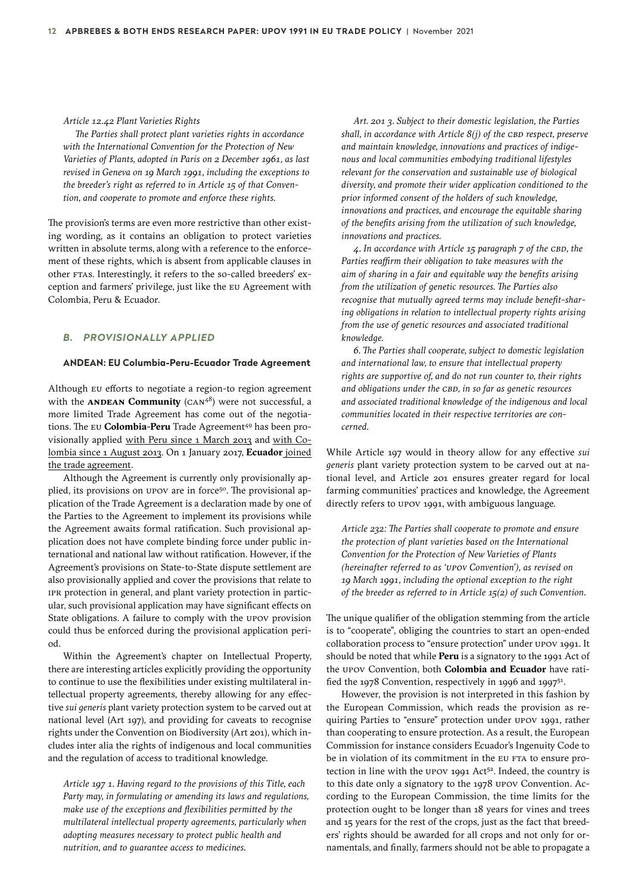*Article 12.42 Plant Varieties Rights*

*The Parties shall protect plant varieties rights in accordance with the International Convention for the Protection of New Varieties of Plants, adopted in Paris on 2 December 1961, as last revised in Geneva on 19 March 1991, including the exceptions to the breeder's right as referred to in Article 15 of that Convention, and cooperate to promote and enforce these rights.*

The provision's terms are even more restrictive than other existing wording, as it contains an obligation to protect varieties written in absolute terms, along with a reference to the enforcement of these rights, which is absent from applicable clauses in other FTAs. Interestingly, it refers to the so-called breeders' exception and farmers' privilege, just like the EU Agreement with Colombia, Peru & Ecuador.

### *B. PROVISIONALLY APPLIED*

#### ANDEAN: EU Columbia-Peru-Ecuador Trade Agreement

Although EU efforts to negotiate a region-to region agreement with the **ANDEAN Community** (CAN[48]) were not successful, a more limited Trade Agreement has come out of the negotiations. The EU **Colombia-Peru** Trade Agreement[49] has been provisionally applied with Peru since 1 March 2013 and with Colombia since 1 August 2013. On 1 January 2017, **Ecuador** joined the trade agreement.

Although the Agreement is currently only provisionally applied, its provisions on UPOV are in force[50]. The provisional application of the Trade Agreement is a declaration made by one of the Parties to the Agreement to implement its provisions while the Agreement awaits formal ratification. Such provisional application does not have complete binding force under public international and national law without ratification. However, if the Agreement's provisions on State-to-State dispute settlement are also provisionally applied and cover the provisions that relate to IPR protection in general, and plant variety protection in particular, such provisional application may have significant effects on State obligations. A failure to comply with the UPOV provision could thus be enforced during the provisional application period.

Within the Agreement's chapter on Intellectual Property, there are interesting articles explicitly providing the opportunity to continue to use the flexibilities under existing multilateral intellectual property agreements, thereby allowing for any effective *sui generis* plant variety protection system to be carved out at national level (Art 197), and providing for caveats to recognise rights under the Convention on Biodiversity (Art 201), which includes inter alia the rights of indigenous and local communities and the regulation of access to traditional knowledge.

*Article 197 1. Having regard to the provisions of this Title, each Party may, in formulating or amending its laws and regulations, make use of the exceptions and flexibilities permitted by the multilateral intellectual property agreements, particularly when adopting measures necessary to protect public health and nutrition, and to guarantee access to medicines.*

*Art. 201 3. Subject to their domestic legislation, the Parties shall, in accordance with Article 8(j) of the CBD respect, preserve and maintain knowledge, innovations and practices of indigenous and local communities embodying traditional lifestyles relevant for the conservation and sustainable use of biological diversity, and promote their wider application conditioned to the prior informed consent of the holders of such knowledge, innovations and practices, and encourage the equitable sharing of the benefits arising from the utilization of such knowledge, innovations and practices.*

*4. In accordance with Article 15 paragraph 7 of the CBD, the Parties reaffirm their obligation to take measures with the aim of sharing in a fair and equitable way the benefits arising from the utilization of genetic resources. The Parties also recognise that mutually agreed terms may include benefit-sharing obligations in relation to intellectual property rights arising from the use of genetic resources and associated traditional knowledge.*

*6. The Parties shall cooperate, subject to domestic legislation and international law, to ensure that intellectual property rights are supportive of, and do not run counter to, their rights and obligations under the CBD, in so far as genetic resources and associated traditional knowledge of the indigenous and local communities located in their respective territories are concerned.*

While Article 197 would in theory allow for any effective *sui generis* plant variety protection system to be carved out at national level, and Article 201 ensures greater regard for local farming communities' practices and knowledge, the Agreement directly refers to UPOV 1991, with ambiguous language.

*Article 232: The Parties shall cooperate to promote and ensure the protection of plant varieties based on the International Convention for the Protection of New Varieties of Plants (hereinafter referred to as 'UPOV Convention'), as revised on 19 March 1991, including the optional exception to the right of the breeder as referred to in Article 15(2) of such Convention.*

The unique qualifier of the obligation stemming from the article is to "cooperate", obliging the countries to start an open-ended collaboration process to "ensure protection" under UPOV 1991. It should be noted that while **Peru** is a signatory to the 1991 Act of the UPOV Convention, both **Colombia and Ecuador** have ratified the 1978 Convention, respectively in 1996 and 1997[51].

However, the provision is not interpreted in this fashion by the European Commission, which reads the provision as requiring Parties to "ensure" protection under UPOV 1991, rather than cooperating to ensure protection. As a result, the European Commission for instance considers Ecuador's Ingenuity Code to be in violation of its commitment in the EU FTA to ensure protection in line with the UPOV 1991 Act[52]. Indeed, the country is to this date only a signatory to the 1978 UPOV Convention. According to the European Commission, the time limits for the protection ought to be longer than 18 years for vines and trees and 15 years for the rest of the crops, just as the fact that breeders' rights should be awarded for all crops and not only for ornamentals, and finally, farmers should not be able to propagate a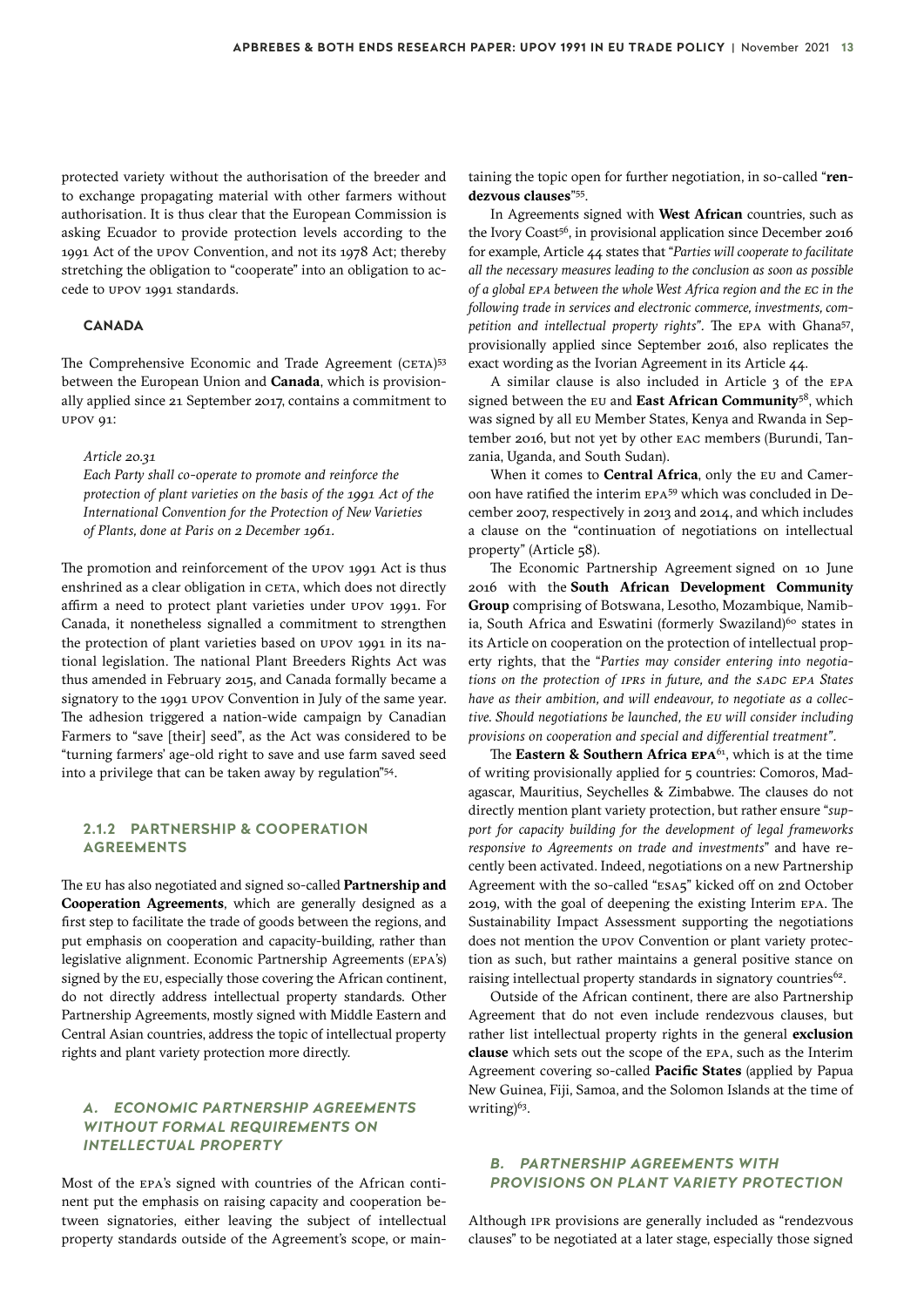protected variety without the authorisation of the breeder and to exchange propagating material with other farmers without authorisation. It is thus clear that the European Commission is asking Ecuador to provide protection levels according to the 1991 Act of the UPOV Convention, and not its 1978 Act; thereby stretching the obligation to "cooperate" into an obligation to accede to UPOV 1991 standards.

#### CANADA

The Comprehensive Economic and Trade Agreement (CETA)[53] between the European Union and **Canada**, which is provisionally applied since 21 September 2017, contains a commitment to UPOV 91:

> *Article 20.31*
> *Each Party shall co-operate to promote and reinforce the protection of plant varieties on the basis of the 1991 Act of the International Convention for the Protection of New Varieties of Plants, done at Paris on 2 December 1961.*

The promotion and reinforcement of the UPOV 1991 Act is thus enshrined as a clear obligation in CETA, which does not directly affirm a need to protect plant varieties under UPOV 1991. For Canada, it nonetheless signalled a commitment to strengthen the protection of plant varieties based on UPOV 1991 in its national legislation. The national Plant Breeders Rights Act was thus amended in February 2015, and Canada formally became a signatory to the 1991 UPOV Convention in July of the same year. The adhesion triggered a nation-wide campaign by Canadian Farmers to "save [their] seed", as the Act was considered to be "turning farmers' age-old right to save and use farm saved seed into a privilege that can be taken away by regulation"[54].

### 2.1.2 PARTNERSHIP & COOPERATION AGREEMENTS

The EU has also negotiated and signed so-called **Partnership and Cooperation Agreements**, which are generally designed as a first step to facilitate the trade of goods between the regions, and put emphasis on cooperation and capacity-building, rather than legislative alignment. Economic Partnership Agreements (EPA's) signed by the EU, especially those covering the African continent, do not directly address intellectual property standards. Other Partnership Agreements, mostly signed with Middle Eastern and Central Asian countries, address the topic of intellectual property rights and plant variety protection more directly.

#### *A. ECONOMIC PARTNERSHIP AGREEMENTS WITHOUT FORMAL REQUIREMENTS ON INTELLECTUAL PROPERTY*

Most of the EPA's signed with countries of the African continent put the emphasis on raising capacity and cooperation between signatories, either leaving the subject of intellectual property standards outside of the Agreement's scope, or maintaining the topic open for further negotiation, in so-called "**rendezvous clauses**"[55].

In Agreements signed with **West African** countries, such as the Ivory Coast[56], in provisional application since December 2016 for example, Article 44 states that "*Parties will cooperate to facilitate all the necessary measures leading to the conclusion as soon as possible of a global EPA between the whole West Africa region and the EC in the following trade in services and electronic commerce, investments, competition and intellectual property rights*". The EPA with Ghana[57], provisionally applied since September 2016, also replicates the exact wording as the Ivorian Agreement in its Article 44.

A similar clause is also included in Article 3 of the EPA signed between the EU and **East African Community**[58], which was signed by all EU Member States, Kenya and Rwanda in September 2016, but not yet by other EAC members (Burundi, Tanzania, Uganda, and South Sudan).

When it comes to **Central Africa**, only the EU and Cameroon have ratified the interim EPA[59] which was concluded in December 2007, respectively in 2013 and 2014, and which includes a clause on the "continuation of negotiations on intellectual property" (Article 58).

The Economic Partnership Agreement signed on 10 June 2016 with the **South African Development Community Group** comprising of Botswana, Lesotho, Mozambique, Namibia, South Africa and Eswatini (formerly Swaziland)[60] states in its Article on cooperation on the protection of intellectual property rights, that the "*Parties may consider entering into negotiations on the protection of IPRs in future, and the SADC EPA States have as their ambition, and will endeavour, to negotiate as a collective. Should negotiations be launched, the EU will consider including provisions on cooperation and special and differential treatment*".

The **Eastern & Southern Africa EPA**[61], which is at the time of writing provisionally applied for 5 countries: Comoros, Madagascar, Mauritius, Seychelles & Zimbabwe. The clauses do not directly mention plant variety protection, but rather ensure "*support for capacity building for the development of legal frameworks responsive to Agreements on trade and investments*" and have recently been activated. Indeed, negotiations on a new Partnership Agreement with the so-called "ESA5" kicked off on 2nd October 2019, with the goal of deepening the existing Interim EPA. The Sustainability Impact Assessment supporting the negotiations does not mention the UPOV Convention or plant variety protection as such, but rather maintains a general positive stance on raising intellectual property standards in signatory countries[62].

Outside of the African continent, there are also Partnership Agreement that do not even include rendezvous clauses, but rather list intellectual property rights in the general **exclusion clause** which sets out the scope of the EPA, such as the Interim Agreement covering so-called **Pacific States** (applied by Papua New Guinea, Fiji, Samoa, and the Solomon Islands at the time of writing)[63].

#### *B. PARTNERSHIP AGREEMENTS WITH PROVISIONS ON PLANT VARIETY PROTECTION*

Although IPR provisions are generally included as "rendezvous clauses" to be negotiated at a later stage, especially those signed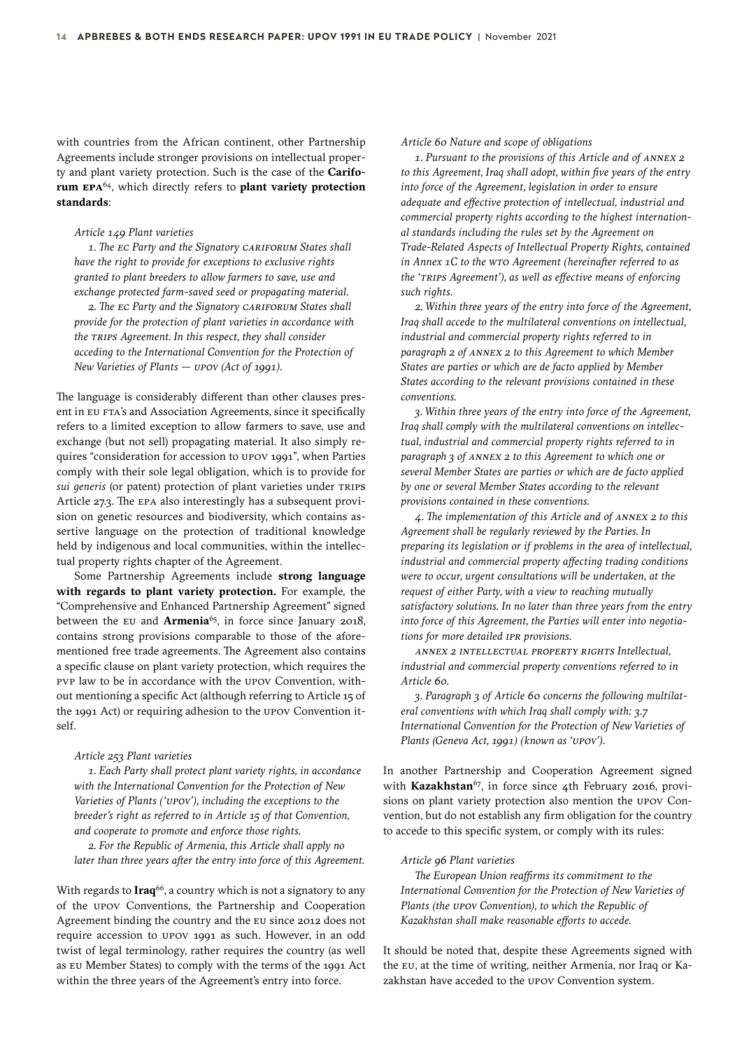with countries from the African continent, other Partnership Agreements include stronger provisions on intellectual property and plant variety protection. Such is the case of the **Cariforum EPA**[64], which directly refers to **plant variety protection standards**:

*Article 149 Plant varieties*

*1. The EC Party and the Signatory CARIFORUM States shall have the right to provide for exceptions to exclusive rights granted to plant breeders to allow farmers to save, use and exchange protected farm-saved seed or propagating material.*

*2. The EC Party and the Signatory CARIFORUM States shall provide for the protection of plant varieties in accordance with the TRIPS Agreement. In this respect, they shall consider acceding to the International Convention for the Protection of New Varieties of Plants — UPOV (Act of 1991).*

The language is considerably different than other clauses present in EU FTA's and Association Agreements, since it specifically refers to a limited exception to allow farmers to save, use and exchange (but not sell) propagating material. It also simply requires "consideration for accession to UPOV 1991", when Parties comply with their sole legal obligation, which is to provide for *sui generis* (or patent) protection of plant varieties under TRIPS Article 27.3. The EPA also interestingly has a subsequent provision on genetic resources and biodiversity, which contains assertive language on the protection of traditional knowledge held by indigenous and local communities, within the intellectual property rights chapter of the Agreement.

Some Partnership Agreements include **strong language with regards to plant variety protection.** For example, the "Comprehensive and Enhanced Partnership Agreement" signed between the EU and **Armenia**[65], in force since January 2018, contains strong provisions comparable to those of the aforementioned free trade agreements. The Agreement also contains a specific clause on plant variety protection, which requires the PVP law to be in accordance with the UPOV Convention, without mentioning a specific Act (although referring to Article 15 of the 1991 Act) or requiring adhesion to the UPOV Convention itself.

*Article 253 Plant varieties*

*1. Each Party shall protect plant variety rights, in accordance with the International Convention for the Protection of New Varieties of Plants ('UPOV'), including the exceptions to the breeder's right as referred to in Article 15 of that Convention, and cooperate to promote and enforce those rights.*

*2. For the Republic of Armenia, this Article shall apply no later than three years after the entry into force of this Agreement.*

With regards to **Iraq**[66], a country which is not a signatory to any of the UPOV Conventions, the Partnership and Cooperation Agreement binding the country and the EU since 2012 does not require accession to UPOV 1991 as such. However, in an odd twist of legal terminology, rather requires the country (as well as EU Member States) to comply with the terms of the 1991 Act within the three years of the Agreement's entry into force.

*Article 60 Nature and scope of obligations*

*1. Pursuant to the provisions of this Article and of ANNEX 2 to this Agreement, Iraq shall adopt, within five years of the entry into force of the Agreement, legislation in order to ensure adequate and effective protection of intellectual, industrial and commercial property rights according to the highest international standards including the rules set by the Agreement on Trade-Related Aspects of Intellectual Property Rights, contained in Annex 1C to the WTO Agreement (hereinafter referred to as the 'TRIPS Agreement'), as well as effective means of enforcing such rights.*

*2. Within three years of the entry into force of the Agreement, Iraq shall accede to the multilateral conventions on intellectual, industrial and commercial property rights referred to in paragraph 2 of ANNEX 2 to this Agreement to which Member States are parties or which are de facto applied by Member States according to the relevant provisions contained in these conventions.*

*3. Within three years of the entry into force of the Agreement, Iraq shall comply with the multilateral conventions on intellectual, industrial and commercial property rights referred to in paragraph 3 of ANNEX 2 to this Agreement to which one or several Member States are parties or which are de facto applied by one or several Member States according to the relevant provisions contained in these conventions.*

*4. The implementation of this Article and of ANNEX 2 to this Agreement shall be regularly reviewed by the Parties. In preparing its legislation or if problems in the area of intellectual, industrial and commercial property affecting trading conditions were to occur, urgent consultations will be undertaken, at the request of either Party, with a view to reaching mutually satisfactory solutions. In no later than three years from the entry into force of this Agreement, the Parties will enter into negotiations for more detailed IPR provisions.*

*ANNEX 2 INTELLECTUAL PROPERTY RIGHTS Intellectual, industrial and commercial property conventions referred to in Article 60.*

*3. Paragraph 3 of Article 60 concerns the following multilateral conventions with which Iraq shall comply with: 3.7 International Convention for the Protection of New Varieties of Plants (Geneva Act, 1991) (known as 'UPOV').*

In another Partnership and Cooperation Agreement signed with **Kazakhstan**[67], in force since 4th February 2016, provisions on plant variety protection also mention the UPOV Convention, but do not establish any firm obligation for the country to accede to this specific system, or comply with its rules:

*Article 96 Plant varieties*

*The European Union reaffirms its commitment to the International Convention for the Protection of New Varieties of Plants (the UPOV Convention), to which the Republic of Kazakhstan shall make reasonable efforts to accede.*

It should be noted that, despite these Agreements signed with the EU, at the time of writing, neither Armenia, nor Iraq or Kazakhstan have acceded to the UPOV Convention system.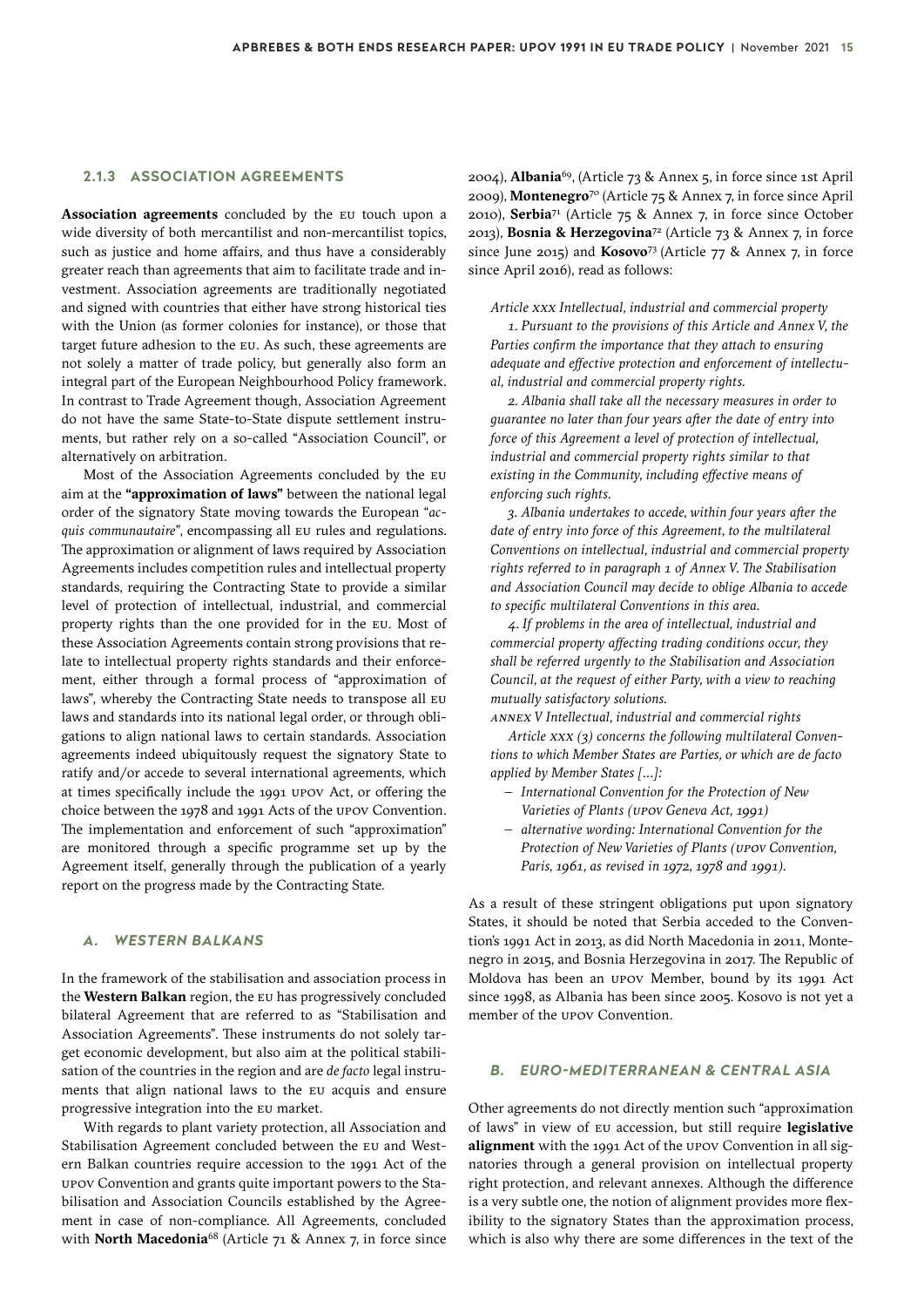### 2.1.3 ASSOCIATION AGREEMENTS

**Association agreements** concluded by the EU touch upon a wide diversity of both mercantilist and non-mercantilist topics, such as justice and home affairs, and thus have a considerably greater reach than agreements that aim to facilitate trade and investment. Association agreements are traditionally negotiated and signed with countries that either have strong historical ties with the Union (as former colonies for instance), or those that target future adhesion to the EU. As such, these agreements are not solely a matter of trade policy, but generally also form an integral part of the European Neighbourhood Policy framework. In contrast to Trade Agreement though, Association Agreement do not have the same State-to-State dispute settlement instruments, but rather rely on a so-called "Association Council", or alternatively on arbitration.

Most of the Association Agreements concluded by the EU aim at the **"approximation of laws"** between the national legal order of the signatory State moving towards the European "*acquis communautaire*", encompassing all EU rules and regulations. The approximation or alignment of laws required by Association Agreements includes competition rules and intellectual property standards, requiring the Contracting State to provide a similar level of protection of intellectual, industrial, and commercial property rights than the one provided for in the EU. Most of these Association Agreements contain strong provisions that relate to intellectual property rights standards and their enforcement, either through a formal process of "approximation of laws", whereby the Contracting State needs to transpose all EU laws and standards into its national legal order, or through obligations to align national laws to certain standards. Association agreements indeed ubiquitously request the signatory State to ratify and/or accede to several international agreements, which at times specifically include the 1991 UPOV Act, or offering the choice between the 1978 and 1991 Acts of the UPOV Convention. The implementation and enforcement of such "approximation" are monitored through a specific programme set up by the Agreement itself, generally through the publication of a yearly report on the progress made by the Contracting State.

#### A. WESTERN BALKANS

In the framework of the stabilisation and association process in the **Western Balkan** region, the EU has progressively concluded bilateral Agreement that are referred to as "Stabilisation and Association Agreements". These instruments do not solely target economic development, but also aim at the political stabilisation of the countries in the region and are *de facto* legal instruments that align national laws to the EU acquis and ensure progressive integration into the EU market.

With regards to plant variety protection, all Association and Stabilisation Agreement concluded between the EU and Western Balkan countries require accession to the 1991 Act of the UPOV Convention and grants quite important powers to the Stabilisation and Association Councils established by the Agreement in case of non-compliance. All Agreements, concluded with **North Macedonia**[68] (Article 71 & Annex 7, in force since 2004), **Albania**[69], (Article 73 & Annex 5, in force since 1st April 2009), **Montenegro**[70] (Article 75 & Annex 7, in force since April 2010), **Serbia**[71] (Article 75 & Annex 7, in force since October 2013), **Bosnia & Herzegovina**[72] (Article 73 & Annex 7, in force since June 2015) and **Kosovo**[73] (Article 77 & Annex 7, in force since April 2016), read as follows:

*Article XXX Intellectual, industrial and commercial property*

*1. Pursuant to the provisions of this Article and Annex V, the Parties confirm the importance that they attach to ensuring adequate and effective protection and enforcement of intellectual, industrial and commercial property rights.*

*2. Albania shall take all the necessary measures in order to guarantee no later than four years after the date of entry into force of this Agreement a level of protection of intellectual, industrial and commercial property rights similar to that existing in the Community, including effective means of enforcing such rights.*

*3. Albania undertakes to accede, within four years after the date of entry into force of this Agreement, to the multilateral Conventions on intellectual, industrial and commercial property rights referred to in paragraph 1 of Annex V. The Stabilisation and Association Council may decide to oblige Albania to accede to specific multilateral Conventions in this area.*

*4. If problems in the area of intellectual, industrial and commercial property affecting trading conditions occur, they shall be referred urgently to the Stabilisation and Association Council, at the request of either Party, with a view to reaching mutually satisfactory solutions.*

*ANNEX V Intellectual, industrial and commercial rights*

*Article XXX (3) concerns the following multilateral Conventions to which Member States are Parties, or which are de facto applied by Member States […]:*

- *International Convention for the Protection of New Varieties of Plants (UPOV Geneva Act, 1991)*
- *alternative wording: International Convention for the Protection of New Varieties of Plants (UPOV Convention, Paris, 1961, as revised in 1972, 1978 and 1991).*

As a result of these stringent obligations put upon signatory States, it should be noted that Serbia acceded to the Convention's 1991 Act in 2013, as did North Macedonia in 2011, Montenegro in 2015, and Bosnia Herzegovina in 2017. The Republic of Moldova has been an UPOV Member, bound by its 1991 Act since 1998, as Albania has been since 2005. Kosovo is not yet a member of the UPOV Convention.

#### B. EURO-MEDITERRANEAN & CENTRAL ASIA

Other agreements do not directly mention such "approximation of laws" in view of EU accession, but still require **legislative alignment** with the 1991 Act of the UPOV Convention in all signatories through a general provision on intellectual property right protection, and relevant annexes. Although the difference is a very subtle one, the notion of alignment provides more flexibility to the signatory States than the approximation process, which is also why there are some differences in the text of the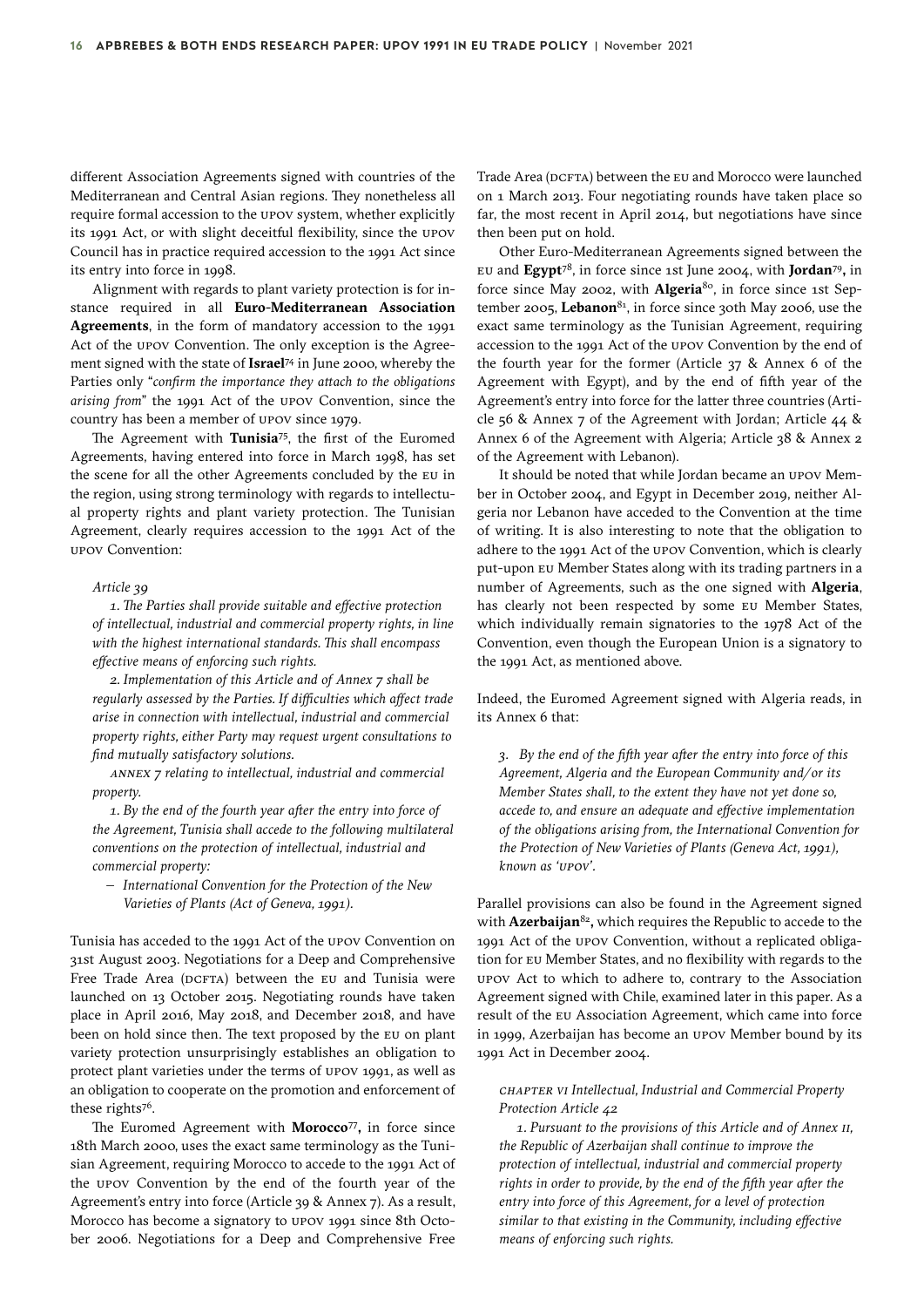different Association Agreements signed with countries of the Mediterranean and Central Asian regions. They nonetheless all require formal accession to the UPOV system, whether explicitly its 1991 Act, or with slight deceitful flexibility, since the UPOV Council has in practice required accession to the 1991 Act since its entry into force in 1998.

Alignment with regards to plant variety protection is for instance required in all **Euro-Mediterranean Association Agreements**, in the form of mandatory accession to the 1991 Act of the UPOV Convention. The only exception is the Agreement signed with the state of **Israel**[74] in June 2000, whereby the Parties only "*confirm the importance they attach to the obligations arising from*" the 1991 Act of the UPOV Convention, since the country has been a member of UPOV since 1979.

The Agreement with **Tunisia**[75], the first of the Euromed Agreements, having entered into force in March 1998, has set the scene for all the other Agreements concluded by the EU in the region, using strong terminology with regards to intellectual property rights and plant variety protection. The Tunisian Agreement, clearly requires accession to the 1991 Act of the UPOV Convention:

> *Article 39*
>
> *1. The Parties shall provide suitable and effective protection of intellectual, industrial and commercial property rights, in line with the highest international standards. This shall encompass effective means of enforcing such rights.*
>
> *2. Implementation of this Article and of Annex 7 shall be regularly assessed by the Parties. If difficulties which affect trade arise in connection with intellectual, industrial and commercial property rights, either Party may request urgent consultations to find mutually satisfactory solutions.*
>
> *ANNEX 7 relating to intellectual, industrial and commercial property.*
>
> *1. By the end of the fourth year after the entry into force of the Agreement, Tunisia shall accede to the following multilateral conventions on the protection of intellectual, industrial and commercial property:*
>
> – *International Convention for the Protection of the New Varieties of Plants (Act of Geneva, 1991).*

Tunisia has acceded to the 1991 Act of the UPOV Convention on 31st August 2003. Negotiations for a Deep and Comprehensive Free Trade Area (DCFTA) between the EU and Tunisia were launched on 13 October 2015. Negotiating rounds have taken place in April 2016, May 2018, and December 2018, and have been on hold since then. The text proposed by the EU on plant variety protection unsurprisingly establishes an obligation to protect plant varieties under the terms of UPOV 1991, as well as an obligation to cooperate on the promotion and enforcement of these rights[76].

The Euromed Agreement with **Morocco**[77], in force since 18th March 2000, uses the exact same terminology as the Tunisian Agreement, requiring Morocco to accede to the 1991 Act of the UPOV Convention by the end of the fourth year of the Agreement's entry into force (Article 39 & Annex 7). As a result, Morocco has become a signatory to UPOV 1991 since 8th October 2006. Negotiations for a Deep and Comprehensive Free Trade Area (DCFTA) between the EU and Morocco were launched on 1 March 2013. Four negotiating rounds have taken place so far, the most recent in April 2014, but negotiations have since then been put on hold.

Other Euro-Mediterranean Agreements signed between the EU and **Egypt**[78], in force since 1st June 2004, with **Jordan**[79], in force since May 2002, with **Algeria**[80], in force since 1st September 2005, **Lebanon**[81], in force since 30th May 2006, use the exact same terminology as the Tunisian Agreement, requiring accession to the 1991 Act of the UPOV Convention by the end of the fourth year for the former (Article 37 & Annex 6 of the Agreement with Egypt), and by the end of fifth year of the Agreement's entry into force for the latter three countries (Article 56 & Annex 7 of the Agreement with Jordan; Article 44 & Annex 6 of the Agreement with Algeria; Article 38 & Annex 2 of the Agreement with Lebanon).

It should be noted that while Jordan became an UPOV Member in October 2004, and Egypt in December 2019, neither Algeria nor Lebanon have acceded to the Convention at the time of writing. It is also interesting to note that the obligation to adhere to the 1991 Act of the UPOV Convention, which is clearly put-upon EU Member States along with its trading partners in a number of Agreements, such as the one signed with **Algeria**, has clearly not been respected by some EU Member States, which individually remain signatories to the 1978 Act of the Convention, even though the European Union is a signatory to the 1991 Act, as mentioned above.

Indeed, the Euromed Agreement signed with Algeria reads, in its Annex 6 that:

> *3. By the end of the fifth year after the entry into force of this Agreement, Algeria and the European Community and/or its Member States shall, to the extent they have not yet done so, accede to, and ensure an adequate and effective implementation of the obligations arising from, the International Convention for the Protection of New Varieties of Plants (Geneva Act, 1991), known as 'UPOV'.*

Parallel provisions can also be found in the Agreement signed with **Azerbaijan**[82], which requires the Republic to accede to the 1991 Act of the UPOV Convention, without a replicated obligation for EU Member States, and no flexibility with regards to the UPOV Act to which to adhere to, contrary to the Association Agreement signed with Chile, examined later in this paper. As a result of the EU Association Agreement, which came into force in 1999, Azerbaijan has become an UPOV Member bound by its 1991 Act in December 2004.

> *CHAPTER VI Intellectual, Industrial and Commercial Property Protection Article 42*
>
> *1. Pursuant to the provisions of this Article and of Annex II, the Republic of Azerbaijan shall continue to improve the protection of intellectual, industrial and commercial property rights in order to provide, by the end of the fifth year after the entry into force of this Agreement, for a level of protection similar to that existing in the Community, including effective means of enforcing such rights.*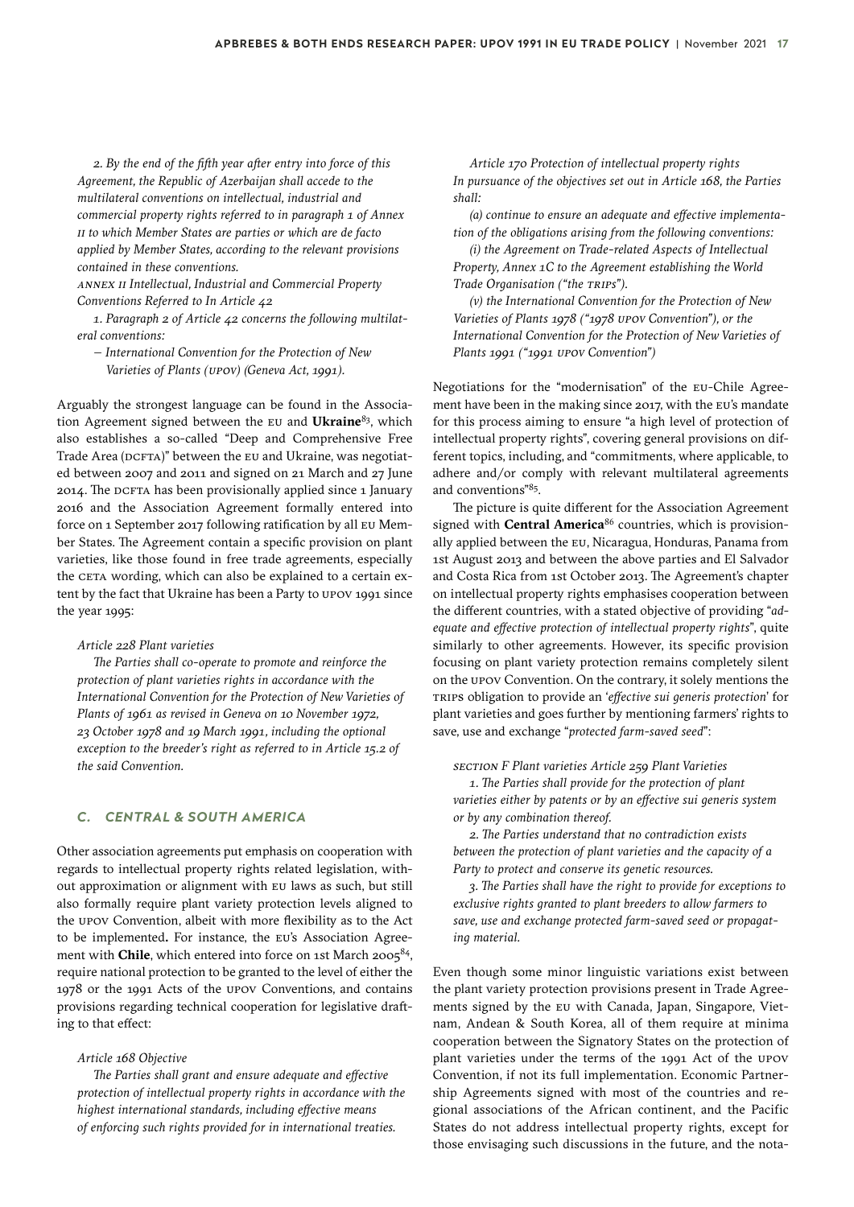*2. By the end of the fifth year after entry into force of this Agreement, the Republic of Azerbaijan shall accede to the multilateral conventions on intellectual, industrial and commercial property rights referred to in paragraph 1 of Annex II to which Member States are parties or which are de facto applied by Member States, according to the relevant provisions contained in these conventions.*

*ANNEX II Intellectual, Industrial and Commercial Property Conventions Referred to In Article 42*

*1. Paragraph 2 of Article 42 concerns the following multilateral conventions:*

- *International Convention for the Protection of New Varieties of Plants (UPOV) (Geneva Act, 1991).*

Arguably the strongest language can be found in the Association Agreement signed between the EU and **Ukraine**[83], which also establishes a so-called "Deep and Comprehensive Free Trade Area (DCFTA)" between the EU and Ukraine, was negotiated between 2007 and 2011 and signed on 21 March and 27 June 2014. The DCFTA has been provisionally applied since 1 January 2016 and the Association Agreement formally entered into force on 1 September 2017 following ratification by all EU Member States. The Agreement contain a specific provision on plant varieties, like those found in free trade agreements, especially the CETA wording, which can also be explained to a certain extent by the fact that Ukraine has been a Party to UPOV 1991 since the year 1995:

*Article 228 Plant varieties*

*The Parties shall co-operate to promote and reinforce the protection of plant varieties rights in accordance with the International Convention for the Protection of New Varieties of Plants of 1961 as revised in Geneva on 10 November 1972, 23 October 1978 and 19 March 1991, including the optional exception to the breeder's right as referred to in Article 15.2 of the said Convention.*

### C. CENTRAL & SOUTH AMERICA

Other association agreements put emphasis on cooperation with regards to intellectual property rights related legislation, without approximation or alignment with EU laws as such, but still also formally require plant variety protection levels aligned to the UPOV Convention, albeit with more flexibility as to the Act to be implemented**.** For instance, the EU's Association Agreement with **Chile**, which entered into force on 1st March 2005[84], require national protection to be granted to the level of either the 1978 or the 1991 Acts of the UPOV Conventions, and contains provisions regarding technical cooperation for legislative drafting to that effect:

*Article 168 Objective*

*The Parties shall grant and ensure adequate and effective protection of intellectual property rights in accordance with the highest international standards, including effective means of enforcing such rights provided for in international treaties.*

*Article 170 Protection of intellectual property rights*
*In pursuance of the objectives set out in Article 168, the Parties shall:*

*(a) continue to ensure an adequate and effective implementation of the obligations arising from the following conventions:*

*(i) the Agreement on Trade-related Aspects of Intellectual Property, Annex 1C to the Agreement establishing the World Trade Organisation ("the TRIPS").*

*(v) the International Convention for the Protection of New Varieties of Plants 1978 ("1978 UPOV Convention"), or the International Convention for the Protection of New Varieties of Plants 1991 ("1991 UPOV Convention")*

Negotiations for the "modernisation" of the EU-Chile Agreement have been in the making since 2017, with the EU's mandate for this process aiming to ensure "a high level of protection of intellectual property rights", covering general provisions on different topics, including, and "commitments, where applicable, to adhere and/or comply with relevant multilateral agreements and conventions"[85].

The picture is quite different for the Association Agreement signed with **Central America**[86] countries, which is provisionally applied between the EU, Nicaragua, Honduras, Panama from 1st August 2013 and between the above parties and El Salvador and Costa Rica from 1st October 2013. The Agreement's chapter on intellectual property rights emphasises cooperation between the different countries, with a stated objective of providing "*adequate and effective protection of intellectual property rights*", quite similarly to other agreements. However, its specific provision focusing on plant variety protection remains completely silent on the UPOV Convention. On the contrary, it solely mentions the TRIPS obligation to provide an '*effective sui generis protection*' for plant varieties and goes further by mentioning farmers' rights to save, use and exchange "*protected farm-saved seed*":

*SECTION F Plant varieties Article 259 Plant Varieties*

*1. The Parties shall provide for the protection of plant varieties either by patents or by an effective sui generis system or by any combination thereof.*

*2. The Parties understand that no contradiction exists between the protection of plant varieties and the capacity of a Party to protect and conserve its genetic resources.*

*3. The Parties shall have the right to provide for exceptions to exclusive rights granted to plant breeders to allow farmers to save, use and exchange protected farm-saved seed or propagating material.*

Even though some minor linguistic variations exist between the plant variety protection provisions present in Trade Agreements signed by the EU with Canada, Japan, Singapore, Vietnam, Andean & South Korea, all of them require at minima cooperation between the Signatory States on the protection of plant varieties under the terms of the 1991 Act of the UPOV Convention, if not its full implementation. Economic Partnership Agreements signed with most of the countries and regional associations of the African continent, and the Pacific States do not address intellectual property rights, except for those envisaging such discussions in the future, and the nota-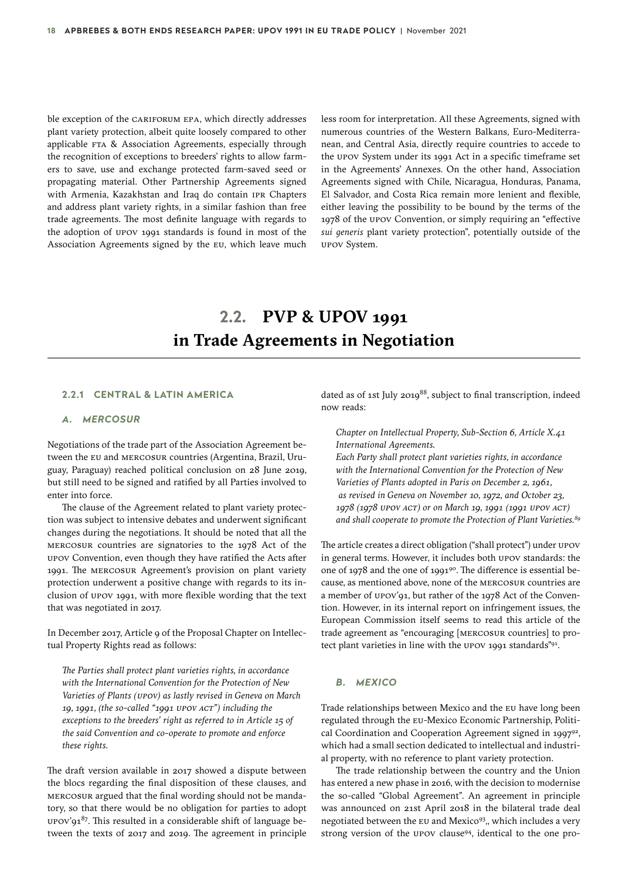ble exception of the CARIFORUM EPA, which directly addresses plant variety protection, albeit quite loosely compared to other applicable FTA & Association Agreements, especially through the recognition of exceptions to breeders' rights to allow farmers to save, use and exchange protected farm-saved seed or propagating material. Other Partnership Agreements signed with Armenia, Kazakhstan and Iraq do contain IPR Chapters and address plant variety rights, in a similar fashion than free trade agreements. The most definite language with regards to the adoption of UPOV 1991 standards is found in most of the Association Agreements signed by the EU, which leave much less room for interpretation. All these Agreements, signed with numerous countries of the Western Balkans, Euro-Mediterranean, and Central Asia, directly require countries to accede to the UPOV System under its 1991 Act in a specific timeframe set in the Agreements' Annexes. On the other hand, Association Agreements signed with Chile, Nicaragua, Honduras, Panama, El Salvador, and Costa Rica remain more lenient and flexible, either leaving the possibility to be bound by the terms of the 1978 of the UPOV Convention, or simply requiring an "effective *sui generis* plant variety protection", potentially outside of the UPOV System.

## 2.2. PVP & UPOV 1991 in Trade Agreements in Negotiation

### 2.2.1 CENTRAL & LATIN AMERICA

#### A. MERCOSUR

Negotiations of the trade part of the Association Agreement between the EU and MERCOSUR countries (Argentina, Brazil, Uruguay, Paraguay) reached political conclusion on 28 June 2019, but still need to be signed and ratified by all Parties involved to enter into force.

The clause of the Agreement related to plant variety protection was subject to intensive debates and underwent significant changes during the negotiations. It should be noted that all the MERCOSUR countries are signatories to the 1978 Act of the UPOV Convention, even though they have ratified the Acts after 1991. The MERCOSUR Agreement's provision on plant variety protection underwent a positive change with regards to its inclusion of UPOV 1991, with more flexible wording that the text that was negotiated in 2017.

In December 2017, Article 9 of the Proposal Chapter on Intellectual Property Rights read as follows:

> *The Parties shall protect plant varieties rights, in accordance with the International Convention for the Protection of New Varieties of Plants (UPOV) as lastly revised in Geneva on March 19, 1991, (the so-called "1991 UPOV ACT") including the exceptions to the breeders' right as referred to in Article 15 of the said Convention and co-operate to promote and enforce these rights.*

The draft version available in 2017 showed a dispute between the blocs regarding the final disposition of these clauses, and MERCOSUR argued that the final wording should not be mandatory, so that there would be no obligation for parties to adopt UPOV'91[87]. This resulted in a considerable shift of language between the texts of 2017 and 2019. The agreement in principle dated as of 1st July 2019[88], subject to final transcription, indeed now reads:

> *Chapter on Intellectual Property, Sub-Section 6, Article X.41 International Agreements.*
> *Each Party shall protect plant varieties rights, in accordance with the International Convention for the Protection of New Varieties of Plants adopted in Paris on December 2, 1961, as revised in Geneva on November 10, 1972, and October 23, 1978 (1978 UPOV ACT) or on March 19, 1991 (1991 UPOV ACT) and shall cooperate to promote the Protection of Plant Varieties.*[89]

The article creates a direct obligation ("shall protect") under UPOV in general terms. However, it includes both UPOV standards: the one of 1978 and the one of 1991[90]. The difference is essential because, as mentioned above, none of the MERCOSUR countries are a member of UPOV'91, but rather of the 1978 Act of the Convention. However, in its internal report on infringement issues, the European Commission itself seems to read this article of the trade agreement as "encouraging [MERCOSUR countries] to protect plant varieties in line with the UPOV 1991 standards"[91].

#### B. MEXICO

Trade relationships between Mexico and the EU have long been regulated through the EU-Mexico Economic Partnership, Political Coordination and Cooperation Agreement signed in 1997[92], which had a small section dedicated to intellectual and industrial property, with no reference to plant variety protection.

The trade relationship between the country and the Union has entered a new phase in 2016, with the decision to modernise the so-called "Global Agreement". An agreement in principle was announced on 21st April 2018 in the bilateral trade deal negotiated between the EU and Mexico[93],, which includes a very strong version of the UPOV clause[94], identical to the one pro-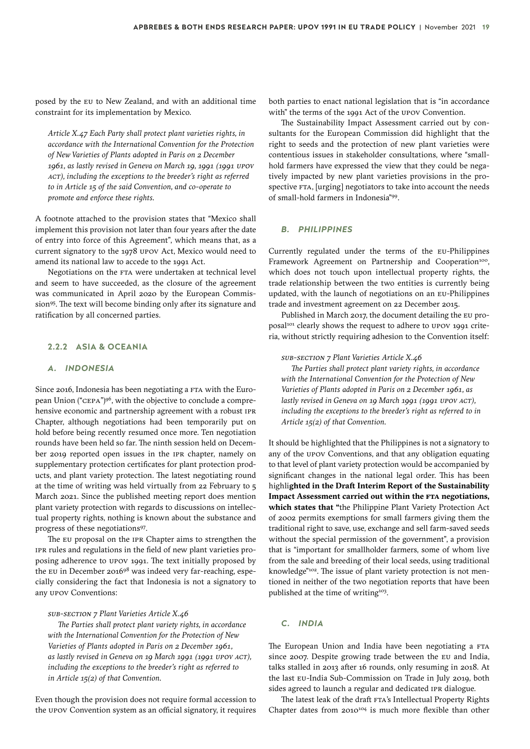posed by the EU to New Zealand, and with an additional time constraint for its implementation by Mexico.

> *Article X.47 Each Party shall protect plant varieties rights, in accordance with the International Convention for the Protection of New Varieties of Plants adopted in Paris on 2 December 1961, as lastly revised in Geneva on March 19, 1991 (1991 UPOV ACT), including the exceptions to the breeder's right as referred to in Article 15 of the said Convention, and co-operate to promote and enforce these rights.*

A footnote attached to the provision states that "Mexico shall implement this provision not later than four years after the date of entry into force of this Agreement", which means that, as a current signatory to the 1978 UPOV Act, Mexico would need to amend its national law to accede to the 1991 Act.

Negotiations on the FTA were undertaken at technical level and seem to have succeeded, as the closure of the agreement was communicated in April 2020 by the European Commission[95]. The text will become binding only after its signature and ratification by all concerned parties.

### 2.2.2 ASIA & OCEANIA

#### *A. INDONESIA*

Since 2016, Indonesia has been negotiating a FTA with the European Union ("CEPA")[96], with the objective to conclude a comprehensive economic and partnership agreement with a robust IPR Chapter, although negotiations had been temporarily put on hold before being recently resumed once more. Ten negotiation rounds have been held so far. The ninth session held on December 2019 reported open issues in the IPR chapter, namely on supplementary protection certificates for plant protection products, and plant variety protection. The latest negotiating round at the time of writing was held virtually from 22 February to 5 March 2021. Since the published meeting report does mention plant variety protection with regards to discussions on intellectual property rights, nothing is known about the substance and progress of these negotiations[97].

The EU proposal on the IPR Chapter aims to strengthen the IPR rules and regulations in the field of new plant varieties proposing adherence to UPOV 1991. The text initially proposed by the EU in December 2016[98] was indeed very far-reaching, especially considering the fact that Indonesia is not a signatory to any UPOV Conventions:

> *SUB-SECTION 7 Plant Varieties Article X.46*
>
> *The Parties shall protect plant variety rights, in accordance with the International Convention for the Protection of New Varieties of Plants adopted in Paris on 2 December 1961, as lastly revised in Geneva on 19 March 1991 (1991 UPOV ACT), including the exceptions to the breeder's right as referred to in Article 15(2) of that Convention.*

Even though the provision does not require formal accession to the UPOV Convention system as an official signatory, it requires both parties to enact national legislation that is "in accordance with" the terms of the 1991 Act of the UPOV Convention.

The Sustainability Impact Assessment carried out by consultants for the European Commission did highlight that the right to seeds and the protection of new plant varieties were contentious issues in stakeholder consultations, where "small-hold farmers have expressed the view that they could be negatively impacted by new plant varieties provisions in the prospective FTA, [urging] negotiators to take into account the needs of small-hold farmers in Indonesia"[99].

#### *B. PHILIPPINES*

Currently regulated under the terms of the EU-Philippines Framework Agreement on Partnership and Cooperation[100], which does not touch upon intellectual property rights, the trade relationship between the two entities is currently being updated, with the launch of negotiations on an EU-Philippines trade and investment agreement on 22 December 2015.

Published in March 2017, the document detailing the EU proposal[101] clearly shows the request to adhere to UPOV 1991 criteria, without strictly requiring adhesion to the Convention itself:

> *SUB-SECTION 7 Plant Varieties Article X.46*
>
> *The Parties shall protect plant variety rights, in accordance with the International Convention for the Protection of New Varieties of Plants adopted in Paris on 2 December 1961, as lastly revised in Geneva on 19 March 1991 (1991 UPOV ACT), including the exceptions to the breeder's right as referred to in Article 15(2) of that Convention.*

It should be highlighted that the Philippines is not a signatory to any of the UPOV Conventions, and that any obligation equating to that level of plant variety protection would be accompanied by significant changes in the national legal order. This has been highli**ghted in the Draft Interim Report of the Sustainability Impact Assessment carried out within the FTA negotiations, which states that "**the Philippine Plant Variety Protection Act of 2002 permits exemptions for small farmers giving them the traditional right to save, use, exchange and sell farm-saved seeds without the special permission of the government", a provision that is "important for smallholder farmers, some of whom live from the sale and breeding of their local seeds, using traditional knowledge"[102]. The issue of plant variety protection is not mentioned in neither of the two negotiation reports that have been published at the time of writing[103].

#### *C. INDIA*

The European Union and India have been negotiating a FTA since 2007. Despite growing trade between the EU and India, talks stalled in 2013 after 16 rounds, only resuming in 2018. At the last EU-India Sub-Commission on Trade in July 2019, both sides agreed to launch a regular and dedicated IPR dialogue.

The latest leak of the draft FTA's Intellectual Property Rights Chapter dates from 2010[104] is much more flexible than other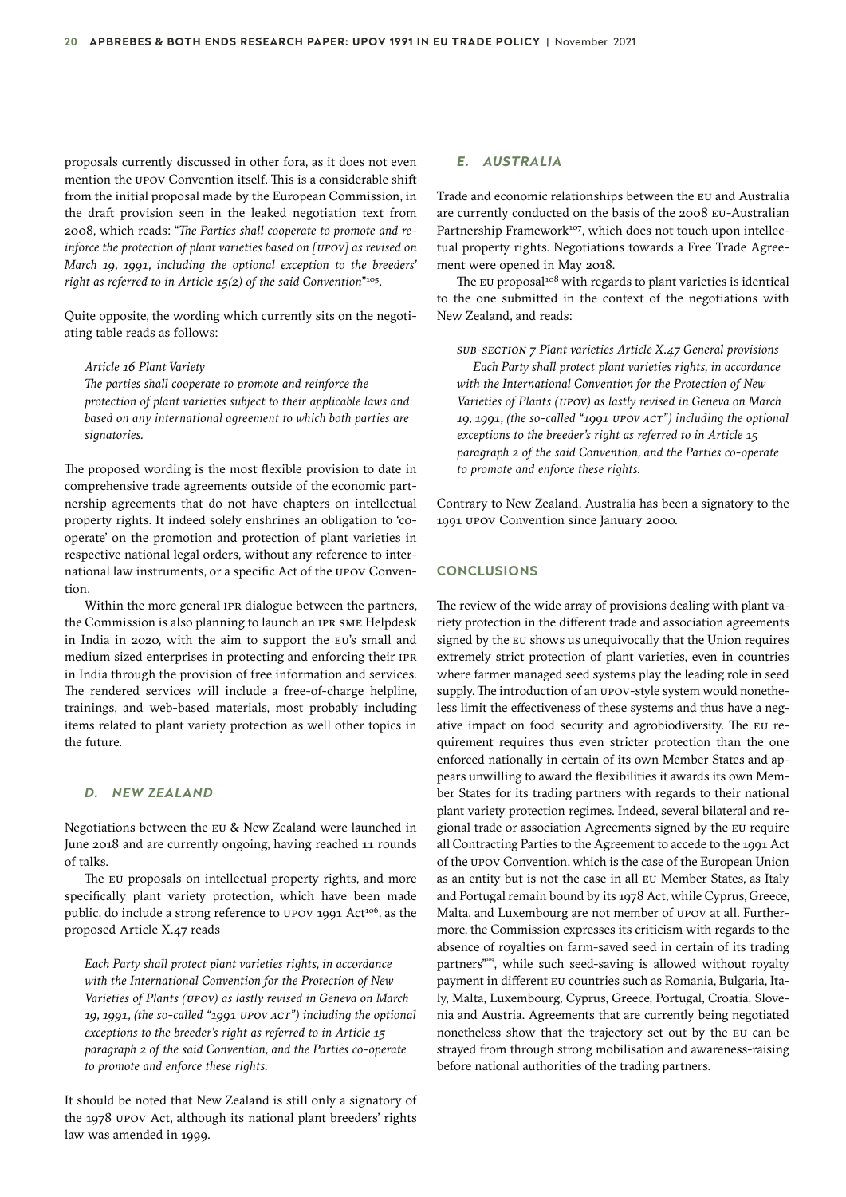proposals currently discussed in other fora, as it does not even mention the UPOV Convention itself. This is a considerable shift from the initial proposal made by the European Commission, in the draft provision seen in the leaked negotiation text from 2008, which reads: "*The Parties shall cooperate to promote and reinforce the protection of plant varieties based on [UPOV] as revised on March 19, 1991, including the optional exception to the breeders' right as referred to in Article 15(2) of the said Convention*"[105].

Quite opposite, the wording which currently sits on the negotiating table reads as follows:

> *Article 16 Plant Variety*
> *The parties shall cooperate to promote and reinforce the protection of plant varieties subject to their applicable laws and based on any international agreement to which both parties are signatories.*

The proposed wording is the most flexible provision to date in comprehensive trade agreements outside of the economic partnership agreements that do not have chapters on intellectual property rights. It indeed solely enshrines an obligation to 'cooperate' on the promotion and protection of plant varieties in respective national legal orders, without any reference to international law instruments, or a specific Act of the UPOV Convention.

Within the more general IPR dialogue between the partners, the Commission is also planning to launch an IPR SME Helpdesk in India in 2020, with the aim to support the EU's small and medium sized enterprises in protecting and enforcing their IPR in India through the provision of free information and services. The rendered services will include a free-of-charge helpline, trainings, and web-based materials, most probably including items related to plant variety protection as well other topics in the future.

### *D. NEW ZEALAND*

Negotiations between the EU & New Zealand were launched in June 2018 and are currently ongoing, having reached 11 rounds of talks.

The EU proposals on intellectual property rights, and more specifically plant variety protection, which have been made public, do include a strong reference to UPOV 1991 Act[106], as the proposed Article X.47 reads

> *Each Party shall protect plant varieties rights, in accordance with the International Convention for the Protection of New Varieties of Plants (UPOV) as lastly revised in Geneva on March 19, 1991, (the so-called "1991 UPOV ACT") including the optional exceptions to the breeder's right as referred to in Article 15 paragraph 2 of the said Convention, and the Parties co-operate to promote and enforce these rights.*

It should be noted that New Zealand is still only a signatory of the 1978 UPOV Act, although its national plant breeders' rights law was amended in 1999.

### *E. AUSTRALIA*

Trade and economic relationships between the EU and Australia are currently conducted on the basis of the 2008 EU-Australian Partnership Framework[107], which does not touch upon intellectual property rights. Negotiations towards a Free Trade Agreement were opened in May 2018.

The EU proposal[108] with regards to plant varieties is identical to the one submitted in the context of the negotiations with New Zealand, and reads:

> *SUB-SECTION 7 Plant varieties Article X.47 General provisions*
> *Each Party shall protect plant varieties rights, in accordance with the International Convention for the Protection of New Varieties of Plants (UPOV) as lastly revised in Geneva on March 19, 1991, (the so-called "1991 UPOV ACT") including the optional exceptions to the breeder's right as referred to in Article 15 paragraph 2 of the said Convention, and the Parties co-operate to promote and enforce these rights.*

Contrary to New Zealand, Australia has been a signatory to the 1991 UPOV Convention since January 2000.

## CONCLUSIONS

The review of the wide array of provisions dealing with plant variety protection in the different trade and association agreements signed by the EU shows us unequivocally that the Union requires extremely strict protection of plant varieties, even in countries where farmer managed seed systems play the leading role in seed supply. The introduction of an UPOV-style system would nonetheless limit the effectiveness of these systems and thus have a negative impact on food security and agrobiodiversity. The EU requirement requires thus even stricter protection than the one enforced nationally in certain of its own Member States and appears unwilling to award the flexibilities it awards its own Member States for its trading partners with regards to their national plant variety protection regimes. Indeed, several bilateral and regional trade or association Agreements signed by the EU require all Contracting Parties to the Agreement to accede to the 1991 Act of the UPOV Convention, which is the case of the European Union as an entity but is not the case in all EU Member States, as Italy and Portugal remain bound by its 1978 Act, while Cyprus, Greece, Malta, and Luxembourg are not member of UPOV at all. Furthermore, the Commission expresses its criticism with regards to the absence of royalties on farm-saved seed in certain of its trading partners"[109], while such seed-saving is allowed without royalty payment in different EU countries such as Romania, Bulgaria, Italy, Malta, Luxembourg, Cyprus, Greece, Portugal, Croatia, Slovenia and Austria. Agreements that are currently being negotiated nonetheless show that the trajectory set out by the EU can be strayed from through strong mobilisation and awareness-raising before national authorities of the trading partners.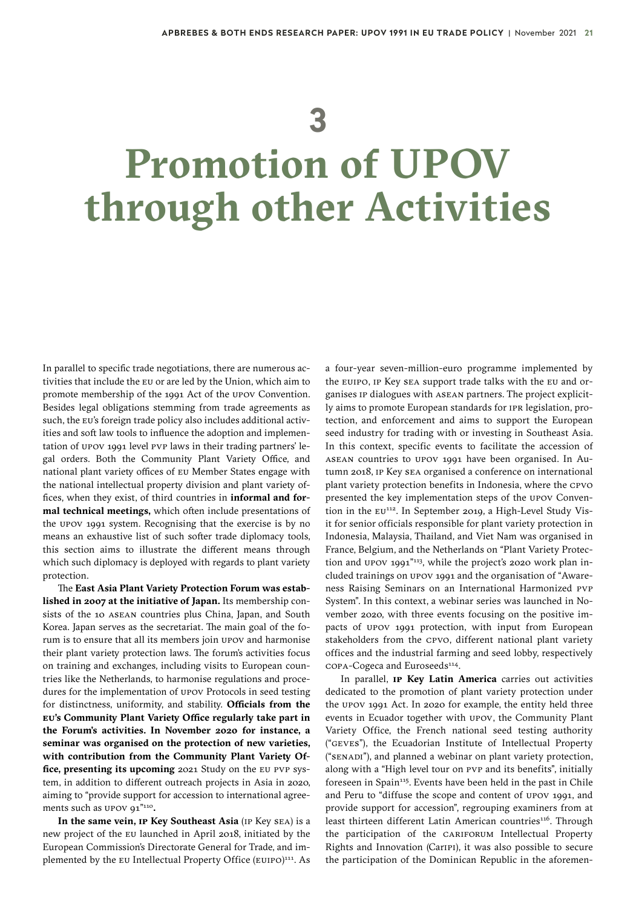# 3

# Promotion of UPOV through other Activities

In parallel to specific trade negotiations, there are numerous activities that include the EU or are led by the Union, which aim to promote membership of the 1991 Act of the UPOV Convention. Besides legal obligations stemming from trade agreements as such, the EU's foreign trade policy also includes additional activities and soft law tools to influence the adoption and implementation of UPOV 1991 level PVP laws in their trading partners' legal orders. Both the Community Plant Variety Office, and national plant variety offices of EU Member States engage with the national intellectual property division and plant variety offices, when they exist, of third countries in **informal and formal technical meetings,** which often include presentations of the UPOV 1991 system. Recognising that the exercise is by no means an exhaustive list of such softer trade diplomacy tools, this section aims to illustrate the different means through which such diplomacy is deployed with regards to plant variety protection.

The **East Asia Plant Variety Protection Forum was established in 2007 at the initiative of Japan.** Its membership consists of the 10 ASEAN countries plus China, Japan, and South Korea. Japan serves as the secretariat. The main goal of the forum is to ensure that all its members join UPOV and harmonise their plant variety protection laws. The forum's activities focus on training and exchanges, including visits to European countries like the Netherlands, to harmonise regulations and procedures for the implementation of UPOV Protocols in seed testing for distinctness, uniformity, and stability. **Officials from the EU's Community Plant Variety Office regularly take part in the Forum's activities. In November 2020 for instance, a seminar was organised on the protection of new varieties, with contribution from the Community Plant Variety Office, presenting its upcoming** 2021 Study on the EU PVP system, in addition to different outreach projects in Asia in 2020, aiming to "provide support for accession to international agreements such as UPOV 91"[110]**.**

**In the same vein, IP Key Southeast Asia** (IP Key SEA) is a new project of the EU launched in April 2018, initiated by the European Commission's Directorate General for Trade, and implemented by the EU Intellectual Property Office (EUIPO)[111]. As a four-year seven-million-euro programme implemented by the EUIPO, IP Key SEA support trade talks with the EU and organises IP dialogues with ASEAN partners. The project explicitly aims to promote European standards for IPR legislation, protection, and enforcement and aims to support the European seed industry for trading with or investing in Southeast Asia. In this context, specific events to facilitate the accession of ASEAN countries to UPOV 1991 have been organised. In Autumn 2018, IP Key SEA organised a conference on international plant variety protection benefits in Indonesia, where the CPVO presented the key implementation steps of the UPOV Convention in the EU[112]. In September 2019, a High-Level Study Visit for senior officials responsible for plant variety protection in Indonesia, Malaysia, Thailand, and Viet Nam was organised in France, Belgium, and the Netherlands on "Plant Variety Protection and UPOV 1991"[113], while the project's 2020 work plan included trainings on UPOV 1991 and the organisation of "Awareness Raising Seminars on an International Harmonized PVP System". In this context, a webinar series was launched in November 2020, with three events focusing on the positive impacts of UPOV 1991 protection, with input from European stakeholders from the CPVO, different national plant variety offices and the industrial farming and seed lobby, respectively COPA-Cogeca and Euroseeds[114].

In parallel, **IP Key Latin America** carries out activities dedicated to the promotion of plant variety protection under the UPOV 1991 Act. In 2020 for example, the entity held three events in Ecuador together with UPOV, the Community Plant Variety Office, the French national seed testing authority ("GEVES"), the Ecuadorian Institute of Intellectual Property ("SENADI"), and planned a webinar on plant variety protection, along with a "High level tour on PVP and its benefits", initially foreseen in Spain[115]. Events have been held in the past in Chile and Peru to "diffuse the scope and content of UPOV 1991, and provide support for accession", regrouping examiners from at least thirteen different Latin American countries[116]. Through the participation of the CARIFORUM Intellectual Property Rights and Innovation (CariPI), it was also possible to secure the participation of the Dominican Republic in the aforemen-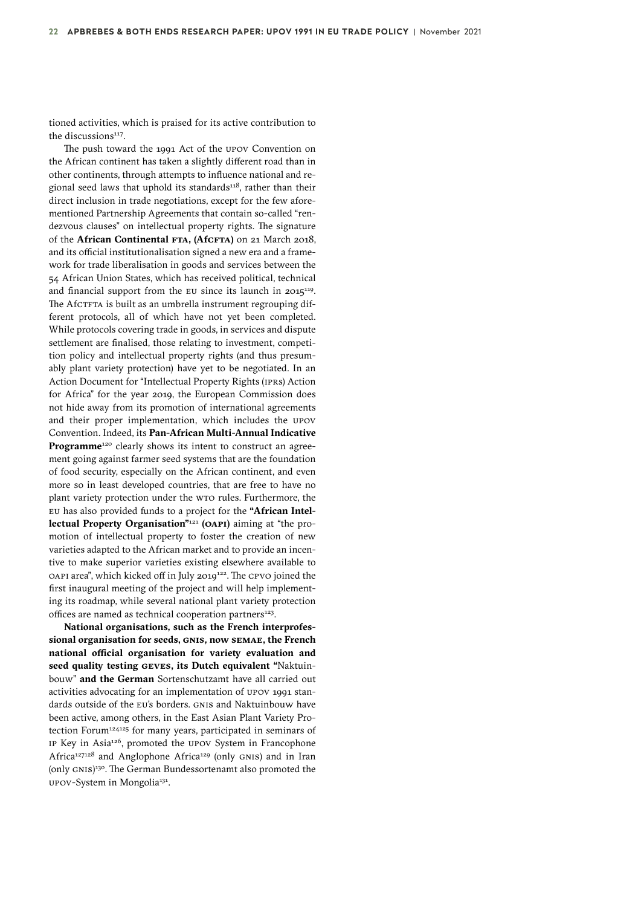tioned activities, which is praised for its active contribution to the discussions[117].

The push toward the 1991 Act of the UPOV Convention on the African continent has taken a slightly different road than in other continents, through attempts to influence national and regional seed laws that uphold its standards[118], rather than their direct inclusion in trade negotiations, except for the few aforementioned Partnership Agreements that contain so-called "rendezvous clauses" on intellectual property rights. The signature of the **African Continental FTA, (AfCFTA)** on 21 March 2018, and its official institutionalisation signed a new era and a framework for trade liberalisation in goods and services between the 54 African Union States, which has received political, technical and financial support from the EU since its launch in 2015[119]. The AfCTFTA is built as an umbrella instrument regrouping different protocols, all of which have not yet been completed. While protocols covering trade in goods, in services and dispute settlement are finalised, those relating to investment, competition policy and intellectual property rights (and thus presumably plant variety protection) have yet to be negotiated. In an Action Document for "Intellectual Property Rights (IPRs) Action for Africa" for the year 2019, the European Commission does not hide away from its promotion of international agreements and their proper implementation, which includes the UPOV Convention. Indeed, its **Pan-African Multi-Annual Indicative Programme**[120] clearly shows its intent to construct an agreement going against farmer seed systems that are the foundation of food security, especially on the African continent, and even more so in least developed countries, that are free to have no plant variety protection under the WTO rules. Furthermore, the EU has also provided funds to a project for the **"African Intellectual Property Organisation"**[121] **(OAPI)** aiming at "the promotion of intellectual property to foster the creation of new varieties adapted to the African market and to provide an incentive to make superior varieties existing elsewhere available to OAPI area", which kicked off in July 2019[122]. The CPVO joined the first inaugural meeting of the project and will help implementing its roadmap, while several national plant variety protection offices are named as technical cooperation partners[123].

**National organisations, such as the French interprofessional organisation for seeds, GNIS, now SEMAE, the French national official organisation for variety evaluation and seed quality testing GEVES, its Dutch equivalent "**Naktuinbouw" **and the German** Sortenschutzamt have all carried out activities advocating for an implementation of UPOV 1991 standards outside of the EU's borders. GNIS and Naktuinbouw have been active, among others, in the East Asian Plant Variety Protection Forum[124][125] for many years, participated in seminars of IP Key in Asia[126], promoted the UPOV System in Francophone Africa[127][128] and Anglophone Africa[129] (only GNIS) and in Iran (only GNIS)[130]. The German Bundessortenamt also promoted the UPOV-System in Mongolia[131].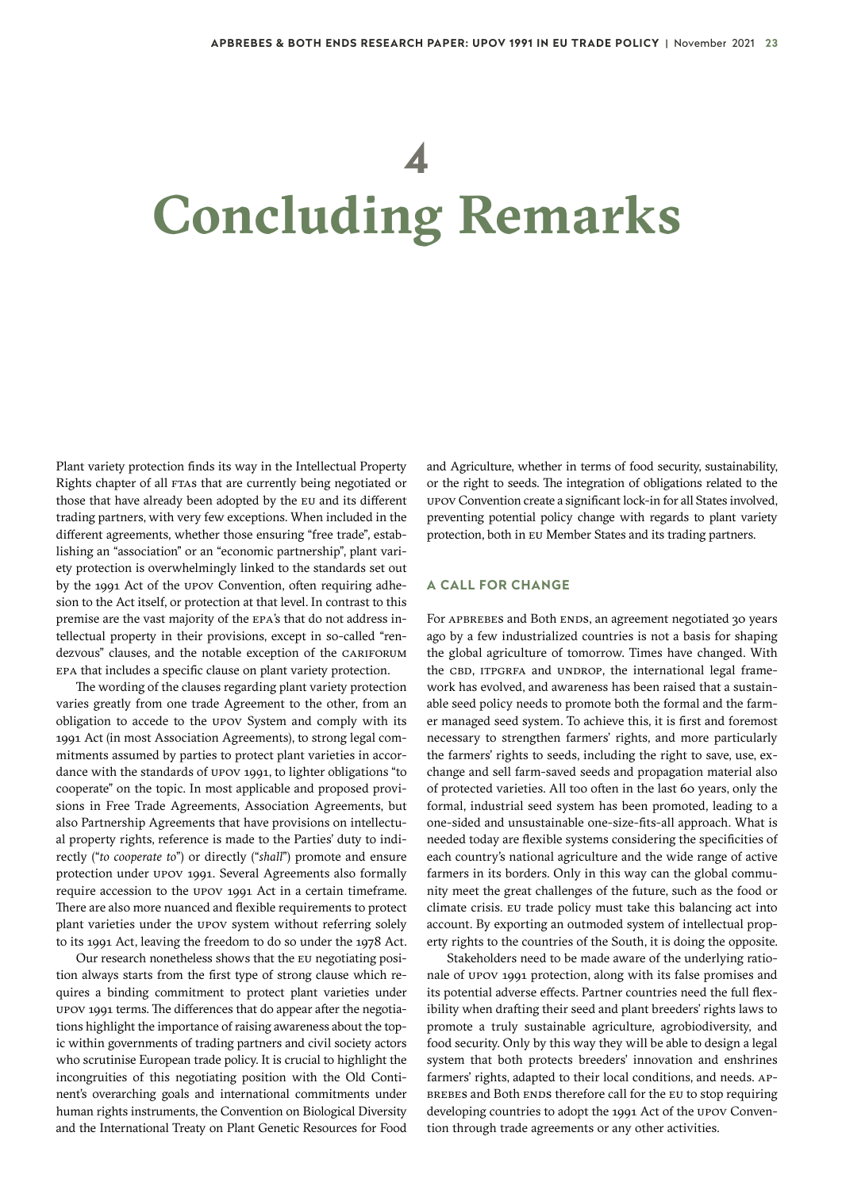# 4

# Concluding Remarks

Plant variety protection finds its way in the Intellectual Property Rights chapter of all FTAs that are currently being negotiated or those that have already been adopted by the EU and its different trading partners, with very few exceptions. When included in the different agreements, whether those ensuring "free trade", establishing an "association" or an "economic partnership", plant variety protection is overwhelmingly linked to the standards set out by the 1991 Act of the UPOV Convention, often requiring adhesion to the Act itself, or protection at that level. In contrast to this premise are the vast majority of the EPA's that do not address intellectual property in their provisions, except in so-called "rendezvous" clauses, and the notable exception of the CARIFORUM EPA that includes a specific clause on plant variety protection.

The wording of the clauses regarding plant variety protection varies greatly from one trade Agreement to the other, from an obligation to accede to the UPOV System and comply with its 1991 Act (in most Association Agreements), to strong legal commitments assumed by parties to protect plant varieties in accordance with the standards of UPOV 1991, to lighter obligations "to cooperate" on the topic. In most applicable and proposed provisions in Free Trade Agreements, Association Agreements, but also Partnership Agreements that have provisions on intellectual property rights, reference is made to the Parties' duty to indirectly ("*to cooperate to*") or directly ("*shall*") promote and ensure protection under UPOV 1991. Several Agreements also formally require accession to the UPOV 1991 Act in a certain timeframe. There are also more nuanced and flexible requirements to protect plant varieties under the UPOV system without referring solely to its 1991 Act, leaving the freedom to do so under the 1978 Act.

Our research nonetheless shows that the EU negotiating position always starts from the first type of strong clause which requires a binding commitment to protect plant varieties under UPOV 1991 terms. The differences that do appear after the negotiations highlight the importance of raising awareness about the topic within governments of trading partners and civil society actors who scrutinise European trade policy. It is crucial to highlight the incongruities of this negotiating position with the Old Continent's overarching goals and international commitments under human rights instruments, the Convention on Biological Diversity and the International Treaty on Plant Genetic Resources for Food and Agriculture, whether in terms of food security, sustainability, or the right to seeds. The integration of obligations related to the UPOV Convention create a significant lock-in for all States involved, preventing potential policy change with regards to plant variety protection, both in EU Member States and its trading partners.

## A CALL FOR CHANGE

For APBREBES and Both ENDS, an agreement negotiated 30 years ago by a few industrialized countries is not a basis for shaping the global agriculture of tomorrow. Times have changed. With the CBD, ITPGRFA and UNDROP, the international legal framework has evolved, and awareness has been raised that a sustainable seed policy needs to promote both the formal and the farmer managed seed system. To achieve this, it is first and foremost necessary to strengthen farmers' rights, and more particularly the farmers' rights to seeds, including the right to save, use, exchange and sell farm-saved seeds and propagation material also of protected varieties. All too often in the last 60 years, only the formal, industrial seed system has been promoted, leading to a one-sided and unsustainable one-size-fits-all approach. What is needed today are flexible systems considering the specificities of each country's national agriculture and the wide range of active farmers in its borders. Only in this way can the global community meet the great challenges of the future, such as the food or climate crisis. EU trade policy must take this balancing act into account. By exporting an outmoded system of intellectual property rights to the countries of the South, it is doing the opposite.

Stakeholders need to be made aware of the underlying rationale of UPOV 1991 protection, along with its false promises and its potential adverse effects. Partner countries need the full flexibility when drafting their seed and plant breeders' rights laws to promote a truly sustainable agriculture, agrobiodiversity, and food security. Only by this way they will be able to design a legal system that both protects breeders' innovation and enshrines farmers' rights, adapted to their local conditions, and needs. APBREBES and Both ENDS therefore call for the EU to stop requiring developing countries to adopt the 1991 Act of the UPOV Convention through trade agreements or any other activities.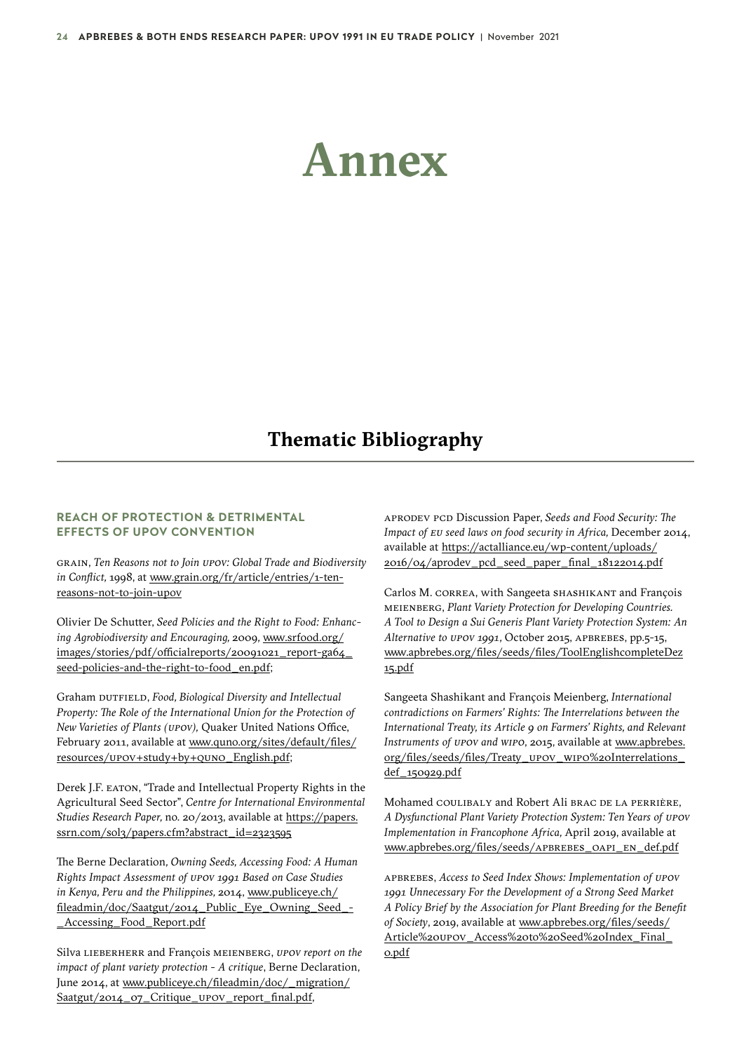# Annex

## Thematic Bibliography

### REACH OF PROTECTION & DETRIMENTAL EFFECTS OF UPOV CONVENTION

GRAIN, *Ten Reasons not to Join UPOV: Global Trade and Biodiversity in Conflict,* 1998, at www.grain.org/fr/article/entries/1-ten-reasons-not-to-join-upov

Olivier De Schutter, *Seed Policies and the Right to Food: Enhancing Agrobiodiversity and Encouraging,* 2009, www.srfood.org/images/stories/pdf/officialreports/20091021_report-ga64_seed-policies-and-the-right-to-food_en.pdf;

Graham DUTFIELD, *Food, Biological Diversity and Intellectual Property: The Role of the International Union for the Protection of New Varieties of Plants (UPOV),* Quaker United Nations Office, February 2011, available at www.quno.org/sites/default/files/resources/UPOV+study+by+QUNO_English.pdf;

Derek J.F. EATON, "Trade and Intellectual Property Rights in the Agricultural Seed Sector", *Centre for International Environmental Studies Research Paper,* no. 20/2013, available at https://papers.ssrn.com/sol3/papers.cfm?abstract_id=2323595

The Berne Declaration, *Owning Seeds, Accessing Food: A Human Rights Impact Assessment of UPOV 1991 Based on Case Studies in Kenya, Peru and the Philippines,* 2014, www.publiceye.ch/fileadmin/doc/Saatgut/2014_Public_Eye_Owning_Seed_-_Accessing_Food_Report.pdf

Silva LIEBERHERR and François MEIENBERG, *UPOV report on the impact of plant variety protection - A critique*, Berne Declaration, June 2014, at www.publiceye.ch/fileadmin/doc/_migration/Saatgut/2014_07_Critique_UPOV_report_final.pdf,

APRODEV PCD Discussion Paper, *Seeds and Food Security: The Impact of EU seed laws on food security in Africa,* December 2014, available at https://actalliance.eu/wp-content/uploads/2016/04/aprodev_pcd_seed_paper_final_18122014.pdf

Carlos M. CORREA, with Sangeeta SHASHIKANT and François MEIENBERG, *Plant Variety Protection for Developing Countries. A Tool to Design a Sui Generis Plant Variety Protection System: An Alternative to UPOV 1991,* October 2015, APBREBES, pp.5-15, www.apbrebes.org/files/seeds/files/ToolEnglishcompleteDez15.pdf

Sangeeta Shashikant and François Meienberg, *International contradictions on Farmers' Rights: The Interrelations between the International Treaty, its Article 9 on Farmers' Rights, and Relevant Instruments of UPOV and WIPO*, 2015, available at www.apbrebes.org/files/seeds/files/Treaty_UPOV_WIPO%20Interrelations_def_150929.pdf

Mohamed COULIBALY and Robert Ali BRAC DE LA PERRIÈRE, *A Dysfunctional Plant Variety Protection System: Ten Years of UPOV Implementation in Francophone Africa,* April 2019, available at www.apbrebes.org/files/seeds/APBREBES_OAPI_EN_def.pdf

APBREBES, *Access to Seed Index Shows: Implementation of UPOV 1991 Unnecessary For the Development of a Strong Seed Market A Policy Brief by the Association for Plant Breeding for the Benefit of Society*, 2019, available at www.apbrebes.org/files/seeds/Article%20UPOV_Access%20to%20Seed%20Index_Final_0.pdf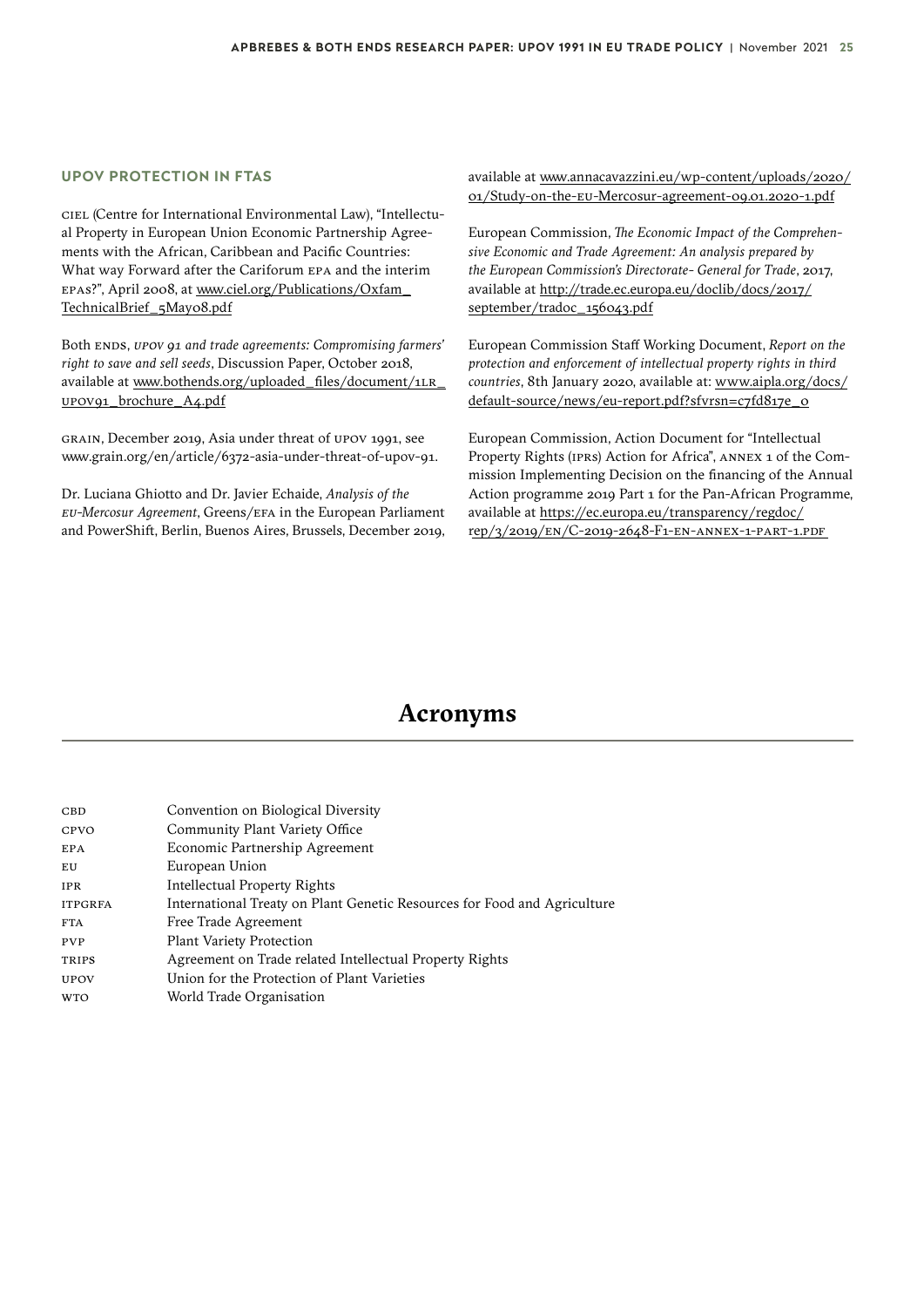### UPOV PROTECTION IN FTAS

CIEL (Centre for International Environmental Law), "Intellectual Property in European Union Economic Partnership Agreements with the African, Caribbean and Pacific Countries: What way Forward after the Cariforum EPA and the interim EPAS?", April 2008, at www.ciel.org/Publications/Oxfam_TechnicalBrief_5May08.pdf

Both ENDS, *UPOV 91 and trade agreements: Compromising farmers' right to save and sell seeds*, Discussion Paper, October 2018, available at www.bothends.org/uploaded_files/document/1LR_UPOV91_brochure_A4.pdf

GRAIN, December 2019, Asia under threat of UPOV 1991, see www.grain.org/en/article/6372-asia-under-threat-of-upov-91.

Dr. Luciana Ghiotto and Dr. Javier Echaide, *Analysis of the EU-Mercosur Agreement*, Greens/EFA in the European Parliament and PowerShift, Berlin, Buenos Aires, Brussels, December 2019, available at www.annacavazzini.eu/wp-content/uploads/2020/01/Study-on-the-EU-Mercosur-agreement-09.01.2020-1.pdf

European Commission, *The Economic Impact of the Comprehensive Economic and Trade Agreement: An analysis prepared by the European Commission's Directorate- General for Trade*, 2017, available at http://trade.ec.europa.eu/doclib/docs/2017/september/tradoc_156043.pdf

European Commission Staff Working Document, *Report on the protection and enforcement of intellectual property rights in third countries*, 8th January 2020, available at: www.aipla.org/docs/default-source/news/eu-report.pdf?sfvrsn=c7fd817e_0

European Commission, Action Document for "Intellectual Property Rights (IPRS) Action for Africa", ANNEX 1 of the Commission Implementing Decision on the financing of the Annual Action programme 2019 Part 1 for the Pan-African Programme, available at https://ec.europa.eu/transparency/regdoc/rep/3/2019/EN/C-2019-2648-F1-EN-ANNEX-1-PART-1.PDF

# Acronyms

| | |
|---|---|
| CBD | Convention on Biological Diversity |
| CPVO | Community Plant Variety Office |
| EPA | Economic Partnership Agreement |
| EU | European Union |
| IPR | Intellectual Property Rights |
| ITPGRFA | International Treaty on Plant Genetic Resources for Food and Agriculture |
| FTA | Free Trade Agreement |
| PVP | Plant Variety Protection |
| TRIPS | Agreement on Trade related Intellectual Property Rights |
| UPOV | Union for the Protection of Plant Varieties |
| WTO | World Trade Organisation |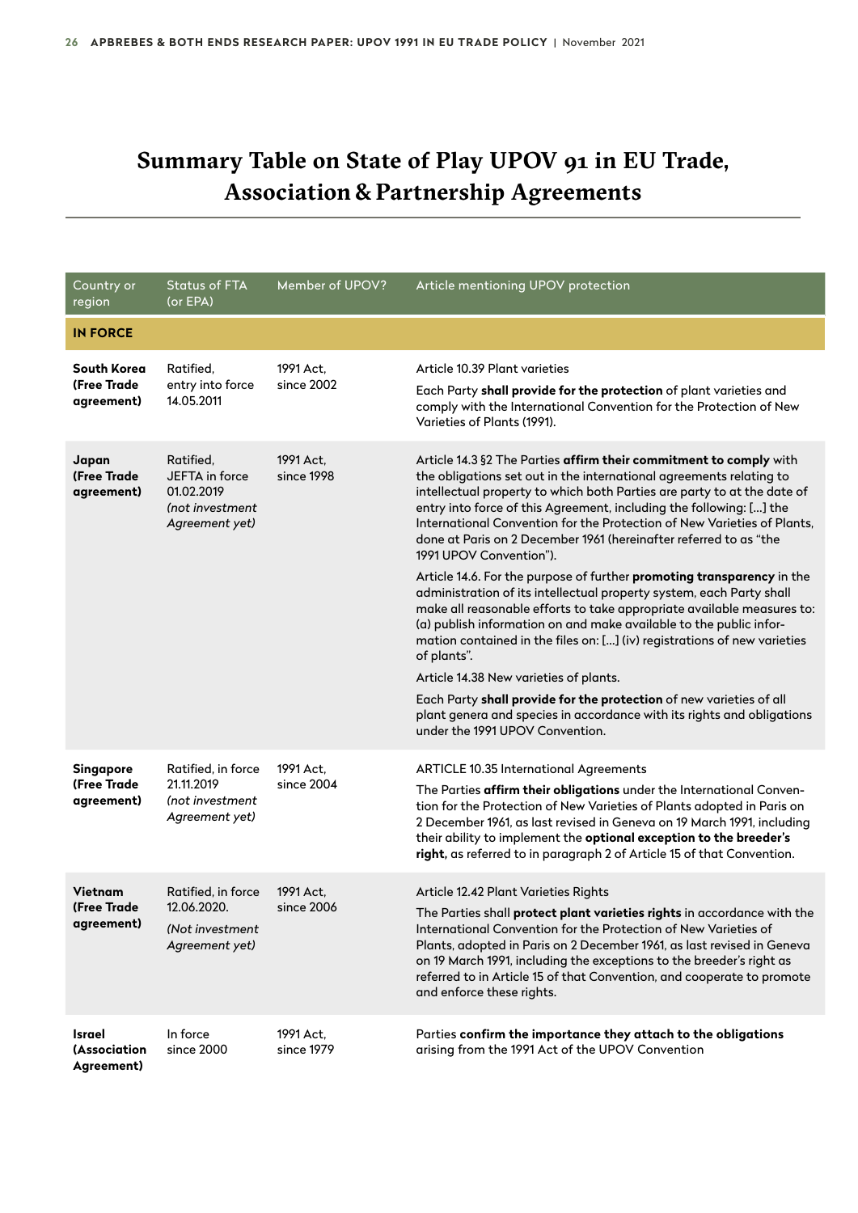# Summary Table on State of Play UPOV 91 in EU Trade, Association & Partnership Agreements

| Country or region | Status of FTA (or EPA) | Member of UPOV? | Article mentioning UPOV protection |
|---|---|---|---|
| **IN FORCE** | | | |
| **South Korea (Free Trade agreement)** | Ratified, entry into force 14.05.2011 | 1991 Act, since 2002 | Article 10.39 Plant varieties<br>Each Party **shall provide for the protection** of plant varieties and comply with the International Convention for the Protection of New Varieties of Plants (1991). |
| **Japan (Free Trade agreement)** | Ratified, JEFTA in force 01.02.2019 *(not investment Agreement yet)* | 1991 Act, since 1998 | Article 14.3 §2 The Parties **affirm their commitment to comply** with the obligations set out in the international agreements relating to intellectual property to which both Parties are party to at the date of entry into force of this Agreement, including the following: [...] the International Convention for the Protection of New Varieties of Plants, done at Paris on 2 December 1961 (hereinafter referred to as "the 1991 UPOV Convention").<br>Article 14.6. For the purpose of further **promoting transparency** in the administration of its intellectual property system, each Party shall make all reasonable efforts to take appropriate available measures to: (a) publish information on and make available to the public information contained in the files on: [...] (iv) registrations of new varieties of plants".<br>Article 14.38 New varieties of plants.<br>Each Party **shall provide for the protection** of new varieties of all plant genera and species in accordance with its rights and obligations under the 1991 UPOV Convention. |
| **Singapore (Free Trade agreement)** | Ratified, in force 21.11.2019 *(not investment Agreement yet)* | 1991 Act, since 2004 | ARTICLE 10.35 International Agreements<br>The Parties **affirm their obligations** under the International Convention for the Protection of New Varieties of Plants adopted in Paris on 2 December 1961, as last revised in Geneva on 19 March 1991, including their ability to implement the **optional exception to the breeder's right,** as referred to in paragraph 2 of Article 15 of that Convention. |
| **Vietnam (Free Trade agreement)** | Ratified, in force 12.06.2020. *(Not investment Agreement yet)* | 1991 Act, since 2006 | Article 12.42 Plant Varieties Rights<br>The Parties shall **protect plant varieties rights** in accordance with the International Convention for the Protection of New Varieties of Plants, adopted in Paris on 2 December 1961, as last revised in Geneva on 19 March 1991, including the exceptions to the breeder's right as referred to in Article 15 of that Convention, and cooperate to promote and enforce these rights. |
| **Israel (Association Agreement)** | In force since 2000 | 1991 Act, since 1979 | Parties **confirm the importance they attach to the obligations** arising from the 1991 Act of the UPOV Convention |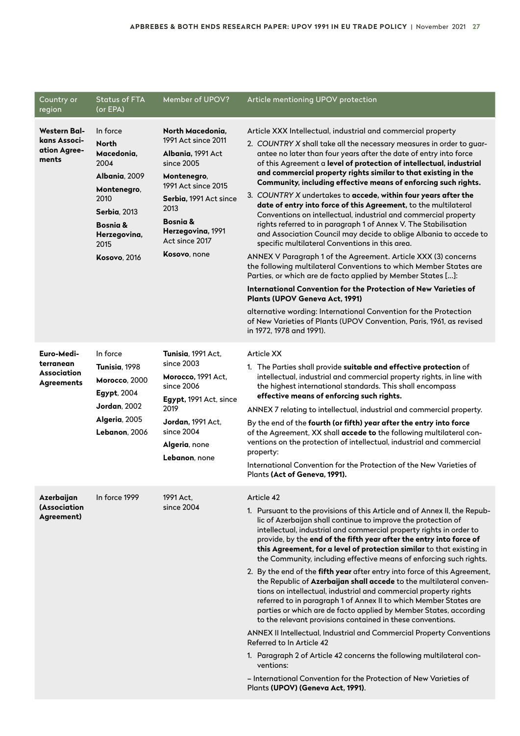| Country or region | Status of FTA (or EPA) | Member of UPOV? | Article mentioning UPOV protection |
|---|---|---|---|
| **Western Balkans Association Agreements** | In force<br>**North Macedonia**, 2004<br>**Albania**, 2009<br>**Montenegro**, 2010<br>**Serbia**, 2013<br>**Bosnia & Herzegovina**, 2015<br>**Kosovo**, 2016 | **North Macedonia**, 1991 Act since 2011<br>**Albania**, 1991 Act since 2005<br>**Montenegro**, 1991 Act since 2015<br>**Serbia**, 1991 Act since 2013<br>**Bosnia & Herzegovina**, 1991 Act since 2017<br>**Kosovo**, none | Article XXX Intellectual, industrial and commercial property<br>2. *COUNTRY X* shall take all the necessary measures in order to guarantee no later than four years after the date of entry into force of this Agreement a **level of protection of intellectual, industrial and commercial property rights similar to that existing in the Community, including effective means of enforcing such rights.**<br>3. *COUNTRY X* undertakes to **accede, within four years after the date of entry into force of this Agreement,** to the multilateral Conventions on intellectual, industrial and commercial property rights referred to in paragraph 1 of Annex V. The Stabilisation and Association Council may decide to oblige Albania to accede to specific multilateral Conventions in this area.<br>ANNEX V Paragraph 1 of the Agreement. Article XXX (3) concerns the following multilateral Conventions to which Member States are Parties, or which are de facto applied by Member States [...]:<br>**International Convention for the Protection of New Varieties of Plants (UPOV Geneva Act, 1991)**<br>alternative wording: International Convention for the Protection of New Varieties of Plants (UPOV Convention, Paris, 1961, as revised in 1972, 1978 and 1991). |
| **Euro-Mediterranean Association Agreements** | In force<br>**Tunisia**, 1998<br>**Morocco**, 2000<br>**Egypt**, 2004<br>**Jordan**, 2002<br>**Algeria**, 2005<br>**Lebanon**, 2006 | **Tunisia**, 1991 Act, since 2003<br>**Morocco**, 1991 Act, since 2006<br>**Egypt**, 1991 Act, since 2019<br>**Jordan**, 1991 Act, since 2004<br>**Algeria**, none<br>**Lebanon**, none | Article XX<br>1. The Parties shall provide **suitable and effective protection** of intellectual, industrial and commercial property rights, in line with the highest international standards. This shall encompass **effective means of enforcing such rights.**<br>ANNEX 7 relating to intellectual, industrial and commercial property.<br>By the end of the **fourth (or fifth) year after the entry into force** of the Agreement, XX shall **accede to** the following multilateral conventions on the protection of intellectual, industrial and commercial property:<br>International Convention for the Protection of the New Varieties of Plants **(Act of Geneva, 1991).** |
| **Azerbaijan (Association Agreement)** | In force 1999 | 1991 Act, since 2004 | Article 42<br>1. Pursuant to the provisions of this Article and of Annex II, the Republic of Azerbaijan shall continue to improve the protection of intellectual, industrial and commercial property rights in order to provide, by the **end of the fifth year after the entry into force of this Agreement, for a level of protection similar** to that existing in the Community, including effective means of enforcing such rights.<br>2. By the end of the **fifth year** after entry into force of this Agreement, the Republic of **Azerbaijan shall accede** to the multilateral conventions on intellectual, industrial and commercial property rights referred to in paragraph 1 of Annex II to which Member States are parties or which are de facto applied by Member States, according to the relevant provisions contained in these conventions.<br>ANNEX II Intellectual, Industrial and Commercial Property Conventions Referred to In Article 42<br>1. Paragraph 2 of Article 42 concerns the following multilateral conventions:<br>– International Convention for the Protection of New Varieties of Plants **(UPOV) (Geneva Act, 1991)**. |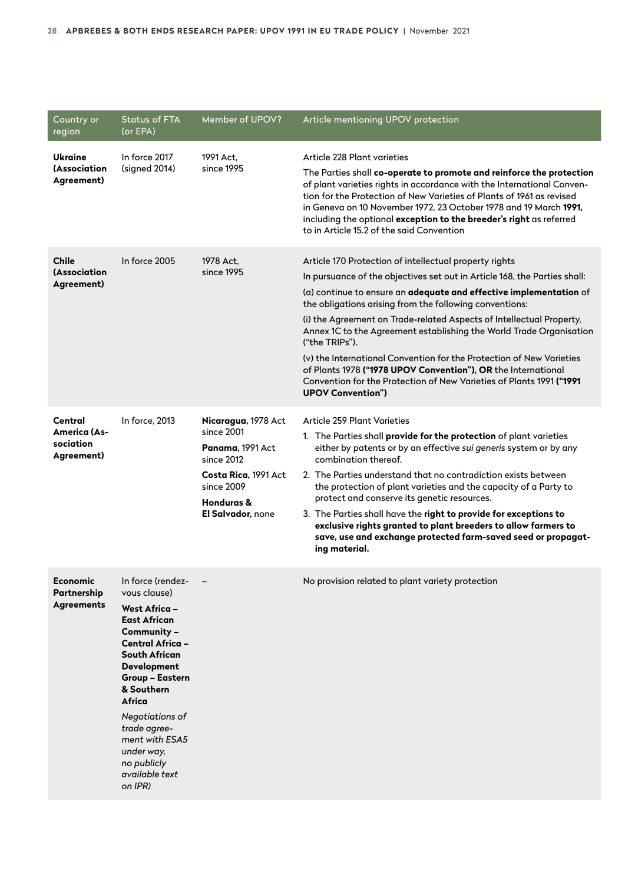| Country or region | Status of FTA (or EPA) | Member of UPOV? | Article mentioning UPOV protection |
|---|---|---|---|
| **Ukraine (Association Agreement)** | In force 2017 (signed 2014) | 1991 Act, since 1995 | Article 228 Plant varieties<br><br>The Parties shall **co-operate to promote and reinforce the protection** of plant varieties rights in accordance with the International Convention for the Protection of New Varieties of Plants of 1961 as revised in Geneva on 10 November 1972, 23 October 1978 and 19 March **1991,** including the optional **exception to the breeder's right** as referred to in Article 15.2 of the said Convention |
| **Chile (Association Agreement)** | In force 2005 | 1978 Act, since 1995 | Article 170 Protection of intellectual property rights<br><br>In pursuance of the objectives set out in Article 168, the Parties shall:<br><br>(a) continue to ensure an **adequate and effective implementation** of the obligations arising from the following conventions:<br><br>(i) the Agreement on Trade-related Aspects of Intellectual Property, Annex 1C to the Agreement establishing the World Trade Organisation ("the TRIPs").<br><br>(v) the International Convention for the Protection of New Varieties of Plants 1978 **("1978 UPOV Convention"), OR** the International Convention for the Protection of New Varieties of Plants 1991 **("1991 UPOV Convention")** |
| **Central America (Association Agreement)** | In force, 2013 | **Nicaragua,** 1978 Act since 2001<br><br>**Panama,** 1991 Act since 2012<br><br>**Costa Rica,** 1991 Act since 2009<br><br>**Honduras & El Salvador,** none | Article 259 Plant Varieties<br><br>1. The Parties shall **provide for the protection** of plant varieties either by patents or by an effective *sui generis* system or by any combination thereof.<br><br>2. The Parties understand that no contradiction exists between the protection of plant varieties and the capacity of a Party to protect and conserve its genetic resources.<br><br>3. The Parties shall have the **right to provide for exceptions to exclusive rights granted to plant breeders to allow farmers to save, use and exchange protected farm-saved seed or propagating material.** |
| **Economic Partnership Agreements** | In force (rendez-vous clause)<br><br>**West Africa – East African Community – Central Africa – South African Development Group – Eastern & Southern Africa**<br><br>*Negotiations of trade agreement with ESA5 under way, no publicly available text on IPR)* | – | No provision related to plant variety protection |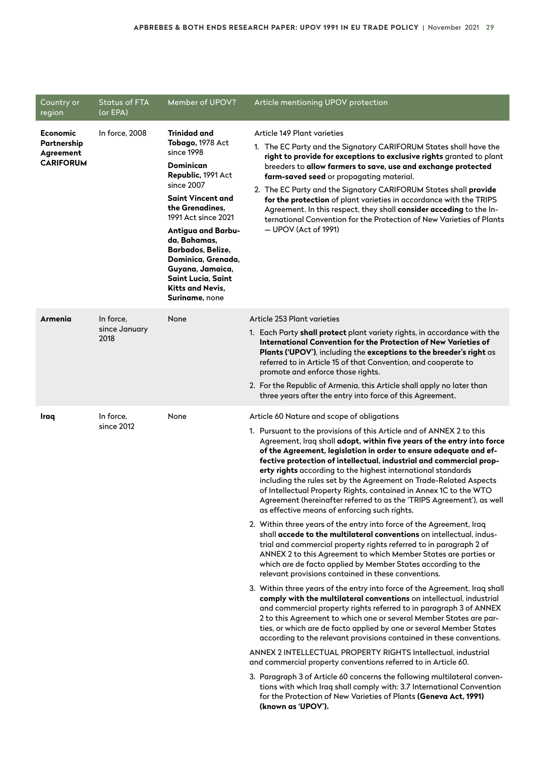| Country or region | Status of FTA (or EPA) | Member of UPOV? | Article mentioning UPOV protection |
|---|---|---|---|
| **Economic Partnership Agreement CARIFORUM** | In force, 2008 | **Trinidad and Tobago,** 1978 Act since 1998<br><br>**Dominican Republic,** 1991 Act since 2007<br><br>**Saint Vincent and the Grenadines,** 1991 Act since 2021<br><br>**Antigua and Barbuda, Bahamas, Barbados, Belize, Dominica, Grenada, Guyana, Jamaica, Saint Lucia, Saint Kitts and Nevis, Suriname,** none | Article 149 Plant varieties<br><br>1. The EC Party and the Signatory CARIFORUM States shall have the **right to provide for exceptions to exclusive rights** granted to plant breeders to **allow farmers to save, use and exchange protected farm-saved seed** or propagating material.<br><br>2. The EC Party and the Signatory CARIFORUM States shall **provide for the protection** of plant varieties in accordance with the TRIPS Agreement. In this respect, they shall **consider acceding** to the International Convention for the Protection of New Varieties of Plants — UPOV (Act of 1991) |
| **Armenia** | In force, since January 2018 | None | Article 253 Plant varieties<br><br>1. Each Party **shall protect** plant variety rights, in accordance with the **International Convention for the Protection of New Varieties of Plants ('UPOV')**, including the **exceptions to the breeder's right** as referred to in Article 15 of that Convention, and cooperate to promote and enforce those rights.<br><br>2. For the Republic of Armenia, this Article shall apply no later than three years after the entry into force of this Agreement. |
| **Iraq** | In force, since 2012 | None | Article 60 Nature and scope of obligations<br><br>1. Pursuant to the provisions of this Article and of ANNEX 2 to this Agreement, Iraq shall **adopt, within five years of the entry into force of the Agreement, legislation in order to ensure adequate and effective protection of intellectual, industrial and commercial property rights** according to the highest international standards including the rules set by the Agreement on Trade-Related Aspects of Intellectual Property Rights, contained in Annex 1C to the WTO Agreement (hereinafter referred to as the 'TRIPS Agreement'), as well as effective means of enforcing such rights.<br><br>2. Within three years of the entry into force of the Agreement, Iraq shall **accede to the multilateral conventions** on intellectual, industrial and commercial property rights referred to in paragraph 2 of ANNEX 2 to this Agreement to which Member States are parties or which are de facto applied by Member States according to the relevant provisions contained in these conventions.<br><br>3. Within three years of the entry into force of the Agreement, Iraq shall **comply with the multilateral conventions** on intellectual, industrial and commercial property rights referred to in paragraph 3 of ANNEX 2 to this Agreement to which one or several Member States are parties, or which are de facto applied by one or several Member States according to the relevant provisions contained in these conventions.<br><br>ANNEX 2 INTELLECTUAL PROPERTY RIGHTS Intellectual, industrial and commercial property conventions referred to in Article 60.<br><br>3. Paragraph 3 of Article 60 concerns the following multilateral conventions with which Iraq shall comply with: 3.7 International Convention for the Protection of New Varieties of Plants **(Geneva Act, 1991) (known as 'UPOV').** |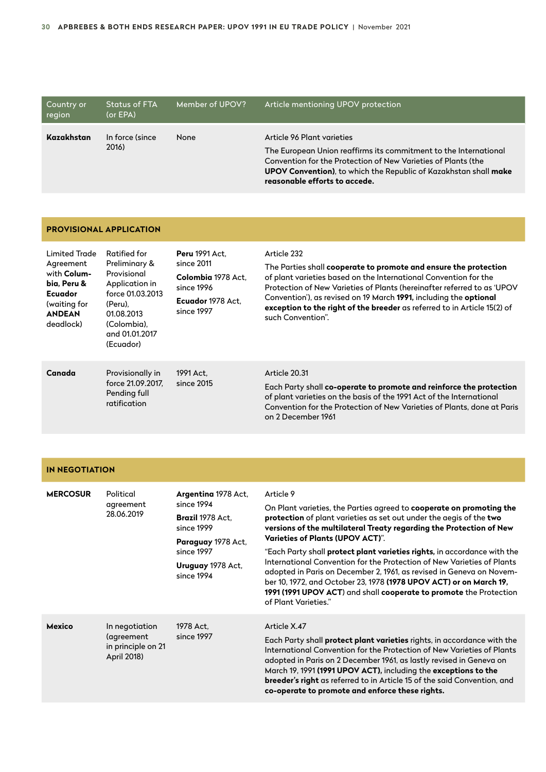| Country or region | Status of FTA (or EPA) | Member of UPOV? | Article mentioning UPOV protection |
|---|---|---|---|
| **Kazakhstan** | In force (since 2016) | None | Article 96 Plant varieties<br><br>The European Union reaffirms its commitment to the International Convention for the Protection of New Varieties of Plants (the **UPOV Convention)**, to which the Republic of Kazakhstan shall **make reasonable efforts to accede.** |
| **PROVISIONAL APPLICATION** | | | |
| Limited Trade Agreement with **Columbia, Peru & Ecuador** (waiting for **ANDEAN** deadlock) | Ratified for Preliminary & Provisional Application in force 01.03.2013 (Peru), 01.08.2013 (Colombia), and 01.01.2017 (Ecuador) | **Peru** 1991 Act, since 2011<br><br>**Colombia** 1978 Act, since 1996<br><br>**Ecuador** 1978 Act, since 1997 | Article 232<br><br>The Parties shall **cooperate to promote and ensure the protection** of plant varieties based on the International Convention for the Protection of New Varieties of Plants (hereinafter referred to as 'UPOV Convention'), as revised on 19 March **1991,** including the **optional exception to the right of the breeder** as referred to in Article 15(2) of such Convention". |
| **Canada** | Provisionally in force 21.09.2017, Pending full ratification | 1991 Act, since 2015 | Article 20.31<br><br>Each Party shall **co-operate to promote and reinforce the protection** of plant varieties on the basis of the 1991 Act of the International Convention for the Protection of New Varieties of Plants, done at Paris on 2 December 1961 |
| **IN NEGOTIATION** | | | |
| **MERCOSUR** | Political agreement 28.06.2019 | **Argentina** 1978 Act, since 1994<br><br>**Brazil** 1978 Act, since 1999<br><br>**Paraguay** 1978 Act, since 1997<br><br>**Uruguay** 1978 Act, since 1994 | Article 9<br><br>On Plant varieties, the Parties agreed to **cooperate on promoting the protection** of plant varieties as set out under the aegis of the **two versions of the multilateral Treaty regarding the Protection of New Varieties of Plants (UPOV ACT)**".<br><br>"Each Party shall **protect plant varieties rights,** in accordance with the International Convention for the Protection of New Varieties of Plants adopted in Paris on December 2, 1961, as revised in Geneva on November 10, 1972, and October 23, 1978 **(1978 UPOV ACT) or on March 19, 1991 (1991 UPOV ACT**) and shall **cooperate to promote** the Protection of Plant Varieties." |
| **Mexico** | In negotiation (agreement in principle on 21 April 2018) | 1978 Act, since 1997 | Article X.47<br><br>Each Party shall **protect plant varieties** rights, in accordance with the International Convention for the Protection of New Varieties of Plants adopted in Paris on 2 December 1961, as lastly revised in Geneva on March 19, 1991 **(1991 UPOV ACT),** including the **exceptions to the breeder's right** as referred to in Article 15 of the said Convention, and **co-operate to promote and enforce these rights.** |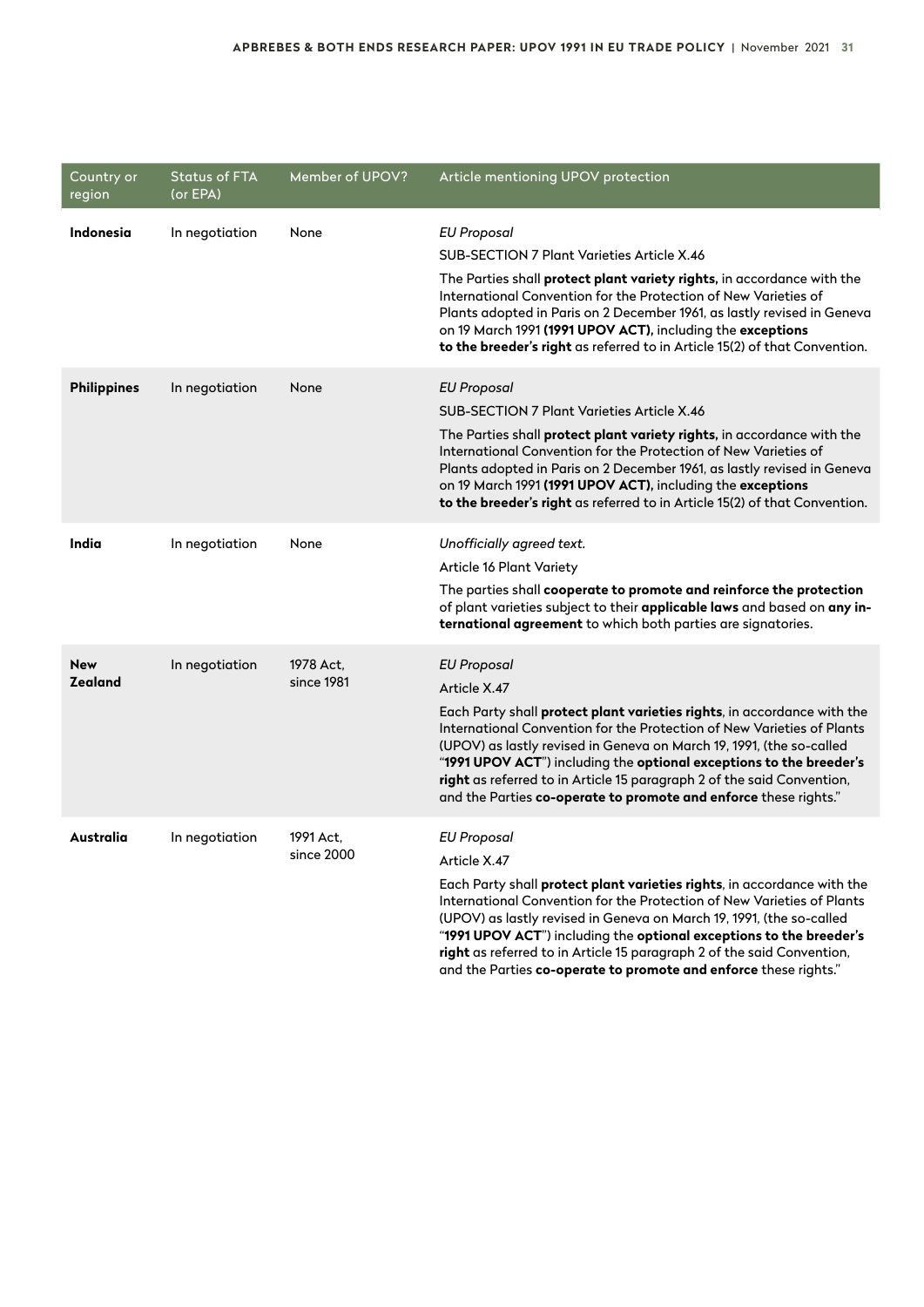| Country or region | Status of FTA (or EPA) | Member of UPOV? | Article mentioning UPOV protection |
|---|---|---|---|
| **Indonesia** | In negotiation | None | *EU Proposal*<br>SUB-SECTION 7 Plant Varieties Article X.46<br>The Parties shall **protect plant variety rights,** in accordance with the International Convention for the Protection of New Varieties of Plants adopted in Paris on 2 December 1961, as lastly revised in Geneva on 19 March 1991 **(1991 UPOV ACT),** including the **exceptions to the breeder's right** as referred to in Article 15(2) of that Convention. |
| **Philippines** | In negotiation | None | *EU Proposal*<br>SUB-SECTION 7 Plant Varieties Article X.46<br>The Parties shall **protect plant variety rights,** in accordance with the International Convention for the Protection of New Varieties of Plants adopted in Paris on 2 December 1961, as lastly revised in Geneva on 19 March 1991 **(1991 UPOV ACT),** including the **exceptions to the breeder's right** as referred to in Article 15(2) of that Convention. |
| **India** | In negotiation | None | *Unofficially agreed text.*<br>Article 16 Plant Variety<br>The parties shall **cooperate to promote and reinforce the protection** of plant varieties subject to their **applicable laws** and based on **any international agreement** to which both parties are signatories. |
| **New Zealand** | In negotiation | 1978 Act, since 1981 | *EU Proposal*<br>Article X.47<br>Each Party shall **protect plant varieties rights**, in accordance with the International Convention for the Protection of New Varieties of Plants (UPOV) as lastly revised in Geneva on March 19, 1991, (the so-called "**1991 UPOV ACT**") including the **optional exceptions to the breeder's right** as referred to in Article 15 paragraph 2 of the said Convention, and the Parties **co-operate to promote and enforce** these rights." |
| **Australia** | In negotiation | 1991 Act, since 2000 | *EU Proposal*<br>Article X.47<br>Each Party shall **protect plant varieties rights**, in accordance with the International Convention for the Protection of New Varieties of Plants (UPOV) as lastly revised in Geneva on March 19, 1991, (the so-called "**1991 UPOV ACT**") including the **optional exceptions to the breeder's right** as referred to in Article 15 paragraph 2 of the said Convention, and the Parties **co-operate to promote and enforce** these rights." |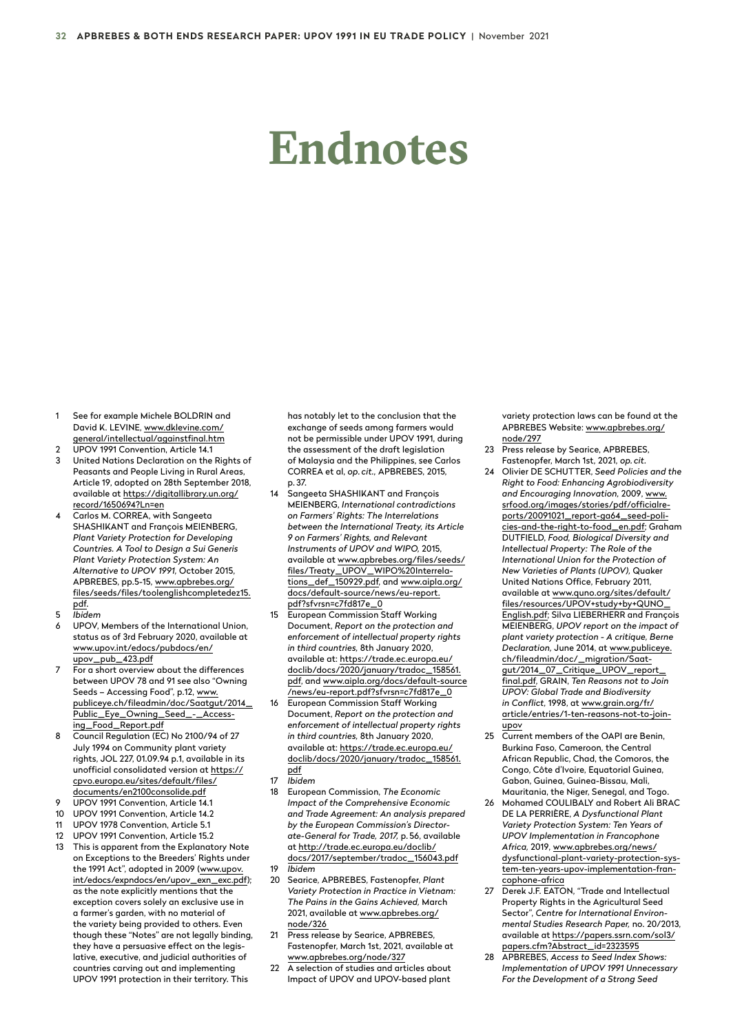# Endnotes

1. See for example Michele BOLDRIN and David K. LEVINE, www.dklevine.com/general/intellectual/againstfinal.htm
2. UPOV 1991 Convention, Article 14.1
3. United Nations Declaration on the Rights of Peasants and People Living in Rural Areas, Article 19, adopted on 28th September 2018, available at https://digitallibrary.un.org/record/1650694?Ln=en
4. Carlos M. CORREA, with Sangeeta SHASHIKANT and François MEIENBERG, *Plant Variety Protection for Developing Countries. A Tool to Design a Sui Generis Plant Variety Protection System: An Alternative to UPOV 1991*, October 2015, APBREBES, pp.5-15, www.apbrebes.org/files/seeds/files/toolenglishcompletedez15.pdf.
5. *Ibidem*
6. UPOV, Members of the International Union, status as of 3rd February 2020, available at www.upov.int/edocs/pubdocs/en/upov_pub_423.pdf
7. For a short overview about the differences between UPOV 78 and 91 see also "Owning Seeds – Accessing Food", p.12, www.publiceye.ch/fileadmin/doc/Saatgut/2014_Public_Eye_Owning_Seed_-_Accessing_Food_Report.pdf
8. Council Regulation (EC) No 2100/94 of 27 July 1994 on Community plant variety rights, JOL 227, 01.09.94 p.1, available in its unofficial consolidated version at https://cpvo.europa.eu/sites/default/files/documents/en2100consolide.pdf
9. UPOV 1991 Convention, Article 14.1
10. UPOV 1991 Convention, Article 14.2
11. UPOV 1978 Convention, Article 5.1
12. UPOV 1991 Convention, Article 15.2
13. This is apparent from the Explanatory Note on Exceptions to the Breeders' Rights under the 1991 Act", adopted in 2009 (www.upov.int/edocs/expndocs/en/upov_exn_exc.pdf); as the note explicitly mentions that the exception covers solely an exclusive use in a farmer's garden, with no material of the variety being provided to others. Even though these "Notes" are not legally binding, they have a persuasive effect on the legislative, executive, and judicial authorities of countries carving out and implementing UPOV 1991 protection in their territory. This has notably let to the conclusion that the exchange of seeds among farmers would not be permissible under UPOV 1991, during the assessment of the draft legislation of Malaysia and the Philippines, see Carlos CORREA et al, *op. cit.*, APBREBES, 2015, p. 37.
14. Sangeeta SHASHIKANT and François MEIENBERG, *International contradictions on Farmers' Rights: The Interrelations between the International Treaty, its Article 9 on Farmers' Rights, and Relevant Instruments of UPOV and WIPO*, 2015, available at www.apbrebes.org/files/seeds/files/Treaty_UPOV_WIPO%20Interrelations_def_150929.pdf, and www.aipla.org/docs/default-source/news/eu-report.pdf?sfvrsn=c7fd817e_0
15. European Commission Staff Working Document, *Report on the protection and enforcement of intellectual property rights in third countries*, 8th January 2020, available at: https://trade.ec.europa.eu/doclib/docs/2020/january/tradoc_158561.pdf, and www.aipla.org/docs/default-source/news/eu-report.pdf?sfvrsn=c7fd817e_0
16. European Commission Staff Working Document, *Report on the protection and enforcement of intellectual property rights in third countries*, 8th January 2020, available at: https://trade.ec.europa.eu/doclib/docs/2020/january/tradoc_158561.pdf
17. *Ibidem*
18. European Commission, *The Economic Impact of the Comprehensive Economic and Trade Agreement: An analysis prepared by the European Commission's Directorate-General for Trade, 2017*, p. 56, available at http://trade.ec.europa.eu/doclib/docs/2017/september/tradoc_156043.pdf
19. *Ibidem*
20. Searice, APBREBES, Fastenopfer, *Plant Variety Protection in Practice in Vietnam: The Pains in the Gains Achieved*, March 2021, available at www.apbrebes.org/node/326
21. Press release by Searice, APBREBES, Fastenopfer, March 1st, 2021, available at www.apbrebes.org/node/327
22. A selection of studies and articles about Impact of UPOV and UPOV-based plant variety protection laws can be found at the APBREBES Website: www.apbrebes.org/node/297
23. Press release by Searice, APBREBES, Fastenopfer, March 1st, 2021, *op. cit.*
24. Olivier DE SCHUTTER, *Seed Policies and the Right to Food: Enhancing Agrobiodiversity and Encouraging Innovation*, 2009, www.srfood.org/images/stories/pdf/officialreports/20091021_report-ga64_seed-policies-and-the-right-to-food_en.pdf; Graham DUTFIELD, *Food, Biological Diversity and Intellectual Property: The Role of the International Union for the Protection of New Varieties of Plants (UPOV)*, Quaker United Nations Office, February 2011, available at www.quno.org/sites/default/files/resources/UPOV+study+by+QUNO_English.pdf; Silva LIEBERHERR and François MEIENBERG, *UPOV report on the impact of plant variety protection - A critique, Berne Declaration*, June 2014, at www.publiceye.ch/fileadmin/doc/_migration/Saatgut/2014_07_Critique_UPOV_report_final.pdf, GRAIN, *Ten Reasons not to Join UPOV: Global Trade and Biodiversity in Conflict*, 1998, at www.grain.org/fr/article/entries/1-ten-reasons-not-to-join-upov
25. Current members of the OAPI are Benin, Burkina Faso, Cameroon, the Central African Republic, Chad, the Comoros, the Congo, Côte d'Ivoire, Equatorial Guinea, Gabon, Guinea, Guinea-Bissau, Mali, Mauritania, the Niger, Senegal, and Togo.
26. Mohamed COULIBALY and Robert Ali BRAC DE LA PERRIÈRE, *A Dysfunctional Plant Variety Protection System: Ten Years of UPOV Implementation in Francophone Africa*, 2019, www.apbrebes.org/news/dysfunctional-plant-variety-protection-system-ten-years-upov-implementation-francophone-africa
27. Derek J.F. EATON, "Trade and Intellectual Property Rights in the Agricultural Seed Sector", *Centre for International Environmental Studies Research Paper*, no. 20/2013, available at https://papers.ssrn.com/sol3/papers.cfm?Abstract_id=2323595
28. APBREBES, *Access to Seed Index Shows: Implementation of UPOV 1991 Unnecessary For the Development of a Strong Seed*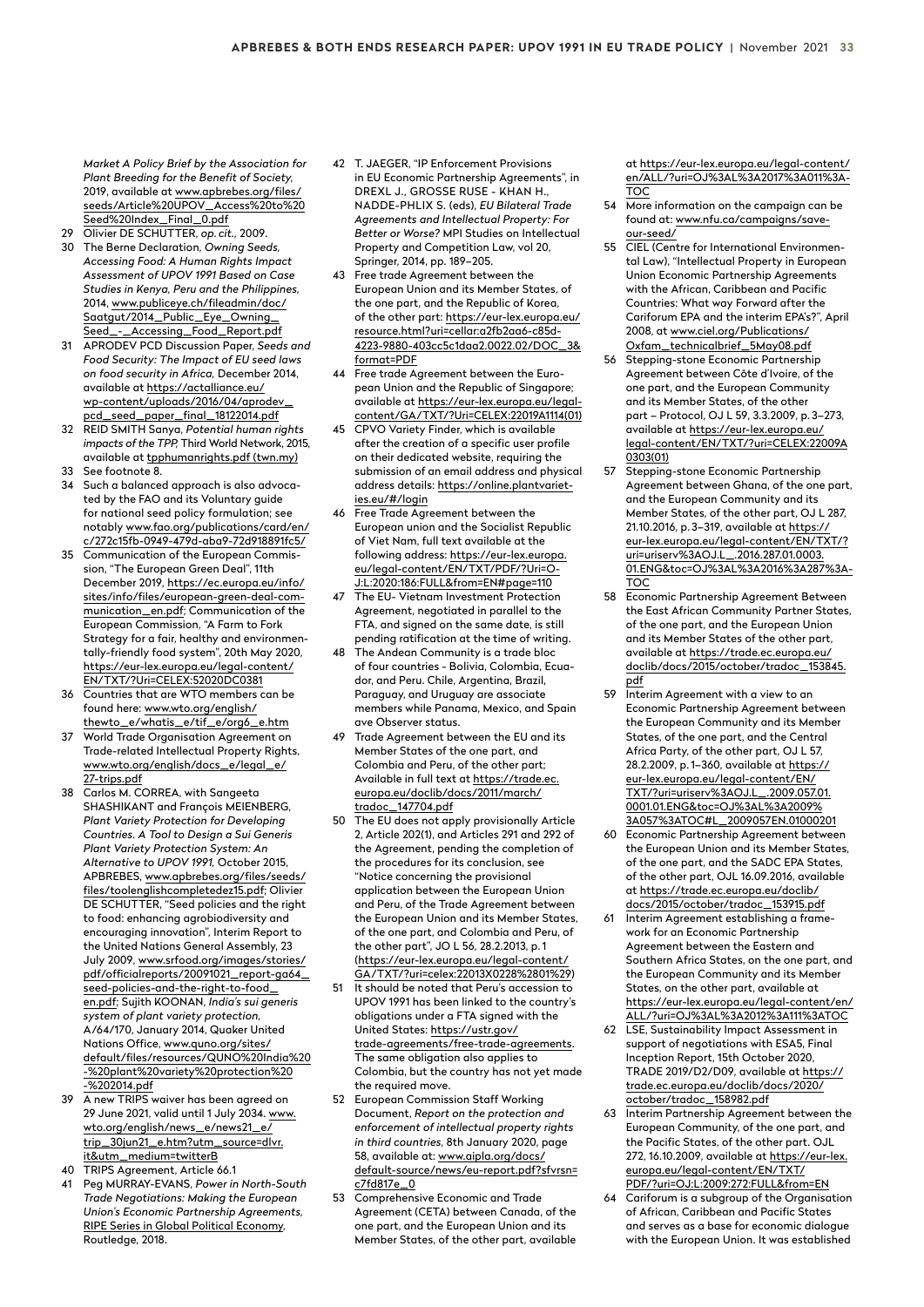*Market A Policy Brief by the Association for Plant Breeding for the Benefit of Society,* 2019, available at www.apbrebes.org/files/seeds/Article%20UPOV_Access%20to%20Seed%20Index_Final_0.pdf

29 Olivier DE SCHUTTER, *op. cit.,* 2009.

30 The Berne Declaration, *Owning Seeds, Accessing Food: A Human Rights Impact Assessment of UPOV 1991 Based on Case Studies in Kenya, Peru and the Philippines,* 2014, www.publiceye.ch/fileadmin/doc/Saatgut/2014_Public_Eye_Owning_Seed_-_Accessing_Food_Report.pdf

31 APRODEV PCD Discussion Paper, *Seeds and Food Security: The Impact of EU seed laws on food security in Africa,* December 2014, available at https://actalliance.eu/wp-content/uploads/2016/04/aprodev_pcd_seed_paper_final_18122014.pdf

32 REID SMITH Sanya, *Potential human rights impacts of the TPP,* Third World Network, 2015, available at tpphumanrights.pdf (twn.my)

33 See footnote 8.

34 Such a balanced approach is also advocated by the FAO and its Voluntary guide for national seed policy formulation; see notably www.fao.org/publications/card/en/c/272c15fb-0949-479d-aba9-72d918891fc5/

35 Communication of the European Commission, "The European Green Deal", 11th December 2019, https://ec.europa.eu/info/sites/info/files/european-green-deal-communication_en.pdf; Communication of the European Commission, "A Farm to Fork Strategy for a fair, healthy and environmentally-friendly food system", 20th May 2020, https://eur-lex.europa.eu/legal-content/EN/TXT/?Uri=CELEX:52020DC0381

36 Countries that are WTO members can be found here: www.wto.org/english/thewto_e/whatis_e/tif_e/org6_e.htm

37 World Trade Organisation Agreement on Trade-related Intellectual Property Rights, www.wto.org/english/docs_e/legal_e/27-trips.pdf

38 Carlos M. CORREA, with Sangeeta SHASHIKANT and François MEIENBERG, *Plant Variety Protection for Developing Countries. A Tool to Design a Sui Generis Plant Variety Protection System: An Alternative to UPOV 1991,* October 2015, APBREBES, www.apbrebes.org/files/seeds/files/toolenglishcompletedez15.pdf; Olivier DE SCHUTTER, "Seed policies and the right to food: enhancing agrobiodiversity and encouraging innovation", Interim Report to the United Nations General Assembly, 23 July 2009, www.srfood.org/images/stories/pdf/officialreports/20091021_report-ga64_seed-policies-and-the-right-to-food_en.pdf; Sujith KOONAN, *India's sui generis system of plant variety protection,* A/64/170, January 2014, Quaker United Nations Office, www.quno.org/sites/default/files/resources/QUNO%20India%20-%20plant%20variety%20protection%20-%202014.pdf

39 A new TRIPS waiver has been agreed on 29 June 2021, valid until 1 July 2034. www.wto.org/english/news_e/news21_e/trip_30jun21_e.htm?utm_source=dlvr.it&utm_medium=twitterB

40 TRIPS Agreement, Article 66.1

41 Peg MURRAY-EVANS, *Power in North-South Trade Negotiations: Making the European Union's Economic Partnership Agreements,* RIPE Series in Global Political Economy, Routledge, 2018.

42 T. JAEGER, "IP Enforcement Provisions in EU Economic Partnership Agreements", in DREXL J., GROSSE RUSE - KHAN H., NADDE-PHLIX S. (eds), *EU Bilateral Trade Agreements and Intellectual Property: For Better or Worse?* MPI Studies on Intellectual Property and Competition Law, vol 20, Springer, 2014, pp. 189–205.

43 Free trade Agreement between the European Union and its Member States, of the one part, and the Republic of Korea, of the other part: https://eur-lex.europa.eu/resource.html?uri=cellar:a2fb2aa6-c85d-4223-9880-403cc5c1daa2.0022.02/DOC_3&format=PDF

44 Free trade Agreement between the European Union and the Republic of Singapore; available at https://eur-lex.europa.eu/legal-content/GA/TXT/?Uri=CELEX:22019A1114(01)

45 CPVO Variety Finder, which is available after the creation of a specific user profile on their dedicated website, requiring the submission of an email address and physical address details: https://online.plantvarieties.eu/#/login

46 Free Trade Agreement between the European union and the Socialist Republic of Viet Nam, full text available at the following address: https://eur-lex.europa.eu/legal-content/EN/TXT/PDF/?Uri=OJ:L:2020:186:FULL&from=EN#page=110

47 The EU- Vietnam Investment Protection Agreement, negotiated in parallel to the FTA, and signed on the same date, is still pending ratification at the time of writing.

48 The Andean Community is a trade bloc of four countries - Bolivia, Colombia, Ecuador, and Peru. Chile, Argentina, Brazil, Paraguay, and Uruguay are associate members while Panama, Mexico, and Spain ave Observer status.

49 Trade Agreement between the EU and its Member States of the one part, and Colombia and Peru, of the other part; Available in full text at https://trade.ec.europa.eu/doclib/docs/2011/march/tradoc_147704.pdf

50 The EU does not apply provisionally Article 2, Article 202(1), and Articles 291 and 292 of the Agreement, pending the completion of the procedures for its conclusion, see "Notice concerning the provisional application between the European Union and Peru, of the Trade Agreement between the European Union and its Member States, of the one part, and Colombia and Peru, of the other part", JO L 56, 28.2.2013, p. 1 (https://eur-lex.europa.eu/legal-content/GA/TXT/?uri=celex:22013X0228%2801%29)

51 It should be noted that Peru's accession to UPOV 1991 has been linked to the country's obligations under a FTA signed with the United States: https://ustr.gov/trade-agreements/free-trade-agreements. The same obligation also applies to Colombia, but the country has not yet made the required move.

52 European Commission Staff Working Document, *Report on the protection and enforcement of intellectual property rights in third countries,* 8th January 2020, page 58, available at: www.aipla.org/docs/default-source/news/eu-report.pdf?sfvrsn=c7fd817e_0

53 Comprehensive Economic and Trade Agreement (CETA) between Canada, of the one part, and the European Union and its Member States, of the other part, available at https://eur-lex.europa.eu/legal-content/en/ALL/?uri=OJ%3AL%3A2017%3A011%3ATOC

54 More information on the campaign can be found at: www.nfu.ca/campaigns/save-our-seed/

55 CIEL (Centre for International Environmental Law), "Intellectual Property in European Union Economic Partnership Agreements with the African, Caribbean and Pacific Countries: What way Forward after the Cariforum EPA and the interim EPA's?", April 2008, at www.ciel.org/Publications/Oxfam_technicalbrief_5May08.pdf

56 Stepping-stone Economic Partnership Agreement between Côte d'Ivoire, of the one part, and the European Community and its Member States, of the other part – Protocol, OJ L 59, 3.3.2009, p. 3–273, available at https://eur-lex.europa.eu/legal-content/EN/TXT/?uri=CELEX:22009A0303(01)

57 Stepping-stone Economic Partnership Agreement between Ghana, of the one part, and the European Community and its Member States, of the other part, OJ L 287, 21.10.2016, p. 3–319, available at https://eur-lex.europa.eu/legal-content/EN/TXT/?uri=uriserv%3AOJ.L_.2016.287.01.0003.01.ENG&toc=OJ%3AL%3A2016%3A287%3ATOC

58 Economic Partnership Agreement Between the East African Community Partner States, of the one part, and the European Union and its Member States of the other part, available at https://trade.ec.europa.eu/doclib/docs/2015/october/tradoc_153845.pdf

59 Interim Agreement with a view to an Economic Partnership Agreement between the European Community and its Member States, of the one part, and the Central Africa Party, of the other part, OJ L 57, 28.2.2009, p. 1–360, available at https://eur-lex.europa.eu/legal-content/EN/TXT/?uri=uriserv%3AOJ.L_.2009.057.01.0001.01.ENG&toc=OJ%3AL%3A2009%3A057%3ATOC#L_2009057EN.01000201

60 Economic Partnership Agreement between the European Union and its Member States, of the one part, and the SADC EPA States, of the other part, OJL 16.09.2016, available at https://trade.ec.europa.eu/doclib/docs/2015/october/tradoc_153915.pdf

61 Interim Agreement establishing a framework for an Economic Partnership Agreement between the Eastern and Southern Africa States, on the one part, and the European Community and its Member States, on the other part, available at https://eur-lex.europa.eu/legal-content/en/ALL/?uri=OJ%3AL%3A2012%3A111%3ATOC

62 LSE, Sustainability Impact Assessment in support of negotiations with ESA5, Final Inception Report, 15th October 2020, TRADE 2019/D2/D09, available at https://trade.ec.europa.eu/doclib/docs/2020/october/tradoc_158982.pdf

63 Interim Partnership Agreement between the European Community, of the one part, and the Pacific States, of the other part. OJL 272, 16.10.2009, available at https://eur-lex.europa.eu/legal-content/EN/TXT/PDF/?uri=OJ:L:2009:272:FULL&from=EN

64 Cariforum is a subgroup of the Organisation of African, Caribbean and Pacific States and serves as a base for economic dialogue with the European Union. It was established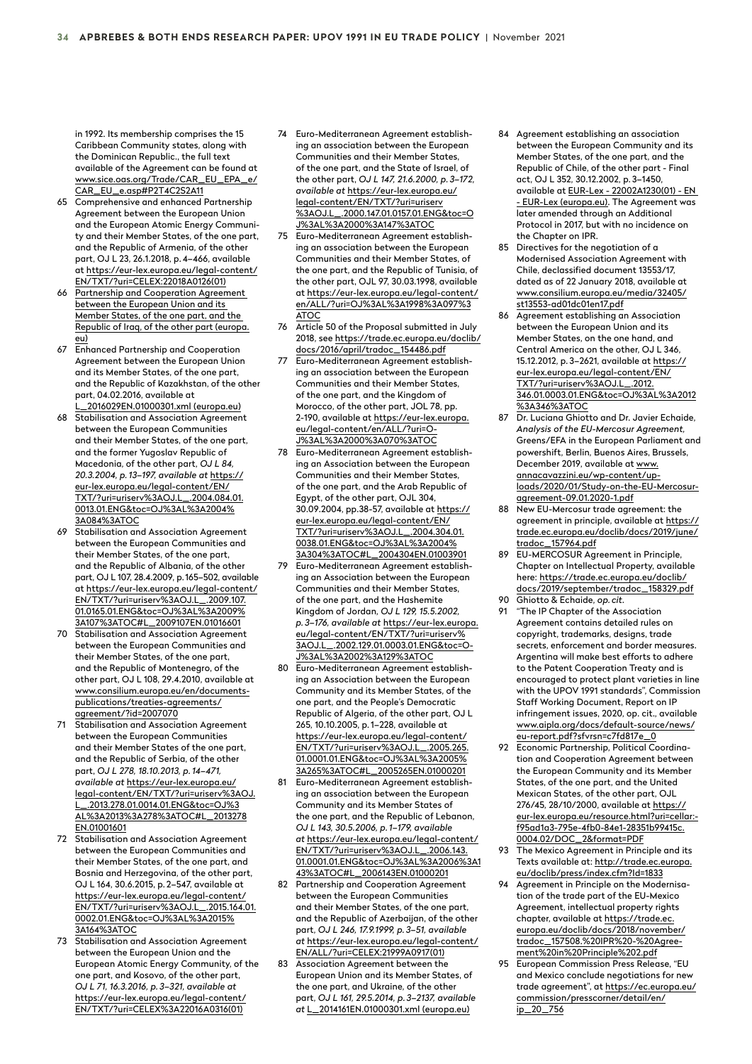in 1992. Its membership comprises the 15 Caribbean Community states, along with the Dominican Republic., the full text available of the Agreement can be found at www.sice.oas.org/Trade/CAR_EU_EPA_e/CAR_EU_e.asp#P2T4C2S2A11

65 Comprehensive and enhanced Partnership Agreement between the European Union and the European Atomic Energy Community and their Member States, of the one part, and the Republic of Armenia, of the other part, OJ L 23, 26.1.2018, p. 4–466, available at https://eur-lex.europa.eu/legal-content/EN/TXT/?uri=CELEX:22018A0126(01)

66 Partnership and Cooperation Agreement between the European Union and its Member States, of the one part, and the Republic of Iraq, of the other part (europa.eu)

67 Enhanced Partnership and Cooperation Agreement between the European Union and its Member States, of the one part, and the Republic of Kazakhstan, of the other part, 04.02.2016, available at L_2016029EN.01000301.xml (europa.eu)

68 Stabilisation and Association Agreement between the European Communities and their Member States, of the one part, and the former Yugoslav Republic of Macedonia, of the other part, *OJ L 84, 20.3.2004, p. 13–197, available at* https://eur-lex.europa.eu/legal-content/EN/TXT/?uri=uriserv%3AOJ.L_.2004.084.01.0013.01.ENG&toc=OJ%3AL%3A2004%3A084%3ATOC

69 Stabilisation and Association Agreement between the European Communities and their Member States, of the one part, and the Republic of Albania, of the other part, OJ L 107, 28.4.2009, p. 165–502, available at https://eur-lex.europa.eu/legal-content/EN/TXT/?uri=uriserv%3AOJ.L_.2009.107.01.0165.01.ENG&toc=OJ%3AL%3A2009%3A107%3ATOC#L_2009107EN.01016601

70 Stabilisation and Association Agreement between the European Communities and their Member States, of the one part, and the Republic of Montenegro, of the other part, OJ L 108, 29.4.2010, available at www.consilium.europa.eu/en/documents-publications/treaties-agreements/agreement/?id=2007070

71 Stabilisation and Association Agreement between the European Communities and their Member States of the one part, and the Republic of Serbia, of the other part, *OJ L 278, 18.10.2013, p. 14–471, available at* https://eur-lex.europa.eu/legal-content/EN/TXT/?uri=uriserv%3AOJ.L_.2013.278.01.0014.01.ENG&toc=OJ%3AL%3A2013%3A278%3ATOC#L_2013278EN.01001601

72 Stabilisation and Association Agreement between the European Communities and their Member States, of the one part, and Bosnia and Herzegovina, of the other part, OJ L 164, 30.6.2015, p. 2–547, available at https://eur-lex.europa.eu/legal-content/EN/TXT/?uri=uriserv%3AOJ.L_.2015.164.01.0002.01.ENG&toc=OJ%3AL%3A2015%3A164%3ATOC

73 Stabilisation and Association Agreement between the European Union and the European Atomic Energy Community, of the one part, and Kosovo, of the other part, *OJ L 71, 16.3.2016, p. 3–321, available at* https://eur-lex.europa.eu/legal-content/EN/TXT/?uri=CELEX%3A22016A0316(01)

74 Euro-Mediterranean Agreement establishing an association between the European Communities and their Member States, of the one part, and the State of Israel, of the other part, *OJ L 147, 21.6.2000, p. 3–172, available at* https://eur-lex.europa.eu/legal-content/EN/TXT/?uri=uriserv%3AOJ.L_.2000.147.01.0157.01.ENG&toc=OJ%3AL%3A2000%3A147%3ATOC

75 Euro-Mediterranean Agreement establishing an association between the European Communities and their Member States, of the one part, and the Republic of Tunisia, of the other part, OJL 97, 30.03.1998, available at https://eur-lex.europa.eu/legal-content/en/ALL/?uri=OJ%3AL%3A1998%3A097%3ATOC

76 Article 50 of the Proposal submitted in July 2018, see https://trade.ec.europa.eu/doclib/docs/2016/april/tradoc_154486.pdf

77 Euro-Mediterranean Agreement establishing an association between the European Communities and their Member States, of the one part, and the Kingdom of Morocco, of the other part, JOL 78, pp. 2-190, available at https://eur-lex.europa.eu/legal-content/en/ALL/?uri=OJ%3AL%3A2000%3A070%3ATOC

78 Euro-Mediterranean Agreement establishing an Association between the European Communities and their Member States, of the one part, and the Arab Republic of Egypt, of the other part, OJL 304, 30.09.2004, pp.38-57, available at https://eur-lex.europa.eu/legal-content/EN/TXT/?uri=uriserv%3AOJ.L_.2004.304.01.0038.01.ENG&toc=OJ%3AL%3A2004%3A304%3ATOC#L_2004304EN.01003901

79 Euro-Mediterranean Agreement establishing an Association between the European Communities and their Member States, of the one part, and the Hashemite Kingdom of Jordan, *OJ L 129, 15.5.2002, p. 3–176, available at* https://eur-lex.europa.eu/legal-content/EN/TXT/?uri=uriserv%3AOJ.L_.2002.129.01.0003.01.ENG&toc=OJ%3AL%3A2002%3A129%3ATOC

80 Euro-Mediterranean Agreement establishing an Association between the European Community and its Member States, of the one part, and the People's Democratic Republic of Algeria, of the other part, OJ L 265, 10.10.2005, p. 1–228, available at https://eur-lex.europa.eu/legal-content/EN/TXT/?uri=uriserv%3AOJ.L_.2005.265.01.0001.01.ENG&toc=OJ%3AL%3A2005%3A265%3ATOC#L_2005265EN.01000201

81 Euro-Mediterranean Agreement establishing an association between the European Community and its Member States of the one part, and the Republic of Lebanon, *OJ L 143, 30.5.2006, p. 1–179, available at* https://eur-lex.europa.eu/legal-content/EN/TXT/?uri=uriserv%3AOJ.L_.2006.143.01.0001.01.ENG&toc=OJ%3AL%3A2006%3A143%3ATOC#L_2006143EN.01000201

82 Partnership and Cooperation Agreement between the European Communities and their Member States, of the one part, and the Republic of Azerbaijan, of the other part, *OJ L 246, 17.9.1999, p. 3–51, available at* https://eur-lex.europa.eu/legal-content/EN/ALL/?uri=CELEX:21999A0917(01)

83 Association Agreement between the European Union and its Member States, of the one part, and Ukraine, of the other part, *OJ L 161, 29.5.2014, p. 3–2137, available at* L_2014161EN.01000301.xml (europa.eu)

84 Agreement establishing an association between the European Community and its Member States, of the one part, and the Republic of Chile, of the other part - Final act, OJ L 352, 30.12.2002, p. 3–1450, available at EUR-Lex - 22002A1230(01) - EN - EUR-Lex (europa.eu). The Agreement was later amended through an Additional Protocol in 2017, but with no incidence on the Chapter on IPR.

85 Directives for the negotiation of a Modernised Association Agreement with Chile, declassified document 13553/17, dated as of 22 January 2018, available at www.consilium.europa.eu/media/32405/st13553-ad01dc01en17.pdf

86 Agreement establishing an Association between the European Union and its Member States, on the one hand, and Central America on the other, OJ L 346, 15.12.2012, p. 3–2621, available at https://eur-lex.europa.eu/legal-content/EN/TXT/?uri=uriserv%3AOJ.L_.2012.346.01.0003.01.ENG&toc=OJ%3AL%3A2012%3A346%3ATOC

87 Dr. Luciana Ghiotto and Dr. Javier Echaide, *Analysis of the EU-Mercosur Agreement*, Greens/EFA in the European Parliament and powershift, Berlin, Buenos Aires, Brussels, December 2019, available at www.annacavazzini.eu/wp-content/uploads/2020/01/Study-on-the-EU-Mercosur-agreement-09.01.2020-1.pdf

88 New EU-Mercosur trade agreement: the agreement in principle, available at https://trade.ec.europa.eu/doclib/docs/2019/june/tradoc_157964.pdf

89 EU-MERCOSUR Agreement in Principle, Chapter on Intellectual Property, available here: https://trade.ec.europa.eu/doclib/docs/2019/september/tradoc_158329.pdf

90 Ghiotto & Echaide, *op. cit.*

91 "The IP Chapter of the Association Agreement contains detailed rules on copyright, trademarks, designs, trade secrets, enforcement and border measures. Argentina will make best efforts to adhere to the Patent Cooperation Treaty and is encouraged to protect plant varieties in line with the UPOV 1991 standards", Commission Staff Working Document, Report on IP infringement issues, 2020, op. cit., available www.aipla.org/docs/default-source/news/eu-report.pdf?sfvrsn=c7fd817e_0

92 Economic Partnership, Political Coordination and Cooperation Agreement between the European Community and its Member States, of the one part, and the United Mexican States, of the other part, OJL 276/45, 28/10/2000, available at https://eur-lex.europa.eu/resource.html?uri=cellar:f95ad1a3-795e-4fb0-84e1-28351b99415c.0004.02/DOC_2&format=PDF

93 The Mexico Agreement in Principle and its Texts available at: http://trade.ec.europa.eu/doclib/press/index.cfm?id=1833

94 Agreement in Principle on the Modernisation of the trade part of the EU-Mexico Agreement, intellectual property rights chapter, available at https://trade.ec.europa.eu/doclib/docs/2018/november/tradoc_157508.%20IPR%20-%20Agreement%20in%20Principle%202.pdf

95 European Commission Press Release, "EU and Mexico conclude negotiations for new trade agreement", at https://ec.europa.eu/commission/presscorner/detail/en/ip_20_756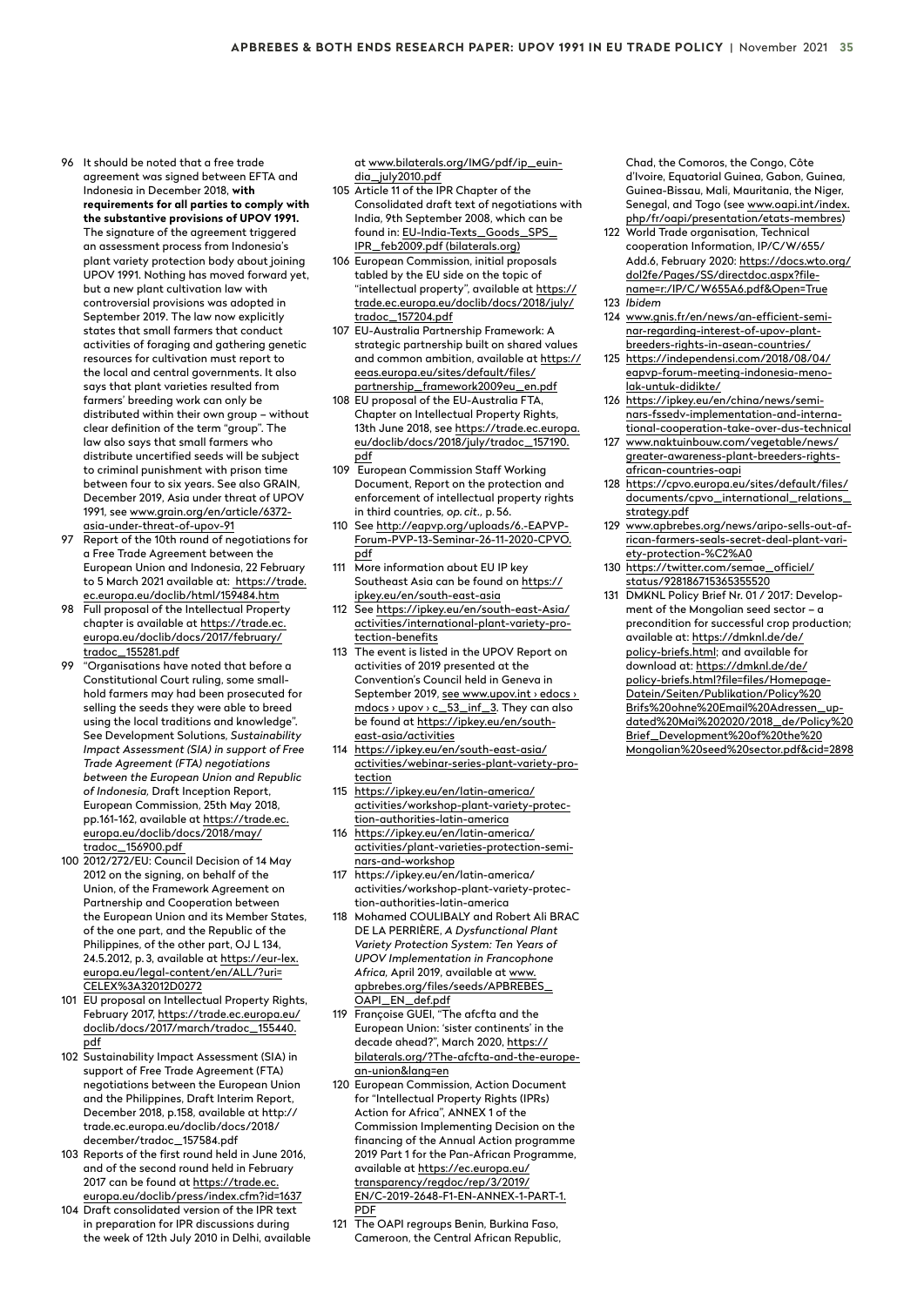96 It should be noted that a free trade agreement was signed between EFTA and Indonesia in December 2018, **with requirements for all parties to comply with the substantive provisions of UPOV 1991.** The signature of the agreement triggered an assessment process from Indonesia's plant variety protection body about joining UPOV 1991. Nothing has moved forward yet, but a new plant cultivation law with controversial provisions was adopted in September 2019. The law now explicitly states that small farmers that conduct activities of foraging and gathering genetic resources for cultivation must report to the local and central governments. It also says that plant varieties resulted from farmers' breeding work can only be distributed within their own group – without clear definition of the term "group". The law also says that small farmers who distribute uncertified seeds will be subject to criminal punishment with prison time between four to six years. See also GRAIN, December 2019, Asia under threat of UPOV 1991, see www.grain.org/en/article/6372-asia-under-threat-of-upov-91

97 Report of the 10th round of negotiations for a Free Trade Agreement between the European Union and Indonesia, 22 February to 5 March 2021 available at: https://trade.ec.europa.eu/doclib/html/159484.htm

98 Full proposal of the Intellectual Property chapter is available at https://trade.ec.europa.eu/doclib/docs/2017/february/tradoc_155281.pdf

99 "Organisations have noted that before a Constitutional Court ruling, some small-hold farmers may had been prosecuted for selling the seeds they were able to breed using the local traditions and knowledge". See Development Solutions, *Sustainability Impact Assessment (SIA) in support of Free Trade Agreement (FTA) negotiations between the European Union and Republic of Indonesia,* Draft Inception Report, European Commission, 25th May 2018, pp.161-162, available at https://trade.ec.europa.eu/doclib/docs/2018/may/tradoc_156900.pdf

100 2012/272/EU: Council Decision of 14 May 2012 on the signing, on behalf of the Union, of the Framework Agreement on Partnership and Cooperation between the European Union and its Member States, of the one part, and the Republic of the Philippines, of the other part, OJ L 134, 24.5.2012, p. 3, available at https://eur-lex.europa.eu/legal-content/en/ALL/?uri=CELEX%3A32012D0272

101 EU proposal on Intellectual Property Rights, February 2017, https://trade.ec.europa.eu/doclib/docs/2017/march/tradoc_155440.pdf

102 Sustainability Impact Assessment (SIA) in support of Free Trade Agreement (FTA) negotiations between the European Union and the Philippines, Draft Interim Report, December 2018, p.158, available at http://trade.ec.europa.eu/doclib/docs/2018/december/tradoc_157584.pdf

103 Reports of the first round held in June 2016, and of the second round held in February 2017 can be found at https://trade.ec.europa.eu/doclib/press/index.cfm?id=1637

104 Draft consolidated version of the IPR text in preparation for IPR discussions during the week of 12th July 2010 in Delhi, available at www.bilaterals.org/IMG/pdf/ip_euindia_july2010.pdf

105 Article 11 of the IPR Chapter of the Consolidated draft text of negotiations with India, 9th September 2008, which can be found in: EU-India-Texts_Goods_SPS_IPR_feb2009.pdf (bilaterals.org)

106 European Commission, initial proposals tabled by the EU side on the topic of "intellectual property", available at https://trade.ec.europa.eu/doclib/docs/2018/july/tradoc_157204.pdf

107 EU-Australia Partnership Framework: A strategic partnership built on shared values and common ambition, available at https://eeas.europa.eu/sites/default/files/partnership_framework2009eu_en.pdf

108 EU proposal of the EU-Australia FTA, Chapter on Intellectual Property Rights, 13th June 2018, see https://trade.ec.europa.eu/doclib/docs/2018/july/tradoc_157190.pdf

109 European Commission Staff Working Document, Report on the protection and enforcement of intellectual property rights in third countries, *op. cit.,* p. 56.

110 See http://eapvp.org/uploads/6.-EAPVP-Forum-PVP-13-Seminar-26-11-2020-CPVO.pdf

111 More information about EU IP key Southeast Asia can be found on https://ipkey.eu/en/south-east-asia

112 See https://ipkey.eu/en/south-east-Asia/activities/international-plant-variety-protection-benefits

113 The event is listed in the UPOV Report on activities of 2019 presented at the Convention's Council held in Geneva in September 2019, see www.upov.int › edocs › mdocs › upov › c_53_inf_3. They can also be found at https://ipkey.eu/en/south-east-asia/activities

114 https://ipkey.eu/en/south-east-asia/activities/webinar-series-plant-variety-protection

115 https://ipkey.eu/en/latin-america/activities/workshop-plant-variety-protection-authorities-latin-america

116 https://ipkey.eu/en/latin-america/activities/plant-varieties-protection-seminars-and-workshop

117 https://ipkey.eu/en/latin-america/activities/workshop-plant-variety-protection-authorities-latin-america

118 Mohamed COULIBALY and Robert Ali BRAC DE LA PERRIÈRE, *A Dysfunctional Plant Variety Protection System: Ten Years of UPOV Implementation in Francophone Africa,* April 2019, available at www.apbrebes.org/files/seeds/APBREBES_OAPI_EN_def.pdf

119 Françoise GUEI, "The afcfta and the European Union: 'sister continents' in the decade ahead?", March 2020, https://bilaterals.org/?The-afcfta-and-the-european-union&lang=en

120 European Commission, Action Document for "Intellectual Property Rights (IPRs) Action for Africa", ANNEX 1 of the Commission Implementing Decision on the financing of the Annual Action programme 2019 Part 1 for the Pan-African Programme, available at https://ec.europa.eu/transparency/regdoc/rep/3/2019/EN/C-2019-2648-F1-EN-ANNEX-1-PART-1.PDF

121 The OAPI regroups Benin, Burkina Faso, Cameroon, the Central African Republic, Chad, the Comoros, the Congo, Côte d'Ivoire, Equatorial Guinea, Gabon, Guinea, Guinea-Bissau, Mali, Mauritania, the Niger, Senegal, and Togo (see www.oapi.int/index.php/fr/oapi/presentation/etats-membres)

122 World Trade organisation, Technical cooperation Information, IP/C/W/655/Add.6, February 2020: https://docs.wto.org/dol2fe/Pages/SS/directdoc.aspx?filename=r:/IP/C/W655A6.pdf&Open=True

123 *Ibidem*

124 www.gnis.fr/en/news/an-efficient-seminar-regarding-interest-of-upov-plant-breeders-rights-in-asean-countries/

125 https://independensi.com/2018/08/04/eapvp-forum-meeting-indonesia-menolak-untuk-didikte/

126 https://ipkey.eu/en/china/news/seminars-fssedv-implementation-and-international-cooperation-take-over-dus-technical

127 www.naktuinbouw.com/vegetable/news/greater-awareness-plant-breeders-rights-african-countries-oapi

128 https://cpvo.europa.eu/sites/default/files/documents/cpvo_international_relations_strategy.pdf

129 www.apbrebes.org/news/aripo-sells-out-african-farmers-seals-secret-deal-plant-variety-protection-%C2%A0

130 https://twitter.com/semae_officiel/status/928186715365355520

131 DMKNL Policy Brief Nr. 01 / 2017: Development of the Mongolian seed sector – a precondition for successful crop production; available at: https://dmknl.de/de/policy-briefs.html; and available for download at: https://dmknl.de/de/policy-briefs.html?file=files/Homepage-Dateien/Seiten/Publikation/Policy%20Brifs%20ohne%20Email%20Adressen_updated%20Mai%202020/2018_de/Policy%20Brief_Development%20of%20the%20Mongolian%20seed%20sector.pdf&cid=2898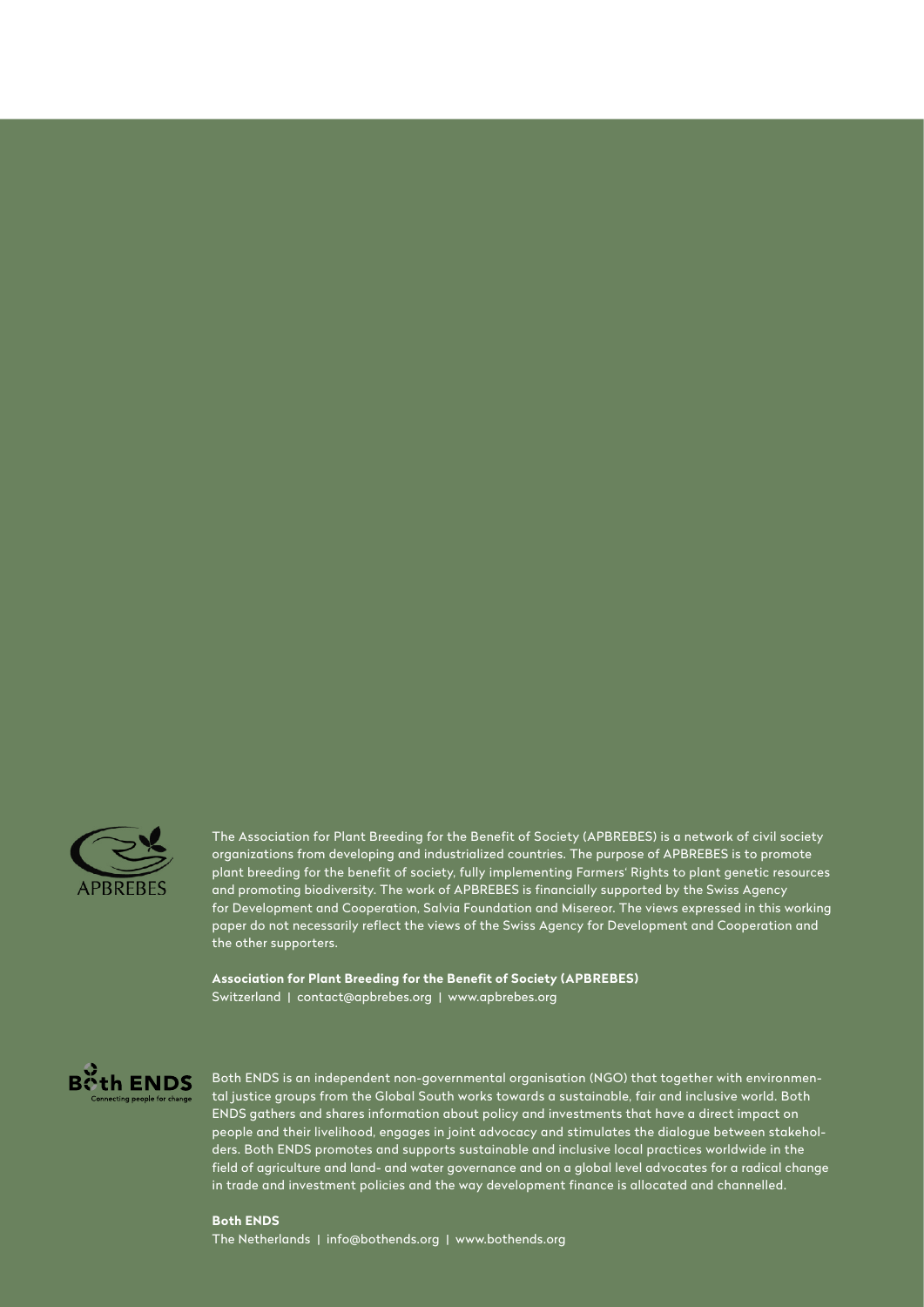The Association for Plant Breeding for the Benefit of Society (APBREBES) is a network of civil society organizations from developing and industrialized countries. The purpose of APBREBES is to promote plant breeding for the benefit of society, fully implementing Farmers' Rights to plant genetic resources and promoting biodiversity. The work of APBREBES is financially supported by the Swiss Agency for Development and Cooperation, Salvia Foundation and Misereor. The views expressed in this working paper do not necessarily reflect the views of the Swiss Agency for Development and Cooperation and the other supporters.

**Association for Plant Breeding for the Benefit of Society (APBREBES)**
Switzerland | contact@apbrebes.org | www.apbrebes.org

Both ENDS is an independent non-governmental organisation (NGO) that together with environmental justice groups from the Global South works towards a sustainable, fair and inclusive world. Both ENDS gathers and shares information about policy and investments that have a direct impact on people and their livelihood, engages in joint advocacy and stimulates the dialogue between stakeholders. Both ENDS promotes and supports sustainable and inclusive local practices worldwide in the field of agriculture and land- and water governance and on a global level advocates for a radical change in trade and investment policies and the way development finance is allocated and channelled.

**Both ENDS**
The Netherlands | info@bothends.org | www.bothends.org